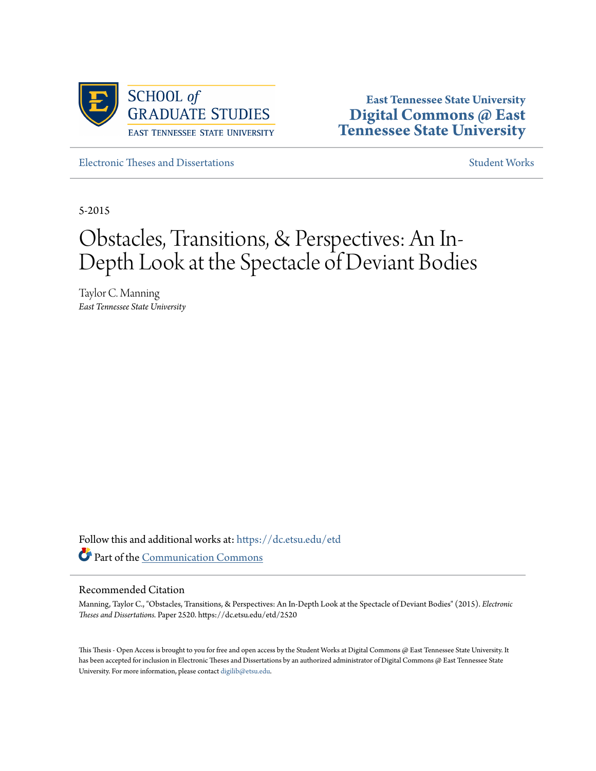SCHOOL *of* GRADUATE STUDIES
EAST TENNESSEE STATE UNIVERSITY

**East Tennessee State University**
**Digital Commons @ East Tennessee State University**

Electronic Theses and Dissertations | Student Works

5-2015

# Obstacles, Transitions, & Perspectives: An In-Depth Look at the Spectacle of Deviant Bodies

Taylor C. Manning
*East Tennessee State University*

Follow this and additional works at: https://dc.etsu.edu/etd

Part of the Communication Commons

## Recommended Citation

Manning, Taylor C., "Obstacles, Transitions, & Perspectives: An In-Depth Look at the Spectacle of Deviant Bodies" (2015). *Electronic Theses and Dissertations.* Paper 2520. https://dc.etsu.edu/etd/2520

This Thesis - Open Access is brought to you for free and open access by the Student Works at Digital Commons @ East Tennessee State University. It has been accepted for inclusion in Electronic Theses and Dissertations by an authorized administrator of Digital Commons @ East Tennessee State University. For more information, please contact digilib@etsu.edu.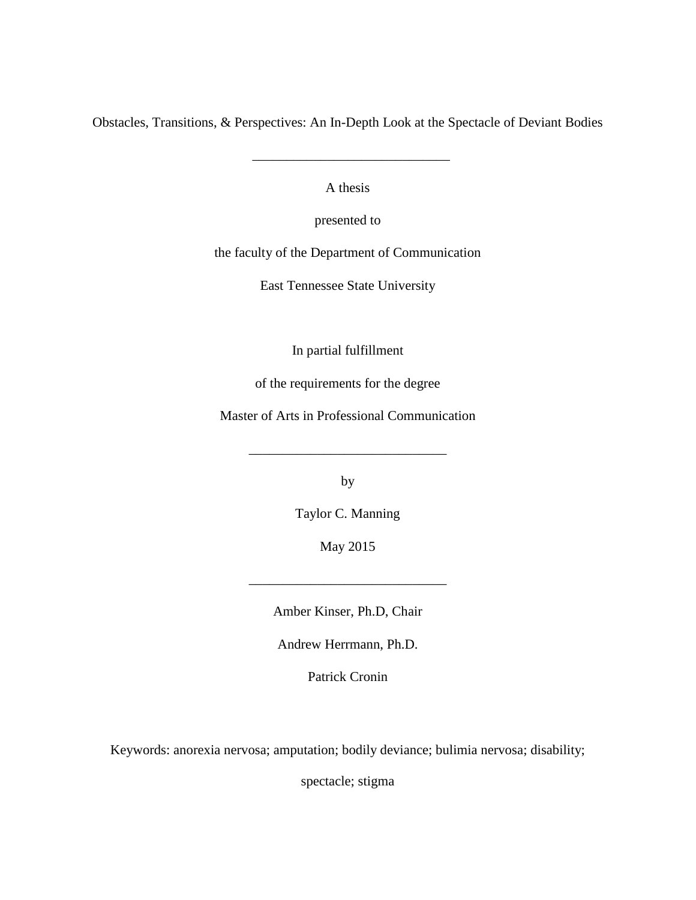Obstacles, Transitions, & Perspectives: An In-Depth Look at the Spectacle of Deviant Bodies

_____________________________

A thesis

presented to

the faculty of the Department of Communication

East Tennessee State University

In partial fulfillment

of the requirements for the degree

Master of Arts in Professional Communication

_____________________________

by

Taylor C. Manning

May 2015

_____________________________

Amber Kinser, Ph.D, Chair

Andrew Herrmann, Ph.D.

Patrick Cronin

Keywords: anorexia nervosa; amputation; bodily deviance; bulimia nervosa; disability; spectacle; stigma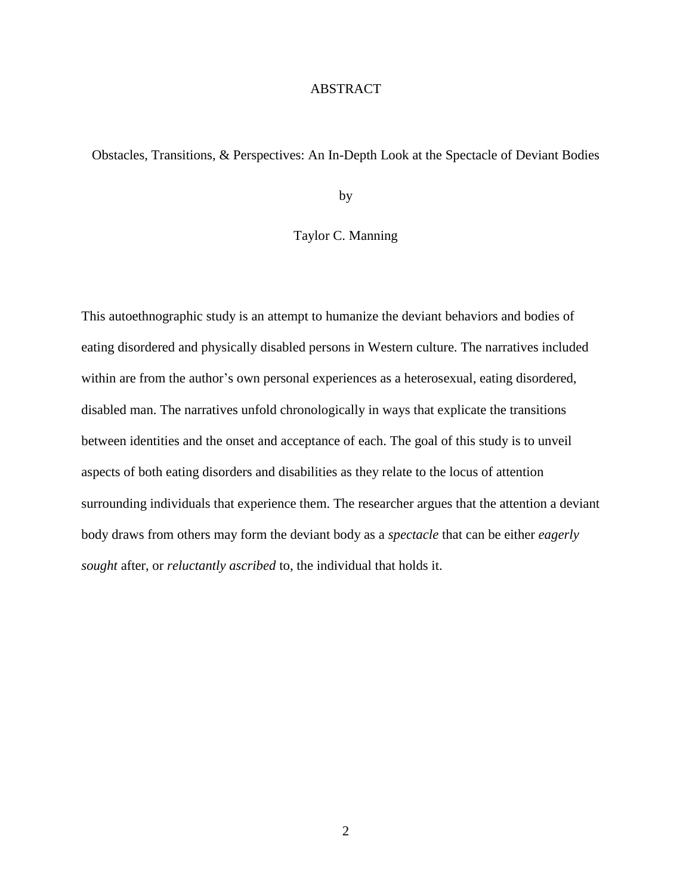# ABSTRACT

Obstacles, Transitions, & Perspectives: An In-Depth Look at the Spectacle of Deviant Bodies

by

Taylor C. Manning

This autoethnographic study is an attempt to humanize the deviant behaviors and bodies of eating disordered and physically disabled persons in Western culture. The narratives included within are from the author's own personal experiences as a heterosexual, eating disordered, disabled man. The narratives unfold chronologically in ways that explicate the transitions between identities and the onset and acceptance of each. The goal of this study is to unveil aspects of both eating disorders and disabilities as they relate to the locus of attention surrounding individuals that experience them. The researcher argues that the attention a deviant body draws from others may form the deviant body as a *spectacle* that can be either *eagerly sought* after, or *reluctantly ascribed* to, the individual that holds it.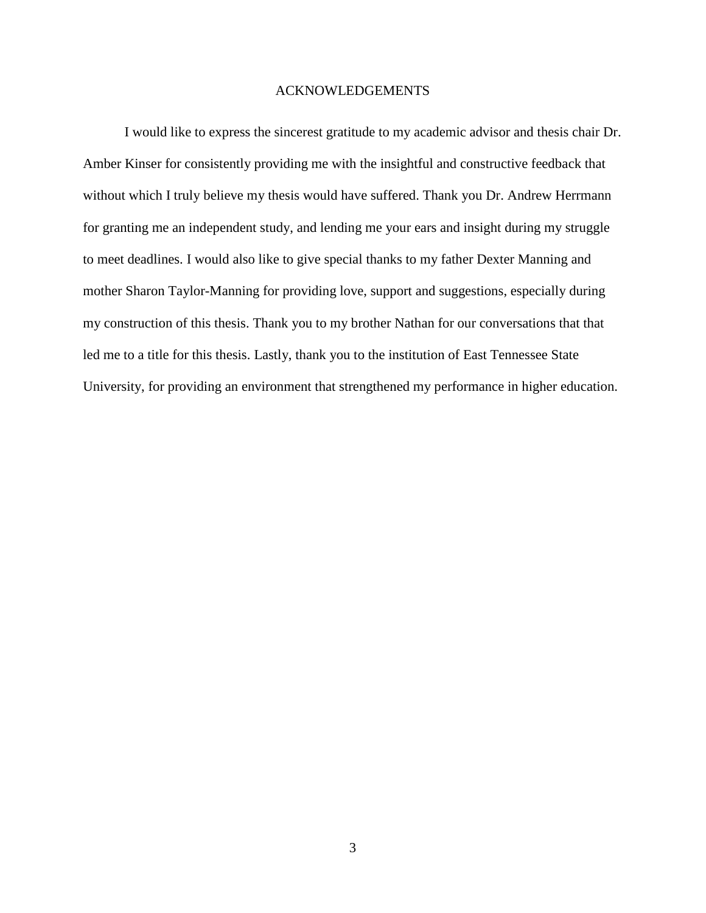# ACKNOWLEDGEMENTS

I would like to express the sincerest gratitude to my academic advisor and thesis chair Dr. Amber Kinser for consistently providing me with the insightful and constructive feedback that without which I truly believe my thesis would have suffered. Thank you Dr. Andrew Herrmann for granting me an independent study, and lending me your ears and insight during my struggle to meet deadlines. I would also like to give special thanks to my father Dexter Manning and mother Sharon Taylor-Manning for providing love, support and suggestions, especially during my construction of this thesis. Thank you to my brother Nathan for our conversations that that led me to a title for this thesis. Lastly, thank you to the institution of East Tennessee State University, for providing an environment that strengthened my performance in higher education.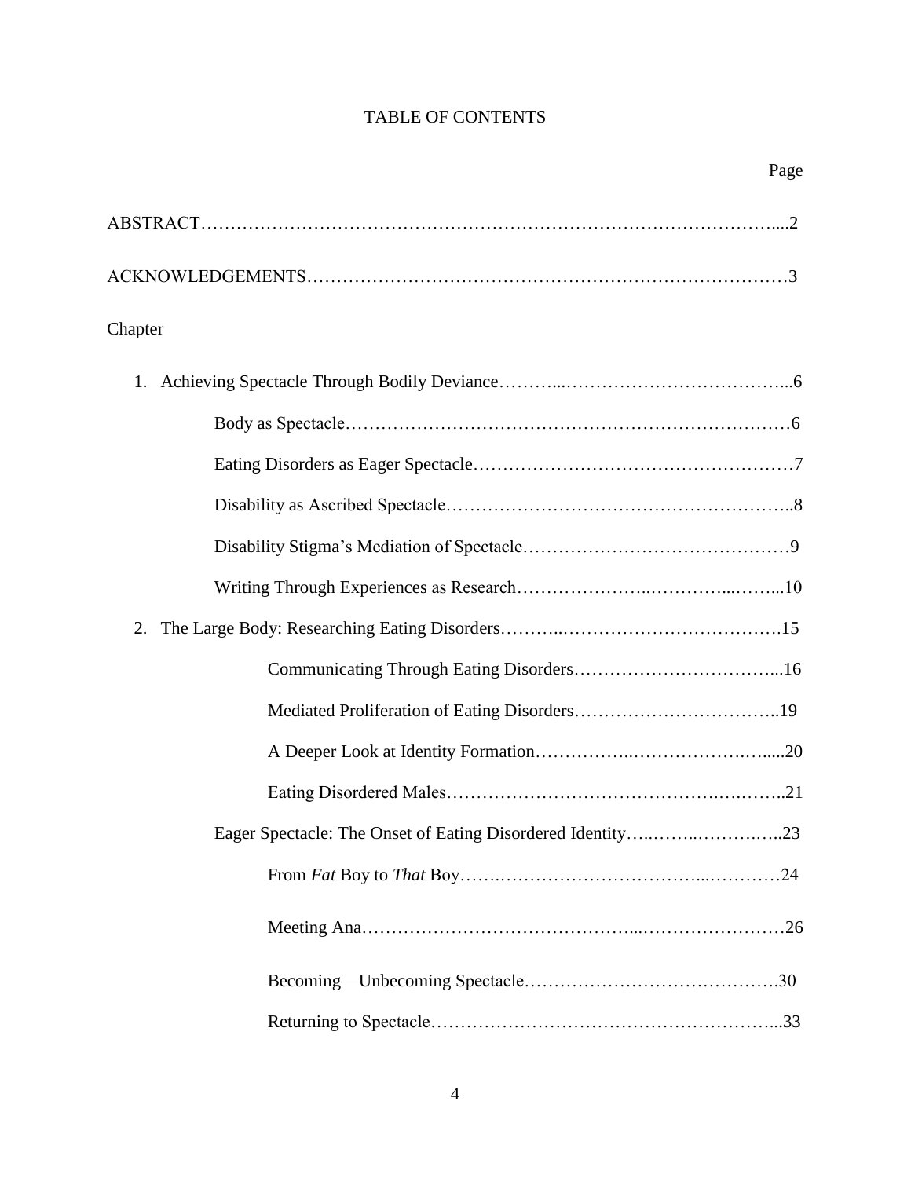# TABLE OF CONTENTS

Page

ABSTRACT……………………………………………………………………………………....2

ACKNOWLEDGEMENTS………………………………………………………………………3

Chapter

1. Achieving Spectacle Through Bodily Deviance………...………………………………...6
    - Body as Spectacle…………………………………………………………………6
    - Eating Disorders as Eager Spectacle………………………………………………7
    - Disability as Ascribed Spectacle…………………………………………………..8
    - Disability Stigma's Mediation of Spectacle………………………………………9
    - Writing Through Experiences as Research…………………..…………...……...10
2. The Large Body: Researching Eating Disorders………..……………………………….15
    - Communicating Through Eating Disorders……………………………...16
    - Mediated Proliferation of Eating Disorders……………………………..19
    - A Deeper Look at Identity Formation……………..……………….….....20
    - Eating Disordered Males…………………………………….….……..21
    - Eager Spectacle: The Onset of Eating Disordered Identity…..……..……….…..23
        - From *Fat* Boy to *That* Boy…….……………………………...…………24
        - Meeting Ana……………………………………...……………………26
        - Becoming—Unbecoming Spectacle…………………………………….30
        - Returning to Spectacle…………………………………………………...33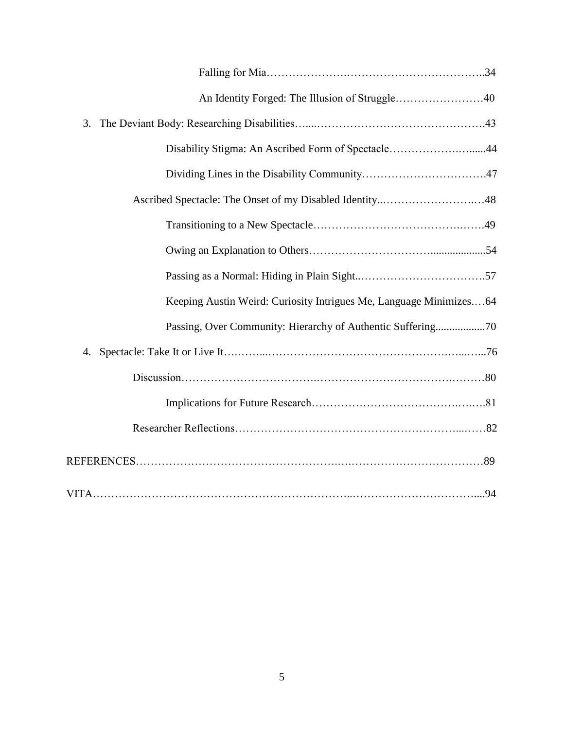Falling for Mia…………………………………………………………..34

An Identity Forged: The Illusion of Struggle……………………40

3. The Deviant Body: Researching Disabilities…....……………………………………….43

Disability Stigma: An Ascribed Form of Spectacle………………..….....44

Dividing Lines in the Disability Community…………………………….47

Ascribed Spectacle: The Onset of my Disabled Identity..………………….…48

Transitioning to a New Spectacle……………………………….…….49

Owing an Explanation to Others………………………….....................54

Passing as a Normal: Hiding in Plain Sight..…………………………….57

Keeping Austin Weird: Curiosity Intrigues Me, Language Minimizes.…64

Passing, Over Community: Hierarchy of Authentic Suffering..................70

4. Spectacle: Take It or Live It…..……...…………………………………….…...…...76

Discussion……………………………..……………………………….………80

Implications for Future Research……………………………….….….81

Researcher Reflections…………………………………………………...……82

REFERENCES……………………………………………..….………………………………89

VITA…………………………………………………………..……………………………....94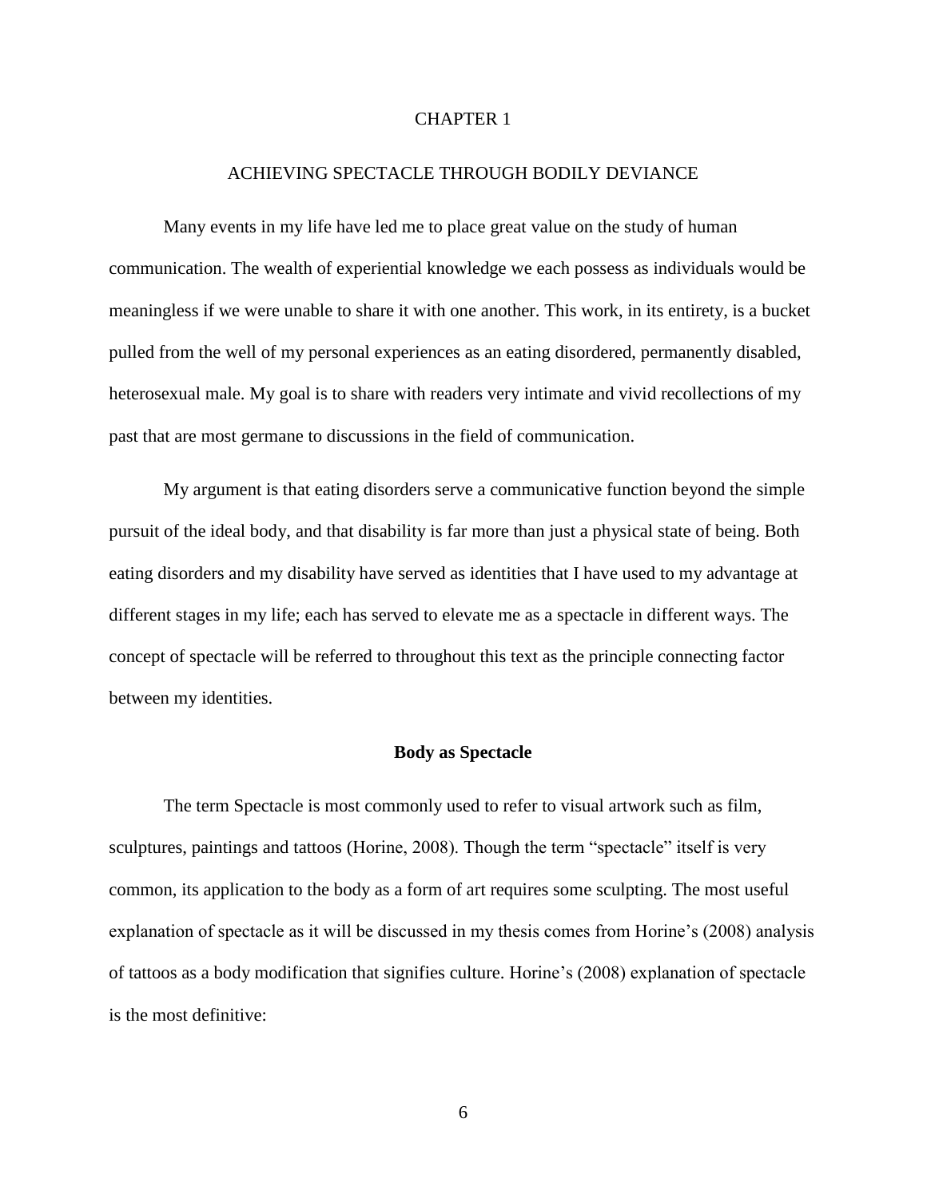# CHAPTER 1

# ACHIEVING SPECTACLE THROUGH BODILY DEVIANCE

Many events in my life have led me to place great value on the study of human communication. The wealth of experiential knowledge we each possess as individuals would be meaningless if we were unable to share it with one another. This work, in its entirety, is a bucket pulled from the well of my personal experiences as an eating disordered, permanently disabled, heterosexual male. My goal is to share with readers very intimate and vivid recollections of my past that are most germane to discussions in the field of communication.

My argument is that eating disorders serve a communicative function beyond the simple pursuit of the ideal body, and that disability is far more than just a physical state of being. Both eating disorders and my disability have served as identities that I have used to my advantage at different stages in my life; each has served to elevate me as a spectacle in different ways. The concept of spectacle will be referred to throughout this text as the principle connecting factor between my identities.

## Body as Spectacle

The term Spectacle is most commonly used to refer to visual artwork such as film, sculptures, paintings and tattoos (Horine, 2008). Though the term "spectacle" itself is very common, its application to the body as a form of art requires some sculpting. The most useful explanation of spectacle as it will be discussed in my thesis comes from Horine's (2008) analysis of tattoos as a body modification that signifies culture. Horine's (2008) explanation of spectacle is the most definitive: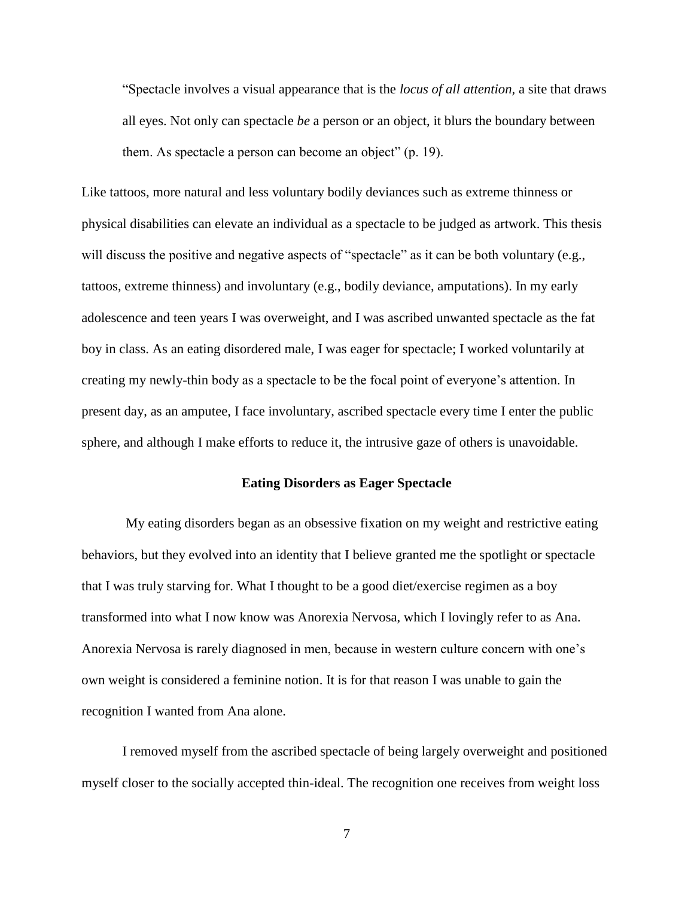> "Spectacle involves a visual appearance that is the *locus of all attention*, a site that draws all eyes. Not only can spectacle *be* a person or an object, it blurs the boundary between them. As spectacle a person can become an object" (p. 19).

Like tattoos, more natural and less voluntary bodily deviances such as extreme thinness or physical disabilities can elevate an individual as a spectacle to be judged as artwork. This thesis will discuss the positive and negative aspects of "spectacle" as it can be both voluntary (e.g., tattoos, extreme thinness) and involuntary (e.g., bodily deviance, amputations). In my early adolescence and teen years I was overweight, and I was ascribed unwanted spectacle as the fat boy in class. As an eating disordered male, I was eager for spectacle; I worked voluntarily at creating my newly-thin body as a spectacle to be the focal point of everyone's attention. In present day, as an amputee, I face involuntary, ascribed spectacle every time I enter the public sphere, and although I make efforts to reduce it, the intrusive gaze of others is unavoidable.

**Eating Disorders as Eager Spectacle**

My eating disorders began as an obsessive fixation on my weight and restrictive eating behaviors, but they evolved into an identity that I believe granted me the spotlight or spectacle that I was truly starving for. What I thought to be a good diet/exercise regimen as a boy transformed into what I now know was Anorexia Nervosa, which I lovingly refer to as Ana. Anorexia Nervosa is rarely diagnosed in men, because in western culture concern with one's own weight is considered a feminine notion. It is for that reason I was unable to gain the recognition I wanted from Ana alone.

I removed myself from the ascribed spectacle of being largely overweight and positioned myself closer to the socially accepted thin-ideal. The recognition one receives from weight loss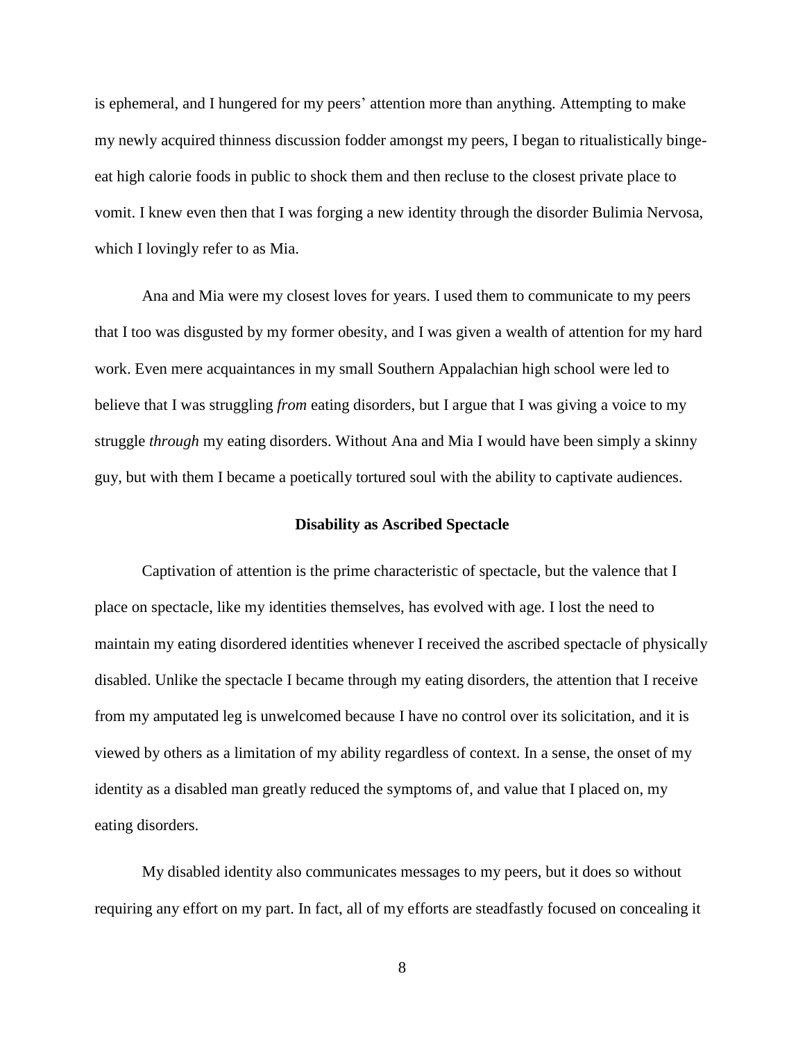is ephemeral, and I hungered for my peers' attention more than anything. Attempting to make my newly acquired thinness discussion fodder amongst my peers, I began to ritualistically binge-eat high calorie foods in public to shock them and then recluse to the closest private place to vomit. I knew even then that I was forging a new identity through the disorder Bulimia Nervosa, which I lovingly refer to as Mia.

Ana and Mia were my closest loves for years. I used them to communicate to my peers that I too was disgusted by my former obesity, and I was given a wealth of attention for my hard work. Even mere acquaintances in my small Southern Appalachian high school were led to believe that I was struggling *from* eating disorders, but I argue that I was giving a voice to my struggle *through* my eating disorders. Without Ana and Mia I would have been simply a skinny guy, but with them I became a poetically tortured soul with the ability to captivate audiences.

## Disability as Ascribed Spectacle

Captivation of attention is the prime characteristic of spectacle, but the valence that I place on spectacle, like my identities themselves, has evolved with age. I lost the need to maintain my eating disordered identities whenever I received the ascribed spectacle of physically disabled. Unlike the spectacle I became through my eating disorders, the attention that I receive from my amputated leg is unwelcomed because I have no control over its solicitation, and it is viewed by others as a limitation of my ability regardless of context. In a sense, the onset of my identity as a disabled man greatly reduced the symptoms of, and value that I placed on, my eating disorders.

My disabled identity also communicates messages to my peers, but it does so without requiring any effort on my part. In fact, all of my efforts are steadfastly focused on concealing it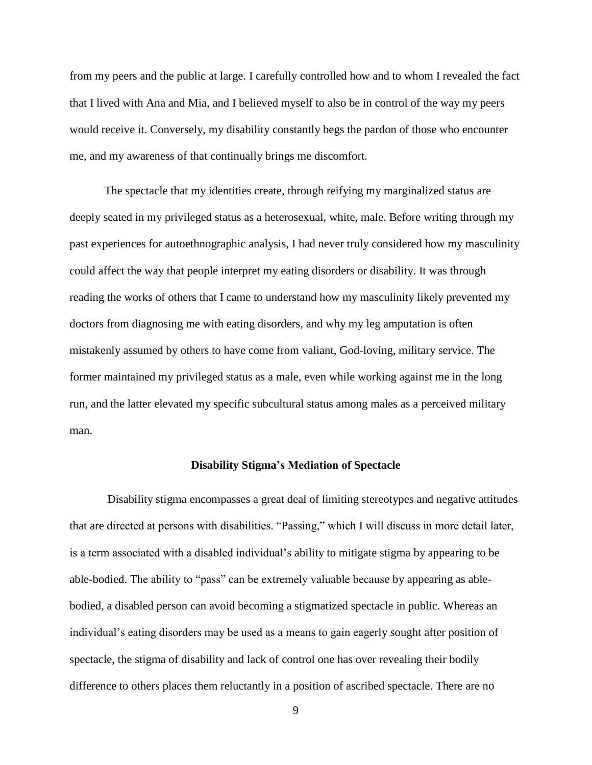from my peers and the public at large. I carefully controlled how and to whom I revealed the fact that I lived with Ana and Mia, and I believed myself to also be in control of the way my peers would receive it. Conversely, my disability constantly begs the pardon of those who encounter me, and my awareness of that continually brings me discomfort.

The spectacle that my identities create, through reifying my marginalized status are deeply seated in my privileged status as a heterosexual, white, male. Before writing through my past experiences for autoethnographic analysis, I had never truly considered how my masculinity could affect the way that people interpret my eating disorders or disability. It was through reading the works of others that I came to understand how my masculinity likely prevented my doctors from diagnosing me with eating disorders, and why my leg amputation is often mistakenly assumed by others to have come from valiant, God-loving, military service. The former maintained my privileged status as a male, even while working against me in the long run, and the latter elevated my specific subcultural status among males as a perceived military man.

**Disability Stigma's Mediation of Spectacle**

Disability stigma encompasses a great deal of limiting stereotypes and negative attitudes that are directed at persons with disabilities. "Passing," which I will discuss in more detail later, is a term associated with a disabled individual's ability to mitigate stigma by appearing to be able-bodied. The ability to "pass" can be extremely valuable because by appearing as able-bodied, a disabled person can avoid becoming a stigmatized spectacle in public. Whereas an individual's eating disorders may be used as a means to gain eagerly sought after position of spectacle, the stigma of disability and lack of control one has over revealing their bodily difference to others places them reluctantly in a position of ascribed spectacle. There are no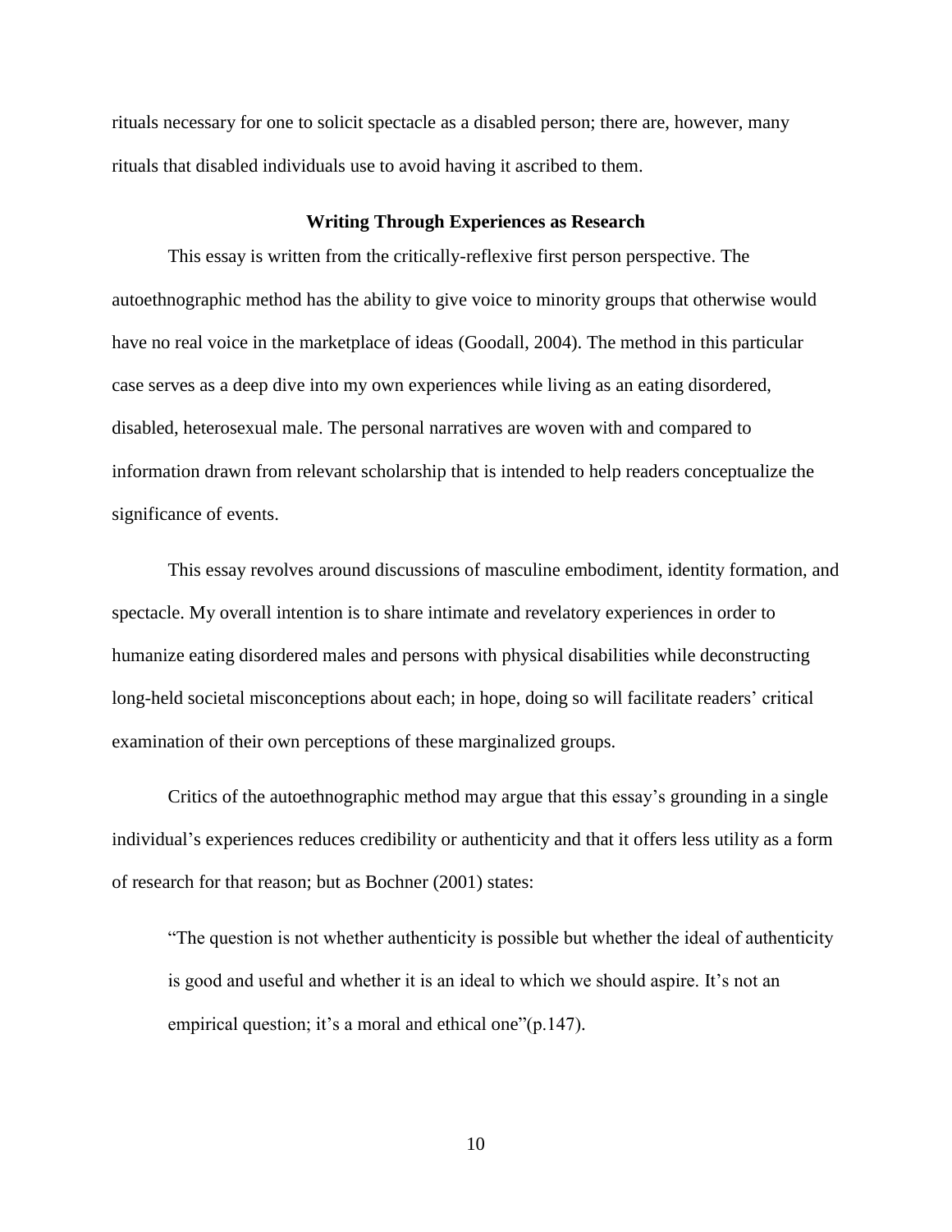rituals necessary for one to solicit spectacle as a disabled person; there are, however, many rituals that disabled individuals use to avoid having it ascribed to them.

## Writing Through Experiences as Research

This essay is written from the critically-reflexive first person perspective. The autoethnographic method has the ability to give voice to minority groups that otherwise would have no real voice in the marketplace of ideas (Goodall, 2004). The method in this particular case serves as a deep dive into my own experiences while living as an eating disordered, disabled, heterosexual male. The personal narratives are woven with and compared to information drawn from relevant scholarship that is intended to help readers conceptualize the significance of events.

This essay revolves around discussions of masculine embodiment, identity formation, and spectacle. My overall intention is to share intimate and revelatory experiences in order to humanize eating disordered males and persons with physical disabilities while deconstructing long-held societal misconceptions about each; in hope, doing so will facilitate readers' critical examination of their own perceptions of these marginalized groups.

Critics of the autoethnographic method may argue that this essay's grounding in a single individual's experiences reduces credibility or authenticity and that it offers less utility as a form of research for that reason; but as Bochner (2001) states:

> "The question is not whether authenticity is possible but whether the ideal of authenticity is good and useful and whether it is an ideal to which we should aspire. It's not an empirical question; it's a moral and ethical one"(p.147).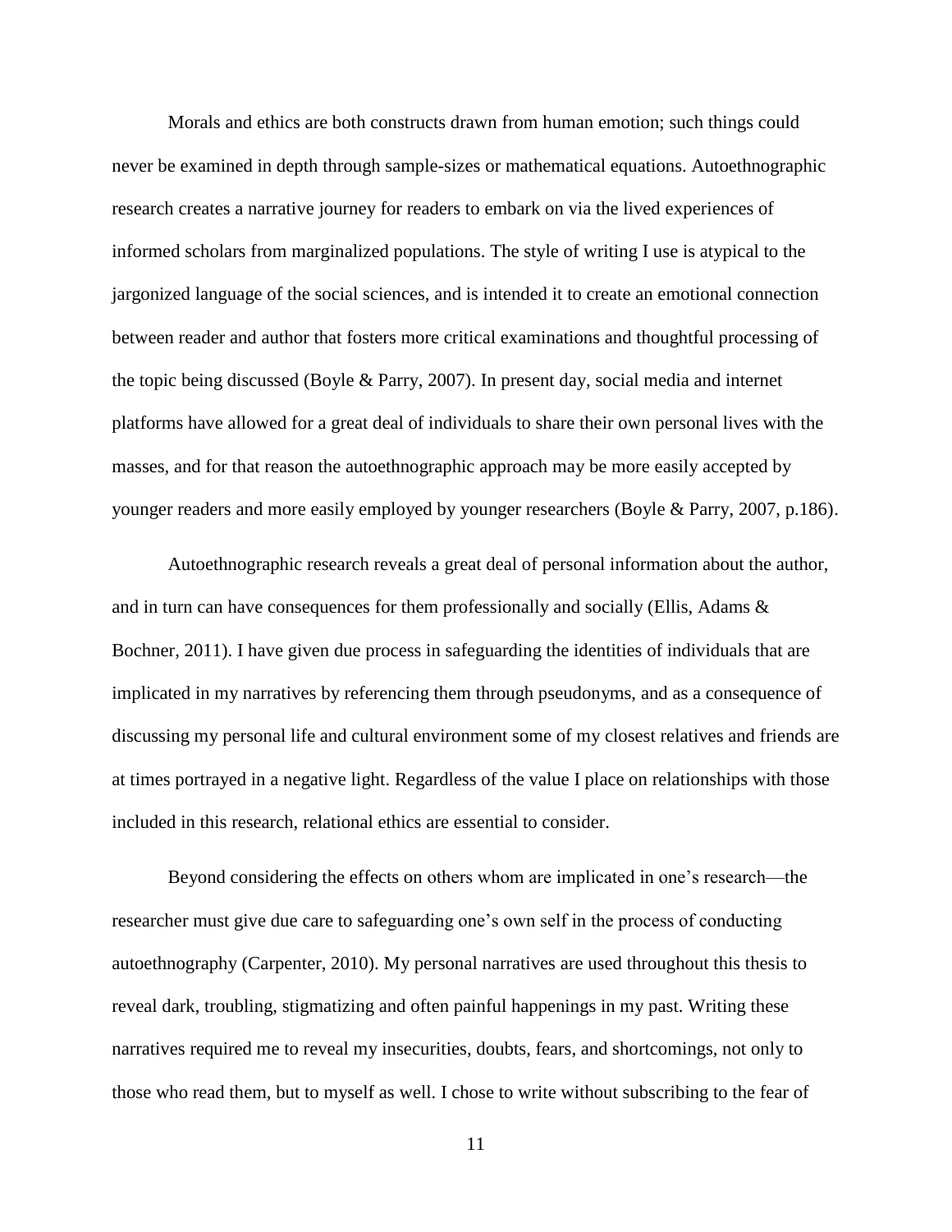Morals and ethics are both constructs drawn from human emotion; such things could never be examined in depth through sample-sizes or mathematical equations. Autoethnographic research creates a narrative journey for readers to embark on via the lived experiences of informed scholars from marginalized populations. The style of writing I use is atypical to the jargonized language of the social sciences, and is intended it to create an emotional connection between reader and author that fosters more critical examinations and thoughtful processing of the topic being discussed (Boyle & Parry, 2007). In present day, social media and internet platforms have allowed for a great deal of individuals to share their own personal lives with the masses, and for that reason the autoethnographic approach may be more easily accepted by younger readers and more easily employed by younger researchers (Boyle & Parry, 2007, p.186).

Autoethnographic research reveals a great deal of personal information about the author, and in turn can have consequences for them professionally and socially (Ellis, Adams & Bochner, 2011). I have given due process in safeguarding the identities of individuals that are implicated in my narratives by referencing them through pseudonyms, and as a consequence of discussing my personal life and cultural environment some of my closest relatives and friends are at times portrayed in a negative light. Regardless of the value I place on relationships with those included in this research, relational ethics are essential to consider.

Beyond considering the effects on others whom are implicated in one's research—the researcher must give due care to safeguarding one's own self in the process of conducting autoethnography (Carpenter, 2010). My personal narratives are used throughout this thesis to reveal dark, troubling, stigmatizing and often painful happenings in my past. Writing these narratives required me to reveal my insecurities, doubts, fears, and shortcomings, not only to those who read them, but to myself as well. I chose to write without subscribing to the fear of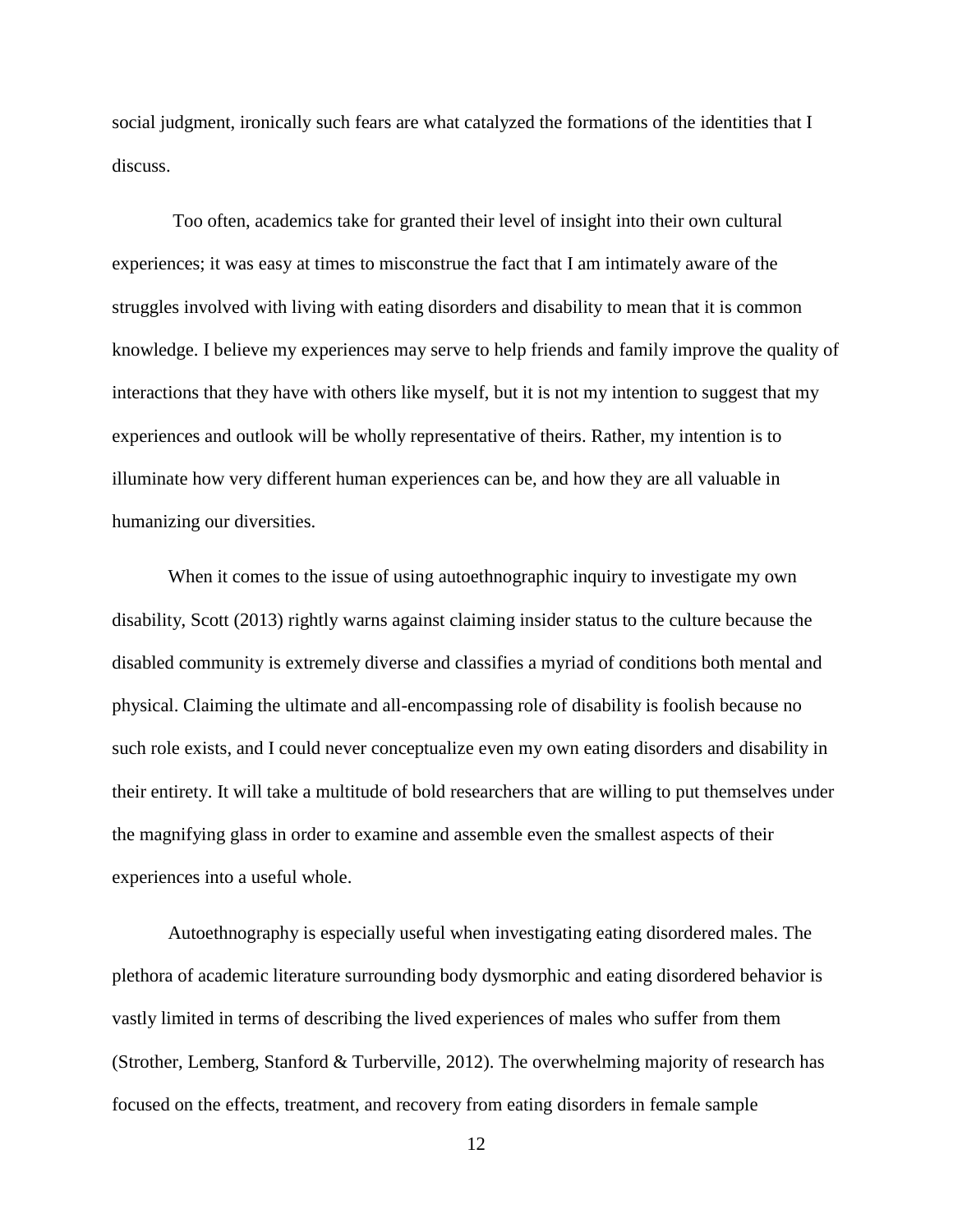social judgment, ironically such fears are what catalyzed the formations of the identities that I discuss.

Too often, academics take for granted their level of insight into their own cultural experiences; it was easy at times to misconstrue the fact that I am intimately aware of the struggles involved with living with eating disorders and disability to mean that it is common knowledge. I believe my experiences may serve to help friends and family improve the quality of interactions that they have with others like myself, but it is not my intention to suggest that my experiences and outlook will be wholly representative of theirs. Rather, my intention is to illuminate how very different human experiences can be, and how they are all valuable in humanizing our diversities.

When it comes to the issue of using autoethnographic inquiry to investigate my own disability, Scott (2013) rightly warns against claiming insider status to the culture because the disabled community is extremely diverse and classifies a myriad of conditions both mental and physical. Claiming the ultimate and all-encompassing role of disability is foolish because no such role exists, and I could never conceptualize even my own eating disorders and disability in their entirety. It will take a multitude of bold researchers that are willing to put themselves under the magnifying glass in order to examine and assemble even the smallest aspects of their experiences into a useful whole.

Autoethnography is especially useful when investigating eating disordered males. The plethora of academic literature surrounding body dysmorphic and eating disordered behavior is vastly limited in terms of describing the lived experiences of males who suffer from them (Strother, Lemberg, Stanford & Turberville, 2012). The overwhelming majority of research has focused on the effects, treatment, and recovery from eating disorders in female sample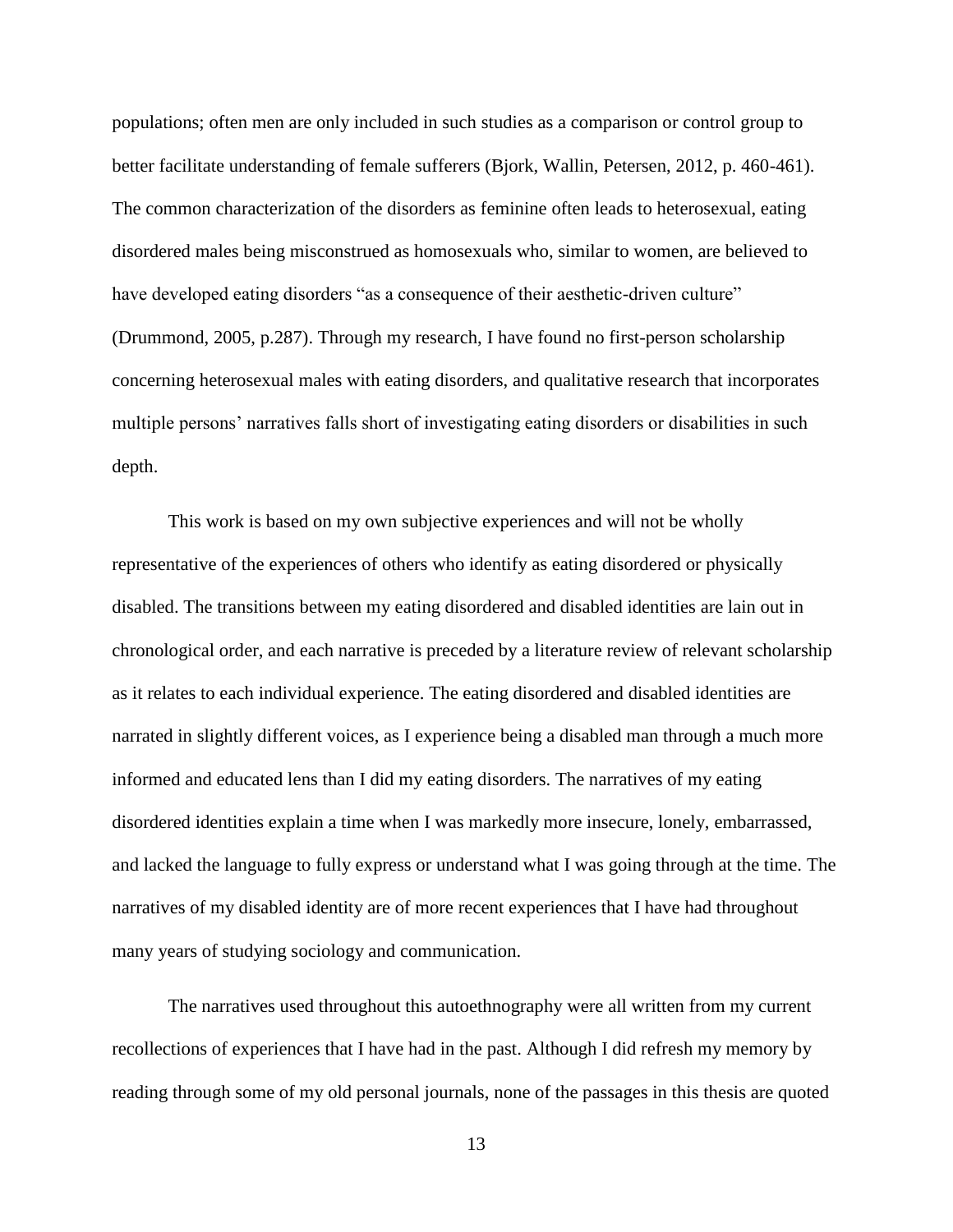populations; often men are only included in such studies as a comparison or control group to better facilitate understanding of female sufferers (Bjork, Wallin, Petersen, 2012, p. 460-461). The common characterization of the disorders as feminine often leads to heterosexual, eating disordered males being misconstrued as homosexuals who, similar to women, are believed to have developed eating disorders "as a consequence of their aesthetic-driven culture" (Drummond, 2005, p.287). Through my research, I have found no first-person scholarship concerning heterosexual males with eating disorders, and qualitative research that incorporates multiple persons' narratives falls short of investigating eating disorders or disabilities in such depth.

This work is based on my own subjective experiences and will not be wholly representative of the experiences of others who identify as eating disordered or physically disabled. The transitions between my eating disordered and disabled identities are lain out in chronological order, and each narrative is preceded by a literature review of relevant scholarship as it relates to each individual experience. The eating disordered and disabled identities are narrated in slightly different voices, as I experience being a disabled man through a much more informed and educated lens than I did my eating disorders. The narratives of my eating disordered identities explain a time when I was markedly more insecure, lonely, embarrassed, and lacked the language to fully express or understand what I was going through at the time. The narratives of my disabled identity are of more recent experiences that I have had throughout many years of studying sociology and communication.

The narratives used throughout this autoethnography were all written from my current recollections of experiences that I have had in the past. Although I did refresh my memory by reading through some of my old personal journals, none of the passages in this thesis are quoted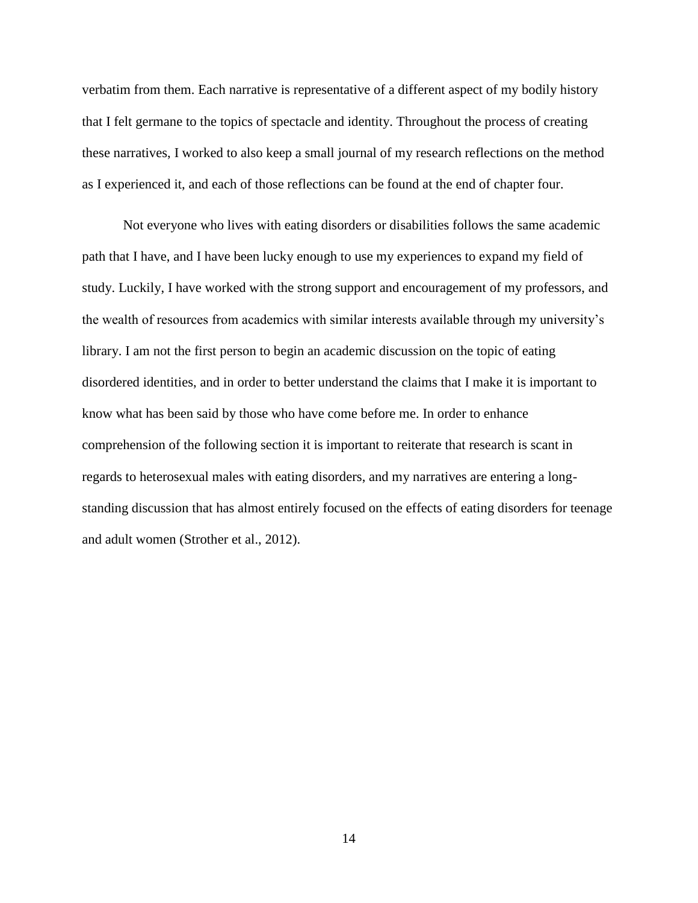verbatim from them. Each narrative is representative of a different aspect of my bodily history that I felt germane to the topics of spectacle and identity. Throughout the process of creating these narratives, I worked to also keep a small journal of my research reflections on the method as I experienced it, and each of those reflections can be found at the end of chapter four.

Not everyone who lives with eating disorders or disabilities follows the same academic path that I have, and I have been lucky enough to use my experiences to expand my field of study. Luckily, I have worked with the strong support and encouragement of my professors, and the wealth of resources from academics with similar interests available through my university's library. I am not the first person to begin an academic discussion on the topic of eating disordered identities, and in order to better understand the claims that I make it is important to know what has been said by those who have come before me. In order to enhance comprehension of the following section it is important to reiterate that research is scant in regards to heterosexual males with eating disorders, and my narratives are entering a long-standing discussion that has almost entirely focused on the effects of eating disorders for teenage and adult women (Strother et al., 2012).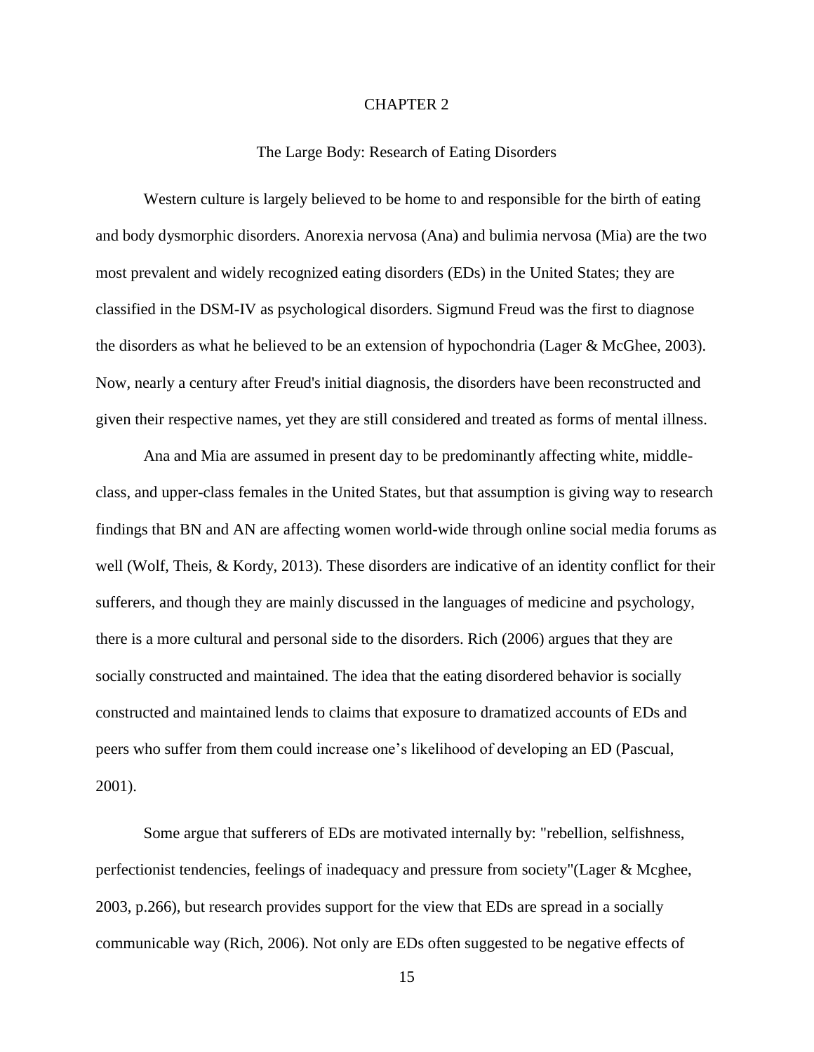# CHAPTER 2

## The Large Body: Research of Eating Disorders

Western culture is largely believed to be home to and responsible for the birth of eating and body dysmorphic disorders. Anorexia nervosa (Ana) and bulimia nervosa (Mia) are the two most prevalent and widely recognized eating disorders (EDs) in the United States; they are classified in the DSM-IV as psychological disorders. Sigmund Freud was the first to diagnose the disorders as what he believed to be an extension of hypochondria (Lager & McGhee, 2003). Now, nearly a century after Freud's initial diagnosis, the disorders have been reconstructed and given their respective names, yet they are still considered and treated as forms of mental illness.

Ana and Mia are assumed in present day to be predominantly affecting white, middle-class, and upper-class females in the United States, but that assumption is giving way to research findings that BN and AN are affecting women world-wide through online social media forums as well (Wolf, Theis, & Kordy, 2013). These disorders are indicative of an identity conflict for their sufferers, and though they are mainly discussed in the languages of medicine and psychology, there is a more cultural and personal side to the disorders. Rich (2006) argues that they are socially constructed and maintained. The idea that the eating disordered behavior is socially constructed and maintained lends to claims that exposure to dramatized accounts of EDs and peers who suffer from them could increase one's likelihood of developing an ED (Pascual, 2001).

Some argue that sufferers of EDs are motivated internally by: "rebellion, selfishness, perfectionist tendencies, feelings of inadequacy and pressure from society"(Lager & Mcghee, 2003, p.266), but research provides support for the view that EDs are spread in a socially communicable way (Rich, 2006). Not only are EDs often suggested to be negative effects of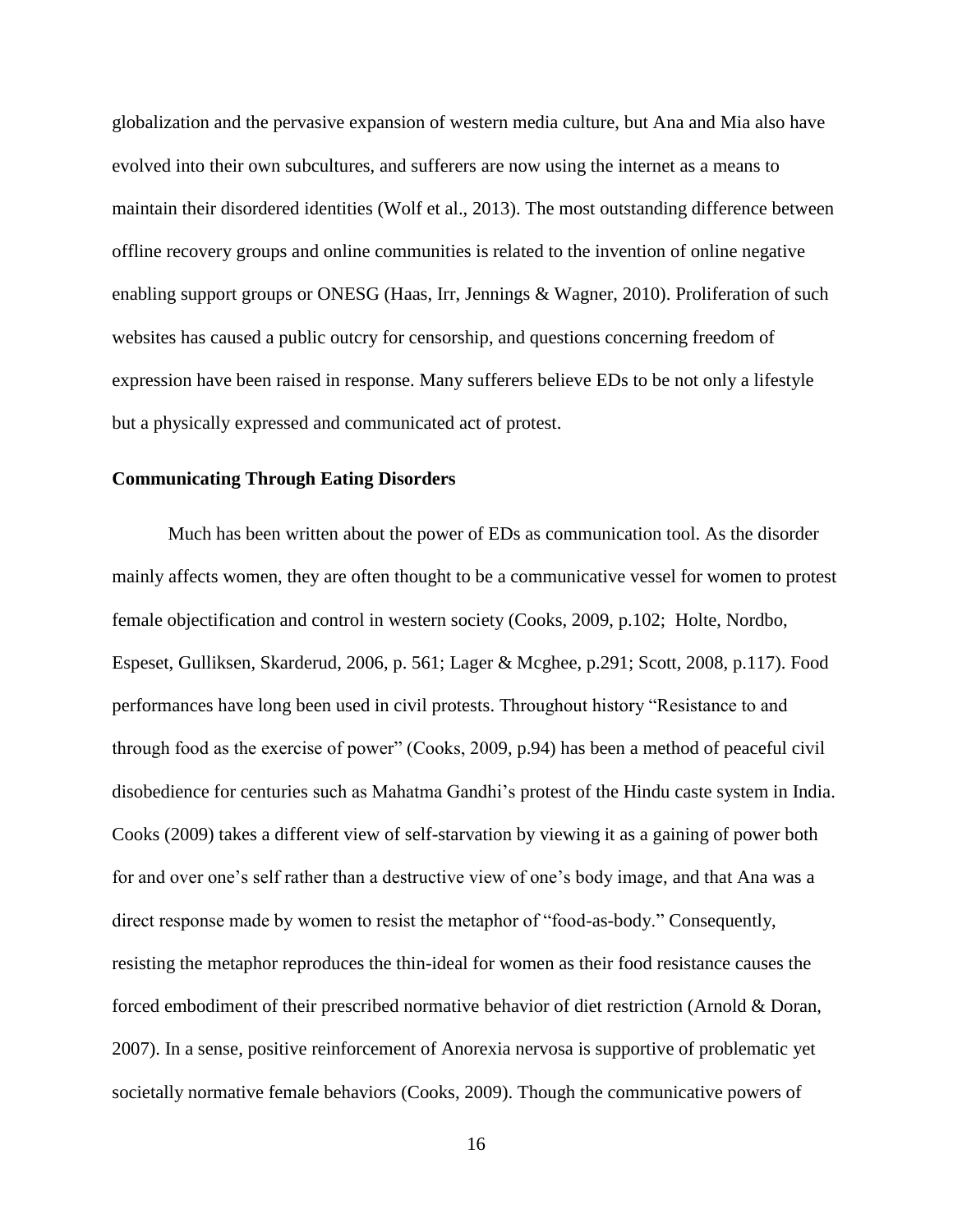globalization and the pervasive expansion of western media culture, but Ana and Mia also have evolved into their own subcultures, and sufferers are now using the internet as a means to maintain their disordered identities (Wolf et al., 2013). The most outstanding difference between offline recovery groups and online communities is related to the invention of online negative enabling support groups or ONESG (Haas, Irr, Jennings & Wagner, 2010). Proliferation of such websites has caused a public outcry for censorship, and questions concerning freedom of expression have been raised in response. Many sufferers believe EDs to be not only a lifestyle but a physically expressed and communicated act of protest.

**Communicating Through Eating Disorders**

Much has been written about the power of EDs as communication tool. As the disorder mainly affects women, they are often thought to be a communicative vessel for women to protest female objectification and control in western society (Cooks, 2009, p.102; Holte, Nordbo, Espeset, Gulliksen, Skarderud, 2006, p. 561; Lager & Mcghee, p.291; Scott, 2008, p.117). Food performances have long been used in civil protests. Throughout history "Resistance to and through food as the exercise of power" (Cooks, 2009, p.94) has been a method of peaceful civil disobedience for centuries such as Mahatma Gandhi's protest of the Hindu caste system in India. Cooks (2009) takes a different view of self-starvation by viewing it as a gaining of power both for and over one's self rather than a destructive view of one's body image, and that Ana was a direct response made by women to resist the metaphor of "food-as-body." Consequently, resisting the metaphor reproduces the thin-ideal for women as their food resistance causes the forced embodiment of their prescribed normative behavior of diet restriction (Arnold & Doran, 2007). In a sense, positive reinforcement of Anorexia nervosa is supportive of problematic yet societally normative female behaviors (Cooks, 2009). Though the communicative powers of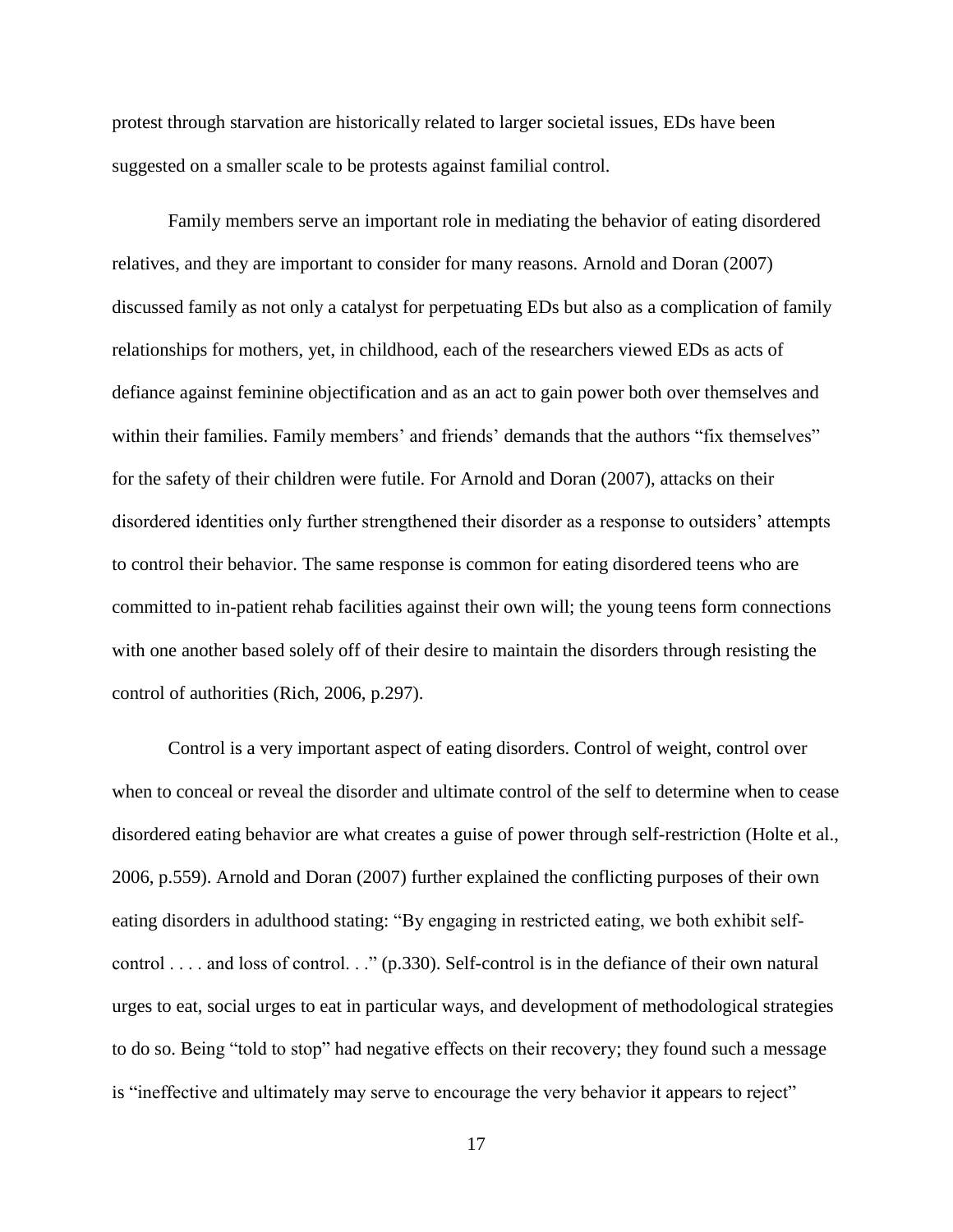protest through starvation are historically related to larger societal issues, EDs have been suggested on a smaller scale to be protests against familial control.

Family members serve an important role in mediating the behavior of eating disordered relatives, and they are important to consider for many reasons. Arnold and Doran (2007) discussed family as not only a catalyst for perpetuating EDs but also as a complication of family relationships for mothers, yet, in childhood, each of the researchers viewed EDs as acts of defiance against feminine objectification and as an act to gain power both over themselves and within their families. Family members' and friends' demands that the authors "fix themselves" for the safety of their children were futile. For Arnold and Doran (2007), attacks on their disordered identities only further strengthened their disorder as a response to outsiders' attempts to control their behavior. The same response is common for eating disordered teens who are committed to in-patient rehab facilities against their own will; the young teens form connections with one another based solely off of their desire to maintain the disorders through resisting the control of authorities (Rich, 2006, p.297).

Control is a very important aspect of eating disorders. Control of weight, control over when to conceal or reveal the disorder and ultimate control of the self to determine when to cease disordered eating behavior are what creates a guise of power through self-restriction (Holte et al., 2006, p.559). Arnold and Doran (2007) further explained the conflicting purposes of their own eating disorders in adulthood stating: "By engaging in restricted eating, we both exhibit self-control . . . . and loss of control. . ." (p.330). Self-control is in the defiance of their own natural urges to eat, social urges to eat in particular ways, and development of methodological strategies to do so. Being "told to stop" had negative effects on their recovery; they found such a message is "ineffective and ultimately may serve to encourage the very behavior it appears to reject"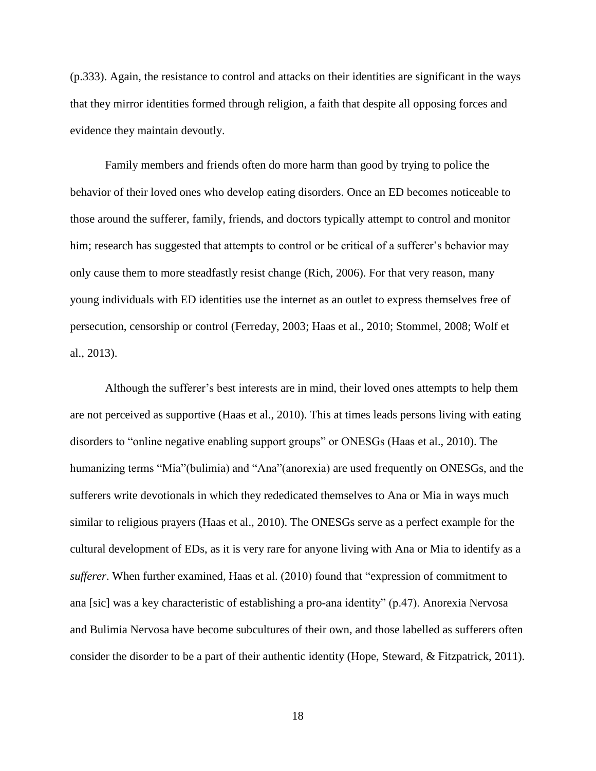(p.333). Again, the resistance to control and attacks on their identities are significant in the ways that they mirror identities formed through religion, a faith that despite all opposing forces and evidence they maintain devoutly.

Family members and friends often do more harm than good by trying to police the behavior of their loved ones who develop eating disorders. Once an ED becomes noticeable to those around the sufferer, family, friends, and doctors typically attempt to control and monitor him; research has suggested that attempts to control or be critical of a sufferer's behavior may only cause them to more steadfastly resist change (Rich, 2006). For that very reason, many young individuals with ED identities use the internet as an outlet to express themselves free of persecution, censorship or control (Ferreday, 2003; Haas et al., 2010; Stommel, 2008; Wolf et al., 2013).

Although the sufferer's best interests are in mind, their loved ones attempts to help them are not perceived as supportive (Haas et al., 2010). This at times leads persons living with eating disorders to "online negative enabling support groups" or ONESGs (Haas et al., 2010). The humanizing terms "Mia"(bulimia) and "Ana"(anorexia) are used frequently on ONESGs, and the sufferers write devotionals in which they rededicated themselves to Ana or Mia in ways much similar to religious prayers (Haas et al., 2010). The ONESGs serve as a perfect example for the cultural development of EDs, as it is very rare for anyone living with Ana or Mia to identify as a *sufferer*. When further examined, Haas et al. (2010) found that "expression of commitment to ana [sic] was a key characteristic of establishing a pro-ana identity" (p.47). Anorexia Nervosa and Bulimia Nervosa have become subcultures of their own, and those labelled as sufferers often consider the disorder to be a part of their authentic identity (Hope, Steward, & Fitzpatrick, 2011).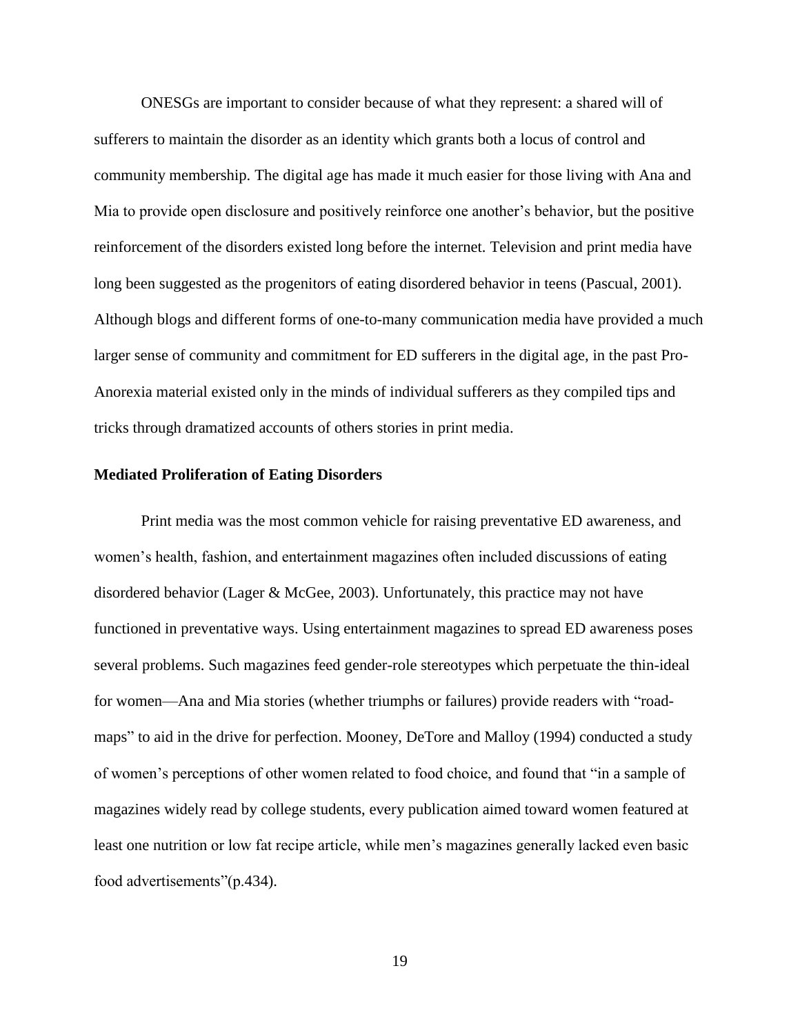ONESGs are important to consider because of what they represent: a shared will of sufferers to maintain the disorder as an identity which grants both a locus of control and community membership. The digital age has made it much easier for those living with Ana and Mia to provide open disclosure and positively reinforce one another's behavior, but the positive reinforcement of the disorders existed long before the internet. Television and print media have long been suggested as the progenitors of eating disordered behavior in teens (Pascual, 2001). Although blogs and different forms of one-to-many communication media have provided a much larger sense of community and commitment for ED sufferers in the digital age, in the past Pro-Anorexia material existed only in the minds of individual sufferers as they compiled tips and tricks through dramatized accounts of others stories in print media.

### Mediated Proliferation of Eating Disorders

Print media was the most common vehicle for raising preventative ED awareness, and women's health, fashion, and entertainment magazines often included discussions of eating disordered behavior (Lager & McGee, 2003). Unfortunately, this practice may not have functioned in preventative ways. Using entertainment magazines to spread ED awareness poses several problems. Such magazines feed gender-role stereotypes which perpetuate the thin-ideal for women—Ana and Mia stories (whether triumphs or failures) provide readers with "road-maps" to aid in the drive for perfection. Mooney, DeTore and Malloy (1994) conducted a study of women's perceptions of other women related to food choice, and found that "in a sample of magazines widely read by college students, every publication aimed toward women featured at least one nutrition or low fat recipe article, while men's magazines generally lacked even basic food advertisements"(p.434).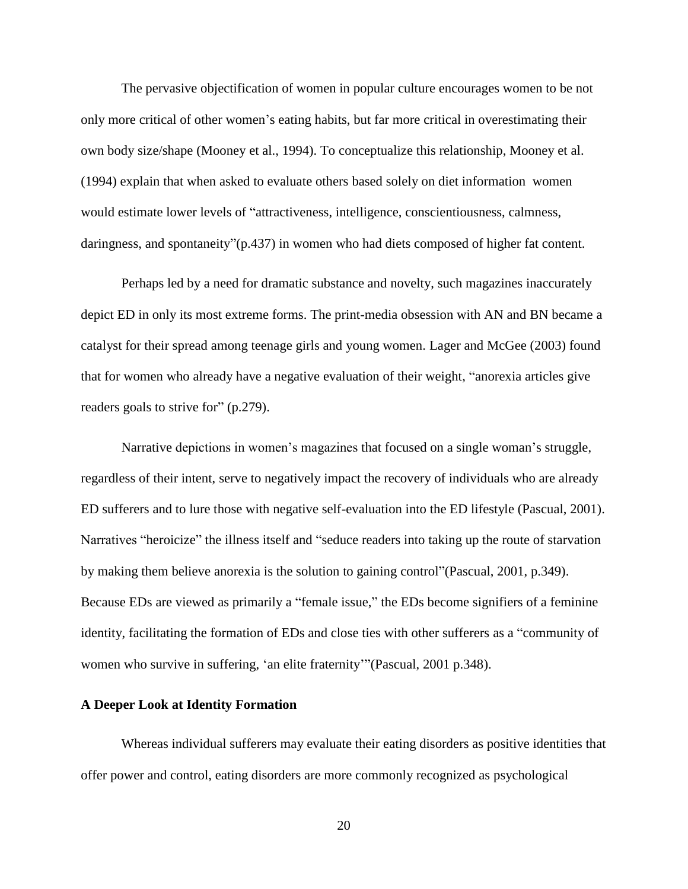The pervasive objectification of women in popular culture encourages women to be not only more critical of other women's eating habits, but far more critical in overestimating their own body size/shape (Mooney et al., 1994). To conceptualize this relationship, Mooney et al. (1994) explain that when asked to evaluate others based solely on diet information women would estimate lower levels of "attractiveness, intelligence, conscientiousness, calmness, daringness, and spontaneity"(p.437) in women who had diets composed of higher fat content.

Perhaps led by a need for dramatic substance and novelty, such magazines inaccurately depict ED in only its most extreme forms. The print-media obsession with AN and BN became a catalyst for their spread among teenage girls and young women. Lager and McGee (2003) found that for women who already have a negative evaluation of their weight, "anorexia articles give readers goals to strive for" (p.279).

Narrative depictions in women's magazines that focused on a single woman's struggle, regardless of their intent, serve to negatively impact the recovery of individuals who are already ED sufferers and to lure those with negative self-evaluation into the ED lifestyle (Pascual, 2001). Narratives "heroicize" the illness itself and "seduce readers into taking up the route of starvation by making them believe anorexia is the solution to gaining control"(Pascual, 2001, p.349). Because EDs are viewed as primarily a "female issue," the EDs become signifiers of a feminine identity, facilitating the formation of EDs and close ties with other sufferers as a "community of women who survive in suffering, 'an elite fraternity'"(Pascual, 2001 p.348).

**A Deeper Look at Identity Formation**

Whereas individual sufferers may evaluate their eating disorders as positive identities that offer power and control, eating disorders are more commonly recognized as psychological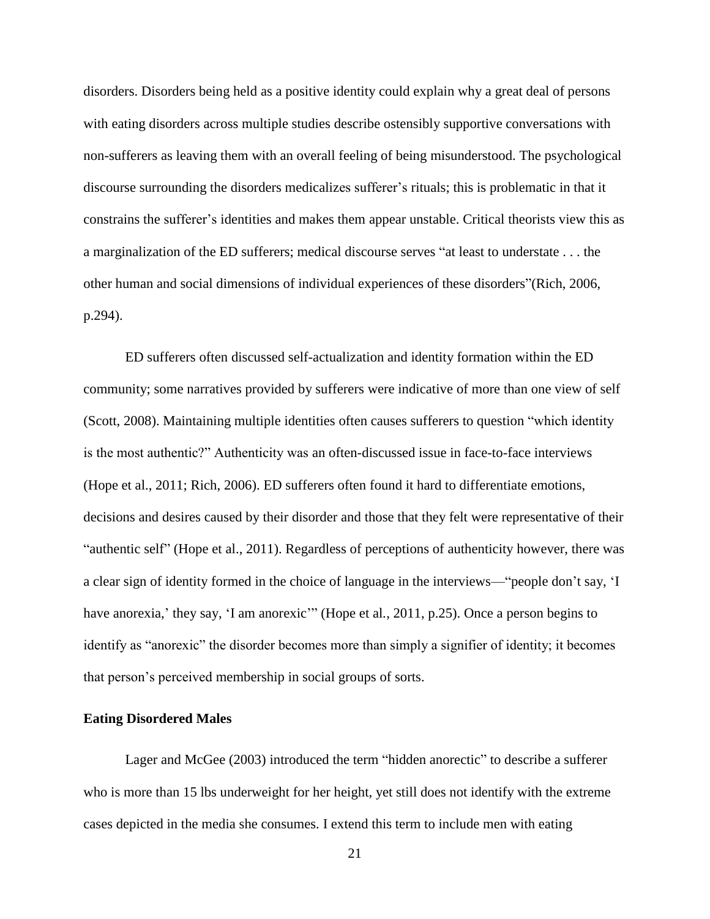disorders. Disorders being held as a positive identity could explain why a great deal of persons with eating disorders across multiple studies describe ostensibly supportive conversations with non-sufferers as leaving them with an overall feeling of being misunderstood. The psychological discourse surrounding the disorders medicalizes sufferer's rituals; this is problematic in that it constrains the sufferer's identities and makes them appear unstable. Critical theorists view this as a marginalization of the ED sufferers; medical discourse serves "at least to understate . . . the other human and social dimensions of individual experiences of these disorders"(Rich, 2006, p.294).

ED sufferers often discussed self-actualization and identity formation within the ED community; some narratives provided by sufferers were indicative of more than one view of self (Scott, 2008). Maintaining multiple identities often causes sufferers to question "which identity is the most authentic?" Authenticity was an often-discussed issue in face-to-face interviews (Hope et al., 2011; Rich, 2006). ED sufferers often found it hard to differentiate emotions, decisions and desires caused by their disorder and those that they felt were representative of their "authentic self" (Hope et al., 2011). Regardless of perceptions of authenticity however, there was a clear sign of identity formed in the choice of language in the interviews—"people don't say, 'I have anorexia,' they say, 'I am anorexic'" (Hope et al., 2011, p.25). Once a person begins to identify as "anorexic" the disorder becomes more than simply a signifier of identity; it becomes that person's perceived membership in social groups of sorts.

**Eating Disordered Males**

Lager and McGee (2003) introduced the term "hidden anorectic" to describe a sufferer who is more than 15 lbs underweight for her height, yet still does not identify with the extreme cases depicted in the media she consumes. I extend this term to include men with eating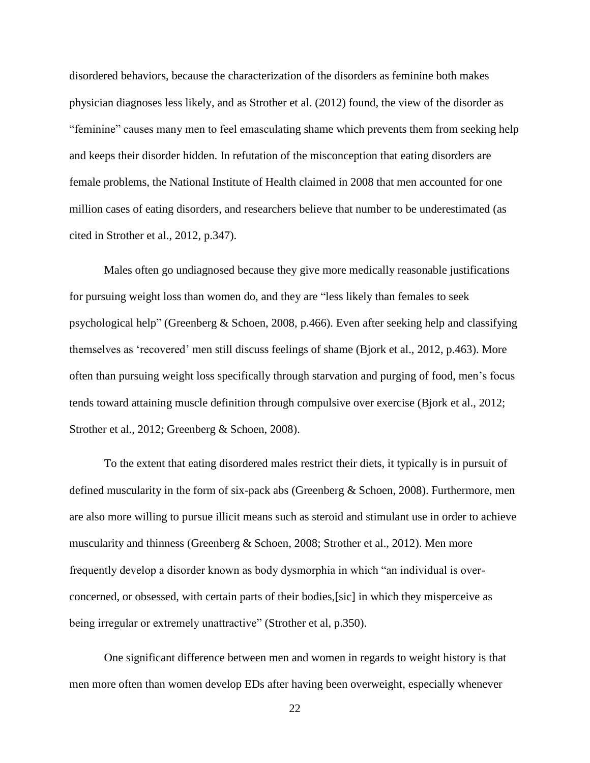disordered behaviors, because the characterization of the disorders as feminine both makes physician diagnoses less likely, and as Strother et al. (2012) found, the view of the disorder as "feminine" causes many men to feel emasculating shame which prevents them from seeking help and keeps their disorder hidden. In refutation of the misconception that eating disorders are female problems, the National Institute of Health claimed in 2008 that men accounted for one million cases of eating disorders, and researchers believe that number to be underestimated (as cited in Strother et al., 2012, p.347).

Males often go undiagnosed because they give more medically reasonable justifications for pursuing weight loss than women do, and they are "less likely than females to seek psychological help" (Greenberg & Schoen, 2008, p.466). Even after seeking help and classifying themselves as 'recovered' men still discuss feelings of shame (Bjork et al., 2012, p.463). More often than pursuing weight loss specifically through starvation and purging of food, men's focus tends toward attaining muscle definition through compulsive over exercise (Bjork et al., 2012; Strother et al., 2012; Greenberg & Schoen, 2008).

To the extent that eating disordered males restrict their diets, it typically is in pursuit of defined muscularity in the form of six-pack abs (Greenberg & Schoen, 2008). Furthermore, men are also more willing to pursue illicit means such as steroid and stimulant use in order to achieve muscularity and thinness (Greenberg & Schoen, 2008; Strother et al., 2012). Men more frequently develop a disorder known as body dysmorphia in which "an individual is over-concerned, or obsessed, with certain parts of their bodies,[sic] in which they misperceive as being irregular or extremely unattractive" (Strother et al, p.350).

One significant difference between men and women in regards to weight history is that men more often than women develop EDs after having been overweight, especially whenever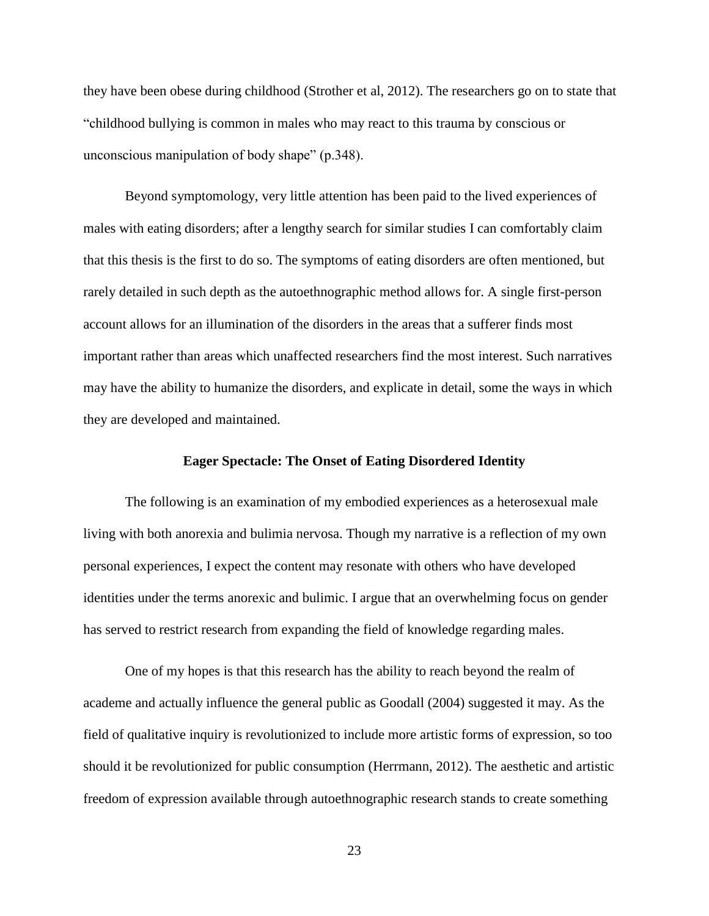they have been obese during childhood (Strother et al, 2012). The researchers go on to state that "childhood bullying is common in males who may react to this trauma by conscious or unconscious manipulation of body shape" (p.348).

Beyond symptomology, very little attention has been paid to the lived experiences of males with eating disorders; after a lengthy search for similar studies I can comfortably claim that this thesis is the first to do so. The symptoms of eating disorders are often mentioned, but rarely detailed in such depth as the autoethnographic method allows for. A single first-person account allows for an illumination of the disorders in the areas that a sufferer finds most important rather than areas which unaffected researchers find the most interest. Such narratives may have the ability to humanize the disorders, and explicate in detail, some the ways in which they are developed and maintained.

**Eager Spectacle: The Onset of Eating Disordered Identity**

The following is an examination of my embodied experiences as a heterosexual male living with both anorexia and bulimia nervosa. Though my narrative is a reflection of my own personal experiences, I expect the content may resonate with others who have developed identities under the terms anorexic and bulimic. I argue that an overwhelming focus on gender has served to restrict research from expanding the field of knowledge regarding males.

One of my hopes is that this research has the ability to reach beyond the realm of academe and actually influence the general public as Goodall (2004) suggested it may. As the field of qualitative inquiry is revolutionized to include more artistic forms of expression, so too should it be revolutionized for public consumption (Herrmann, 2012). The aesthetic and artistic freedom of expression available through autoethnographic research stands to create something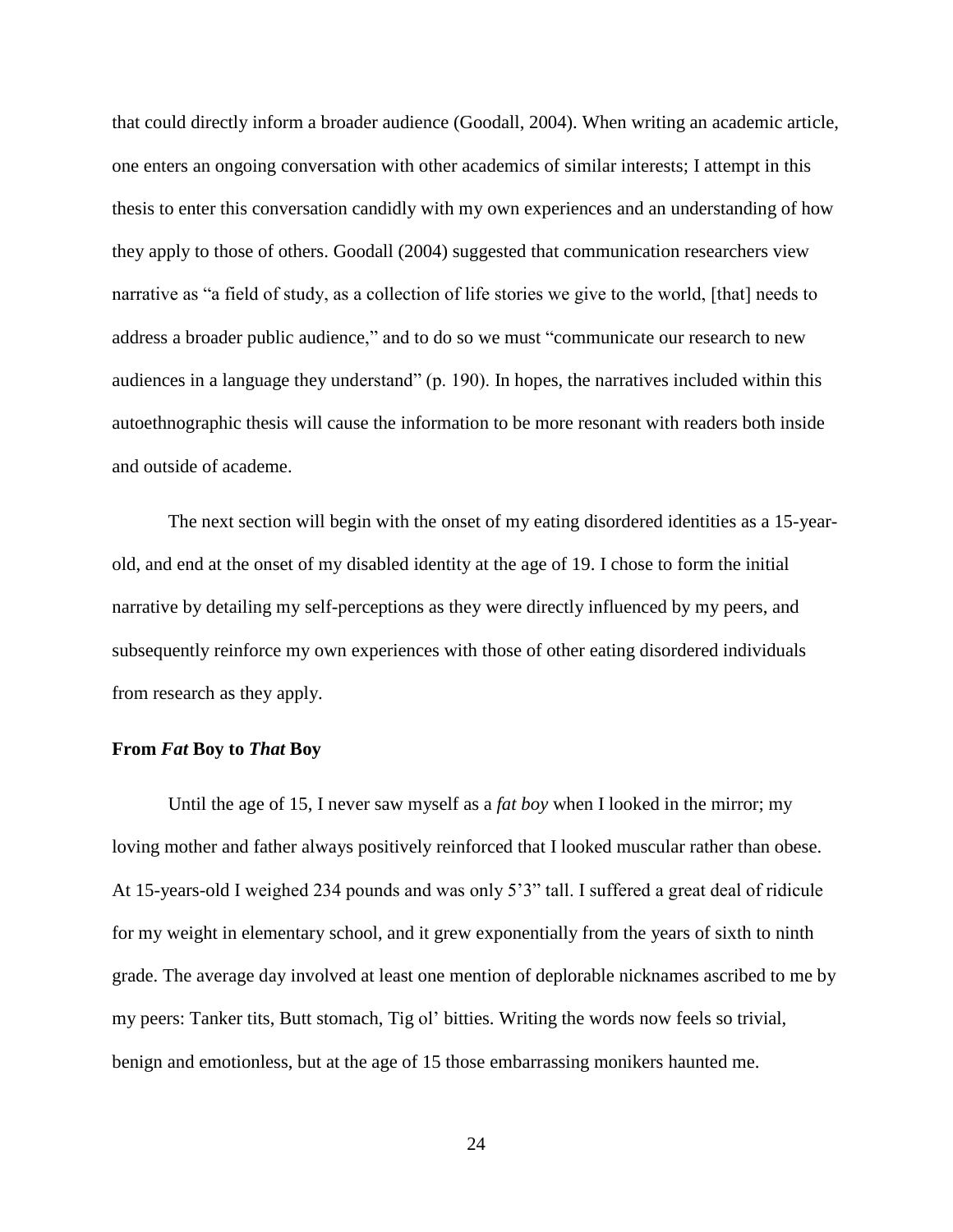that could directly inform a broader audience (Goodall, 2004). When writing an academic article, one enters an ongoing conversation with other academics of similar interests; I attempt in this thesis to enter this conversation candidly with my own experiences and an understanding of how they apply to those of others. Goodall (2004) suggested that communication researchers view narrative as "a field of study, as a collection of life stories we give to the world, [that] needs to address a broader public audience," and to do so we must "communicate our research to new audiences in a language they understand" (p. 190). In hopes, the narratives included within this autoethnographic thesis will cause the information to be more resonant with readers both inside and outside of academe.

The next section will begin with the onset of my eating disordered identities as a 15-year-old, and end at the onset of my disabled identity at the age of 19. I chose to form the initial narrative by detailing my self-perceptions as they were directly influenced by my peers, and subsequently reinforce my own experiences with those of other eating disordered individuals from research as they apply.

### From *Fat* Boy to *That* Boy

Until the age of 15, I never saw myself as a *fat boy* when I looked in the mirror; my loving mother and father always positively reinforced that I looked muscular rather than obese. At 15-years-old I weighed 234 pounds and was only 5'3" tall. I suffered a great deal of ridicule for my weight in elementary school, and it grew exponentially from the years of sixth to ninth grade. The average day involved at least one mention of deplorable nicknames ascribed to me by my peers: Tanker tits, Butt stomach, Tig ol' bitties. Writing the words now feels so trivial, benign and emotionless, but at the age of 15 those embarrassing monikers haunted me.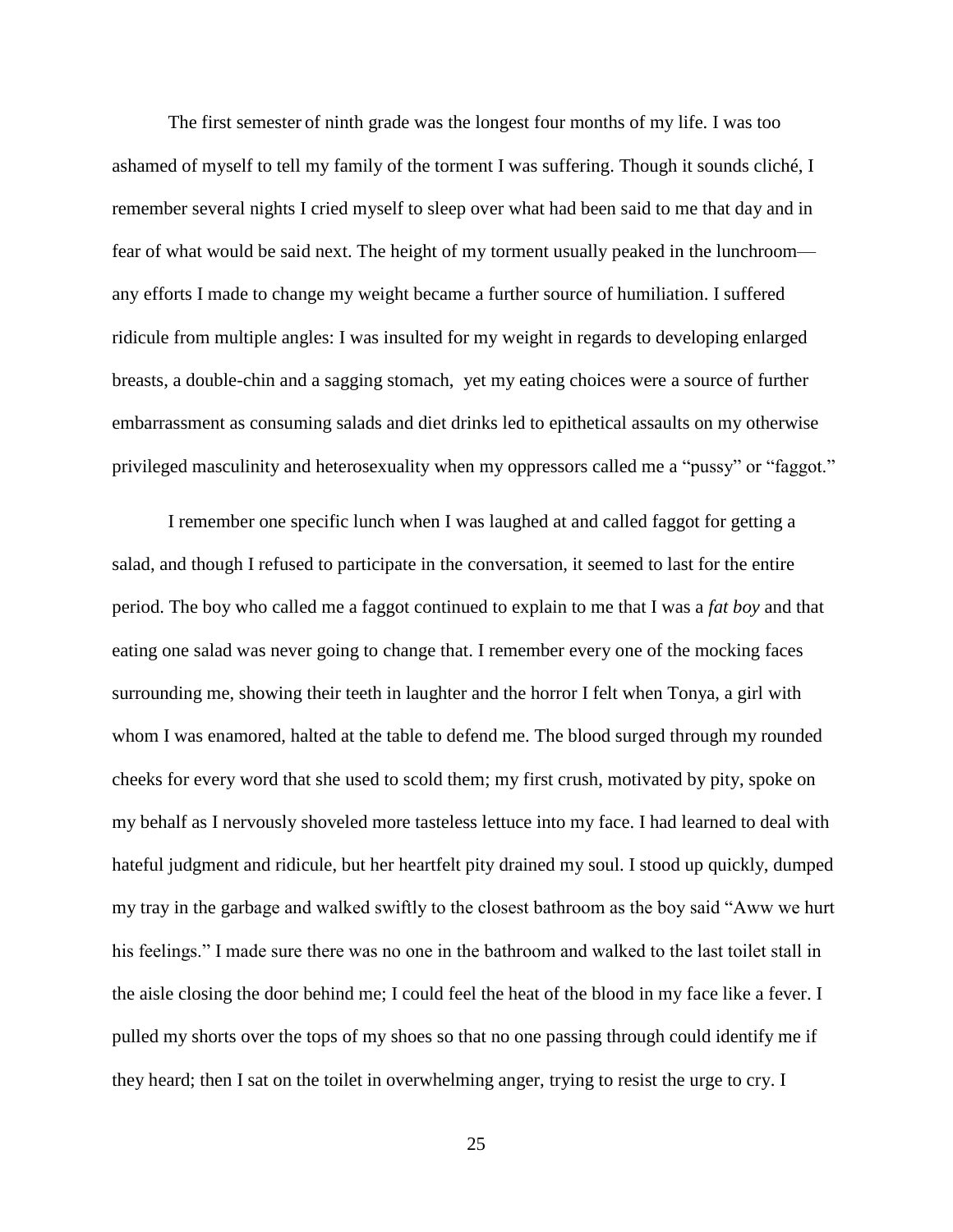The first semester of ninth grade was the longest four months of my life. I was too ashamed of myself to tell my family of the torment I was suffering. Though it sounds cliché, I remember several nights I cried myself to sleep over what had been said to me that day and in fear of what would be said next. The height of my torment usually peaked in the lunchroom—any efforts I made to change my weight became a further source of humiliation. I suffered ridicule from multiple angles: I was insulted for my weight in regards to developing enlarged breasts, a double-chin and a sagging stomach, yet my eating choices were a source of further embarrassment as consuming salads and diet drinks led to epithetical assaults on my otherwise privileged masculinity and heterosexuality when my oppressors called me a "pussy" or "faggot."

I remember one specific lunch when I was laughed at and called faggot for getting a salad, and though I refused to participate in the conversation, it seemed to last for the entire period. The boy who called me a faggot continued to explain to me that I was a *fat boy* and that eating one salad was never going to change that. I remember every one of the mocking faces surrounding me, showing their teeth in laughter and the horror I felt when Tonya, a girl with whom I was enamored, halted at the table to defend me. The blood surged through my rounded cheeks for every word that she used to scold them; my first crush, motivated by pity, spoke on my behalf as I nervously shoveled more tasteless lettuce into my face. I had learned to deal with hateful judgment and ridicule, but her heartfelt pity drained my soul. I stood up quickly, dumped my tray in the garbage and walked swiftly to the closest bathroom as the boy said "Aww we hurt his feelings." I made sure there was no one in the bathroom and walked to the last toilet stall in the aisle closing the door behind me; I could feel the heat of the blood in my face like a fever. I pulled my shorts over the tops of my shoes so that no one passing through could identify me if they heard; then I sat on the toilet in overwhelming anger, trying to resist the urge to cry. I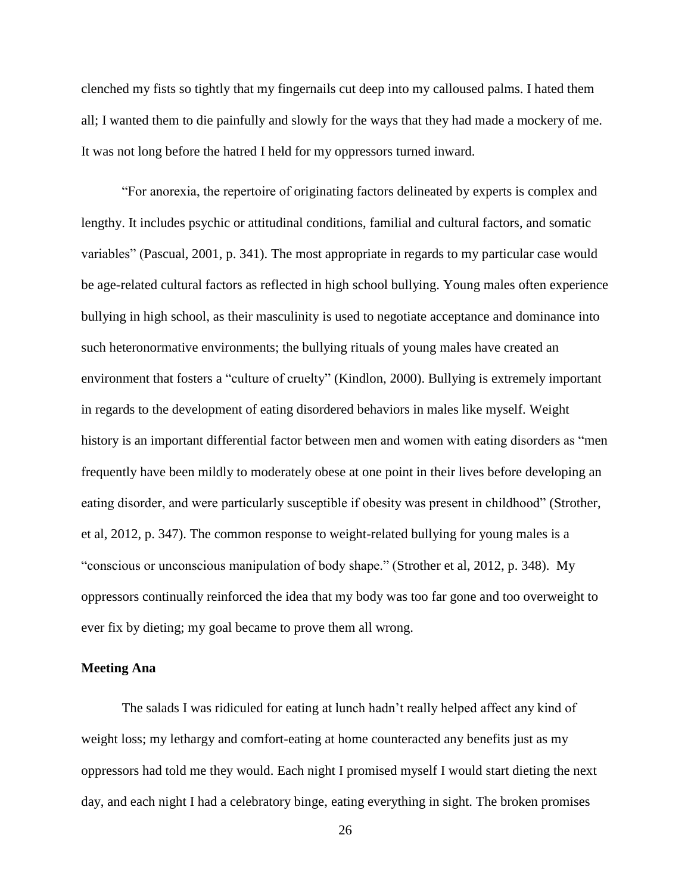clenched my fists so tightly that my fingernails cut deep into my calloused palms. I hated them all; I wanted them to die painfully and slowly for the ways that they had made a mockery of me. It was not long before the hatred I held for my oppressors turned inward.

"For anorexia, the repertoire of originating factors delineated by experts is complex and lengthy. It includes psychic or attitudinal conditions, familial and cultural factors, and somatic variables" (Pascual, 2001, p. 341). The most appropriate in regards to my particular case would be age-related cultural factors as reflected in high school bullying. Young males often experience bullying in high school, as their masculinity is used to negotiate acceptance and dominance into such heteronormative environments; the bullying rituals of young males have created an environment that fosters a "culture of cruelty" (Kindlon, 2000). Bullying is extremely important in regards to the development of eating disordered behaviors in males like myself. Weight history is an important differential factor between men and women with eating disorders as "men frequently have been mildly to moderately obese at one point in their lives before developing an eating disorder, and were particularly susceptible if obesity was present in childhood" (Strother, et al, 2012, p. 347). The common response to weight-related bullying for young males is a "conscious or unconscious manipulation of body shape." (Strother et al, 2012, p. 348). My oppressors continually reinforced the idea that my body was too far gone and too overweight to ever fix by dieting; my goal became to prove them all wrong.

**Meeting Ana**

The salads I was ridiculed for eating at lunch hadn't really helped affect any kind of weight loss; my lethargy and comfort-eating at home counteracted any benefits just as my oppressors had told me they would. Each night I promised myself I would start dieting the next day, and each night I had a celebratory binge, eating everything in sight. The broken promises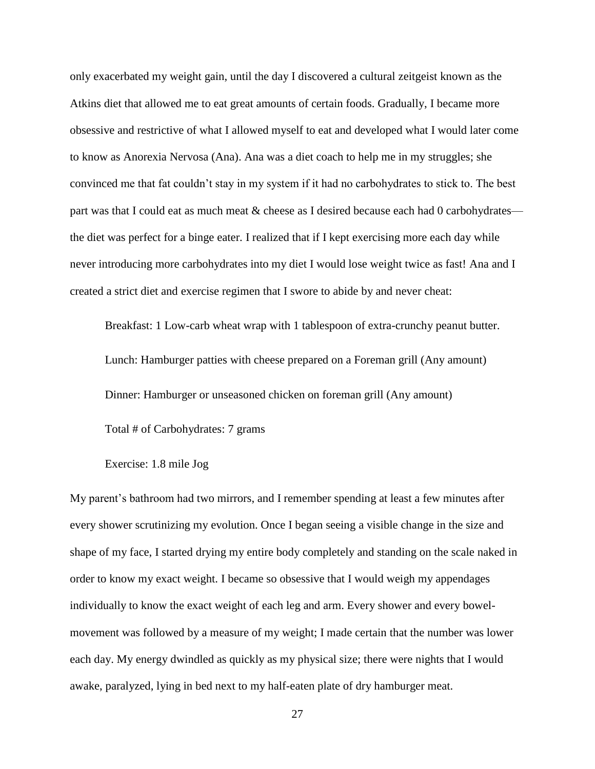only exacerbated my weight gain, until the day I discovered a cultural zeitgeist known as the Atkins diet that allowed me to eat great amounts of certain foods. Gradually, I became more obsessive and restrictive of what I allowed myself to eat and developed what I would later come to know as Anorexia Nervosa (Ana). Ana was a diet coach to help me in my struggles; she convinced me that fat couldn't stay in my system if it had no carbohydrates to stick to. The best part was that I could eat as much meat & cheese as I desired because each had 0 carbohydrates—the diet was perfect for a binge eater. I realized that if I kept exercising more each day while never introducing more carbohydrates into my diet I would lose weight twice as fast! Ana and I created a strict diet and exercise regimen that I swore to abide by and never cheat:

> Breakfast: 1 Low-carb wheat wrap with 1 tablespoon of extra-crunchy peanut butter.
>
> Lunch: Hamburger patties with cheese prepared on a Foreman grill (Any amount)
>
> Dinner: Hamburger or unseasoned chicken on foreman grill (Any amount)
>
> Total # of Carbohydrates: 7 grams
>
> Exercise: 1.8 mile Jog

My parent's bathroom had two mirrors, and I remember spending at least a few minutes after every shower scrutinizing my evolution. Once I began seeing a visible change in the size and shape of my face, I started drying my entire body completely and standing on the scale naked in order to know my exact weight. I became so obsessive that I would weigh my appendages individually to know the exact weight of each leg and arm. Every shower and every bowel-movement was followed by a measure of my weight; I made certain that the number was lower each day. My energy dwindled as quickly as my physical size; there were nights that I would awake, paralyzed, lying in bed next to my half-eaten plate of dry hamburger meat.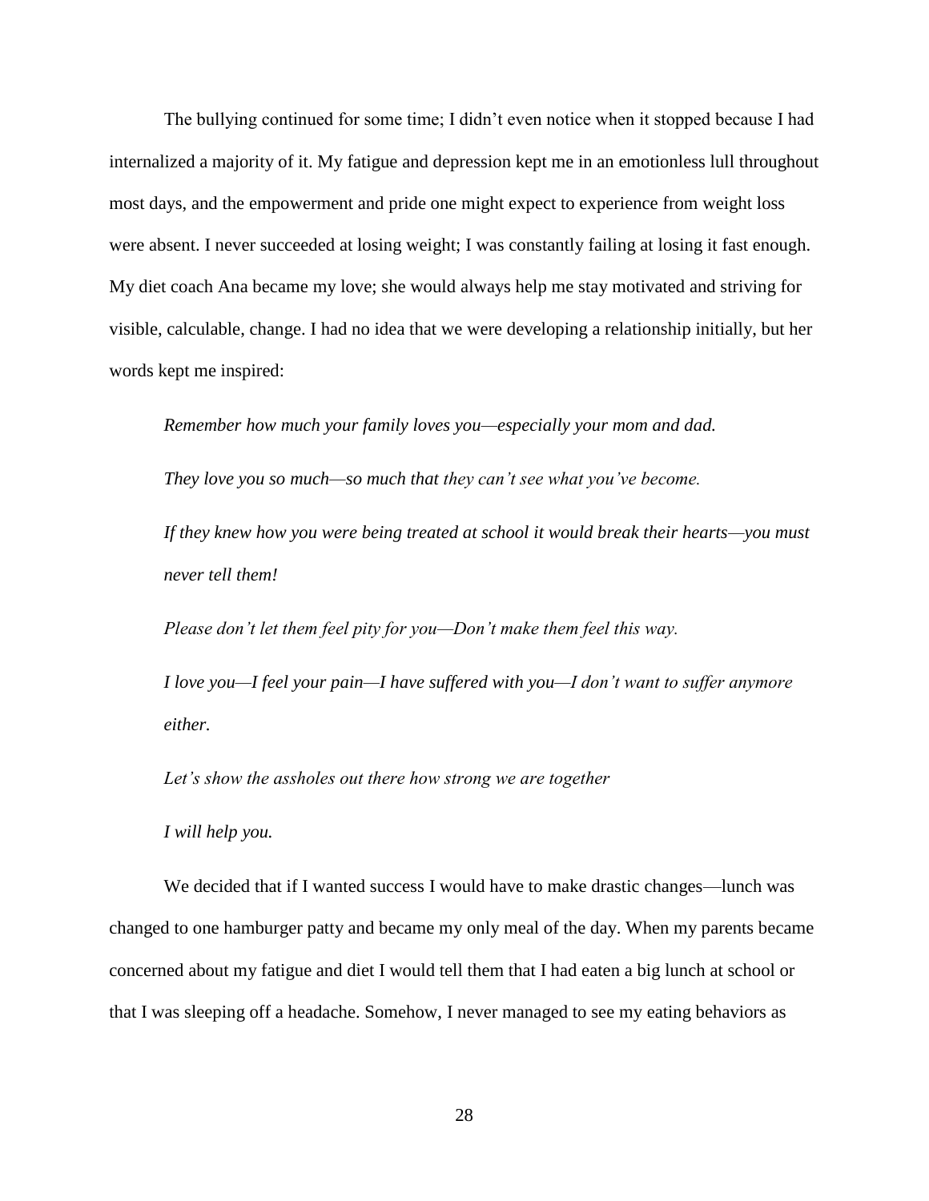The bullying continued for some time; I didn't even notice when it stopped because I had internalized a majority of it. My fatigue and depression kept me in an emotionless lull throughout most days, and the empowerment and pride one might expect to experience from weight loss were absent. I never succeeded at losing weight; I was constantly failing at losing it fast enough. My diet coach Ana became my love; she would always help me stay motivated and striving for visible, calculable, change. I had no idea that we were developing a relationship initially, but her words kept me inspired:

*Remember how much your family loves you—especially your mom and dad.*

*They love you so much—so much that they can't see what you've become.*

*If they knew how you were being treated at school it would break their hearts—you must never tell them!*

*Please don't let them feel pity for you—Don't make them feel this way.*

*I love you—I feel your pain—I have suffered with you—I don't want to suffer anymore either.*

*Let's show the assholes out there how strong we are together*

*I will help you.*

We decided that if I wanted success I would have to make drastic changes—lunch was changed to one hamburger patty and became my only meal of the day. When my parents became concerned about my fatigue and diet I would tell them that I had eaten a big lunch at school or that I was sleeping off a headache. Somehow, I never managed to see my eating behaviors as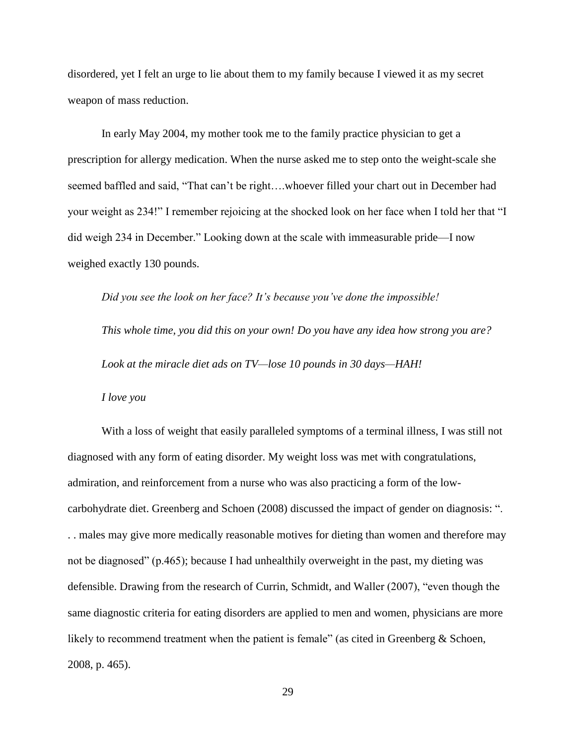disordered, yet I felt an urge to lie about them to my family because I viewed it as my secret weapon of mass reduction.

In early May 2004, my mother took me to the family practice physician to get a prescription for allergy medication. When the nurse asked me to step onto the weight-scale she seemed baffled and said, “That can’t be right….whoever filled your chart out in December had your weight as 234!” I remember rejoicing at the shocked look on her face when I told her that “I did weigh 234 in December.” Looking down at the scale with immeasurable pride—I now weighed exactly 130 pounds.

*Did you see the look on her face? It’s because you’ve done the impossible!*

*This whole time, you did this on your own! Do you have any idea how strong you are?*

*Look at the miracle diet ads on TV—lose 10 pounds in 30 days—HAH!*

*I love you*

With a loss of weight that easily paralleled symptoms of a terminal illness, I was still not diagnosed with any form of eating disorder. My weight loss was met with congratulations, admiration, and reinforcement from a nurse who was also practicing a form of the low-carbohydrate diet. Greenberg and Schoen (2008) discussed the impact of gender on diagnosis: “. . . males may give more medically reasonable motives for dieting than women and therefore may not be diagnosed” (p.465); because I had unhealthily overweight in the past, my dieting was defensible. Drawing from the research of Currin, Schmidt, and Waller (2007), “even though the same diagnostic criteria for eating disorders are applied to men and women, physicians are more likely to recommend treatment when the patient is female” (as cited in Greenberg & Schoen, 2008, p. 465).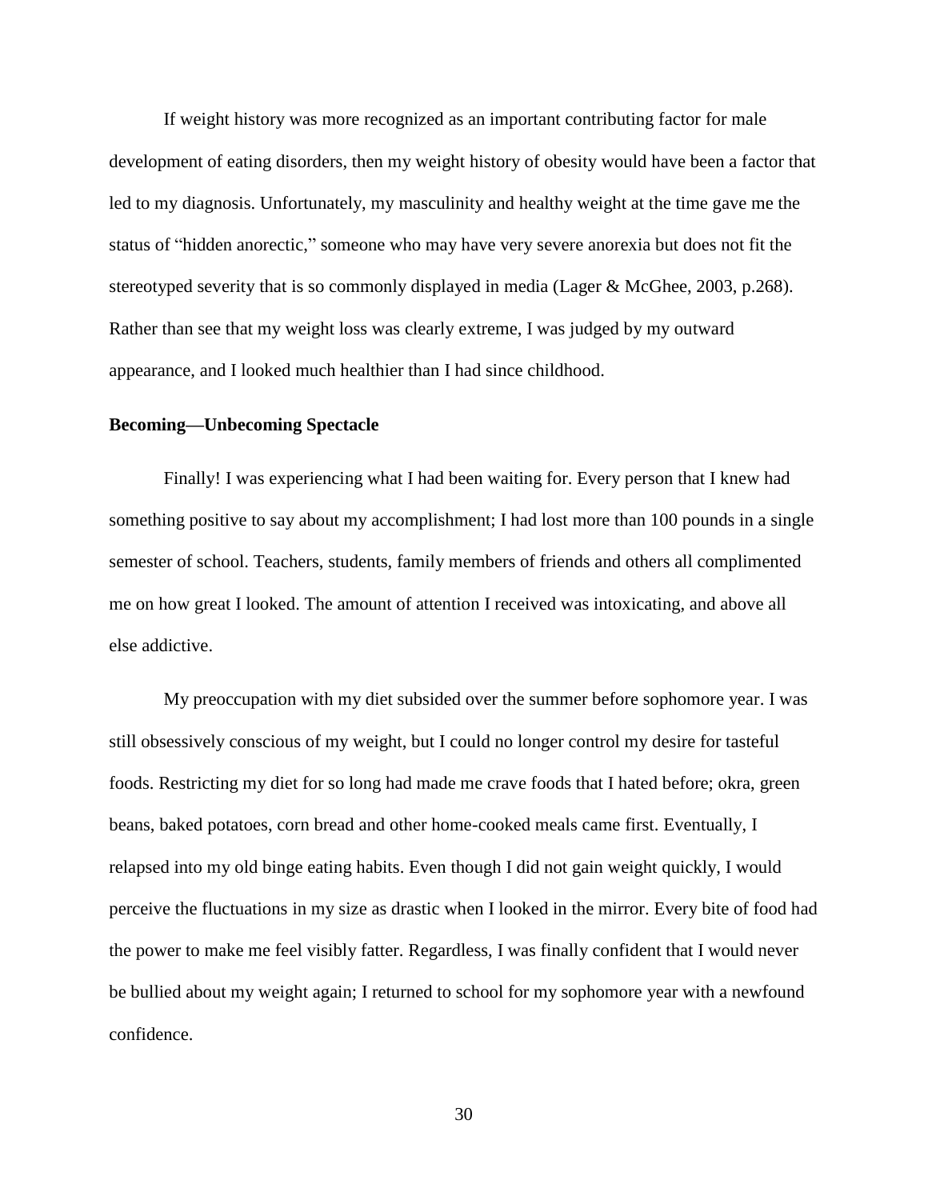If weight history was more recognized as an important contributing factor for male development of eating disorders, then my weight history of obesity would have been a factor that led to my diagnosis. Unfortunately, my masculinity and healthy weight at the time gave me the status of "hidden anorectic," someone who may have very severe anorexia but does not fit the stereotyped severity that is so commonly displayed in media (Lager & McGhee, 2003, p.268). Rather than see that my weight loss was clearly extreme, I was judged by my outward appearance, and I looked much healthier than I had since childhood.

**Becoming—Unbecoming Spectacle**

Finally! I was experiencing what I had been waiting for. Every person that I knew had something positive to say about my accomplishment; I had lost more than 100 pounds in a single semester of school. Teachers, students, family members of friends and others all complimented me on how great I looked. The amount of attention I received was intoxicating, and above all else addictive.

My preoccupation with my diet subsided over the summer before sophomore year. I was still obsessively conscious of my weight, but I could no longer control my desire for tasteful foods. Restricting my diet for so long had made me crave foods that I hated before; okra, green beans, baked potatoes, corn bread and other home-cooked meals came first. Eventually, I relapsed into my old binge eating habits. Even though I did not gain weight quickly, I would perceive the fluctuations in my size as drastic when I looked in the mirror. Every bite of food had the power to make me feel visibly fatter. Regardless, I was finally confident that I would never be bullied about my weight again; I returned to school for my sophomore year with a newfound confidence.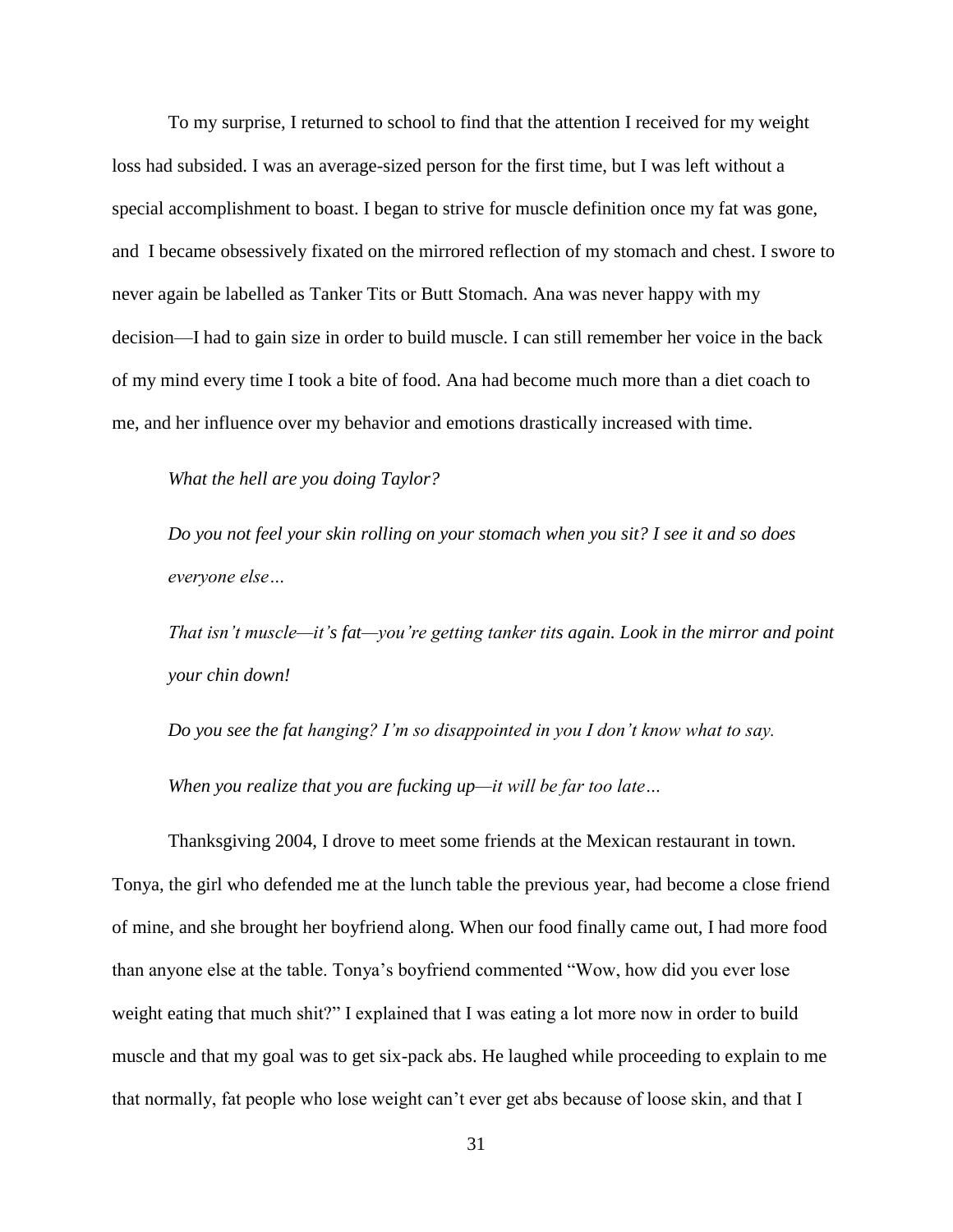To my surprise, I returned to school to find that the attention I received for my weight loss had subsided. I was an average-sized person for the first time, but I was left without a special accomplishment to boast. I began to strive for muscle definition once my fat was gone, and I became obsessively fixated on the mirrored reflection of my stomach and chest. I swore to never again be labelled as Tanker Tits or Butt Stomach. Ana was never happy with my decision—I had to gain size in order to build muscle. I can still remember her voice in the back of my mind every time I took a bite of food. Ana had become much more than a diet coach to me, and her influence over my behavior and emotions drastically increased with time.

*What the hell are you doing Taylor?*

*Do you not feel your skin rolling on your stomach when you sit? I see it and so does everyone else…*

*That isn't muscle—it's fat—you're getting tanker tits again. Look in the mirror and point your chin down!*

*Do you see the fat hanging? I'm so disappointed in you I don't know what to say.*

*When you realize that you are fucking up—it will be far too late…*

Thanksgiving 2004, I drove to meet some friends at the Mexican restaurant in town. Tonya, the girl who defended me at the lunch table the previous year, had become a close friend of mine, and she brought her boyfriend along. When our food finally came out, I had more food than anyone else at the table. Tonya's boyfriend commented "Wow, how did you ever lose weight eating that much shit?" I explained that I was eating a lot more now in order to build muscle and that my goal was to get six-pack abs. He laughed while proceeding to explain to me that normally, fat people who lose weight can't ever get abs because of loose skin, and that I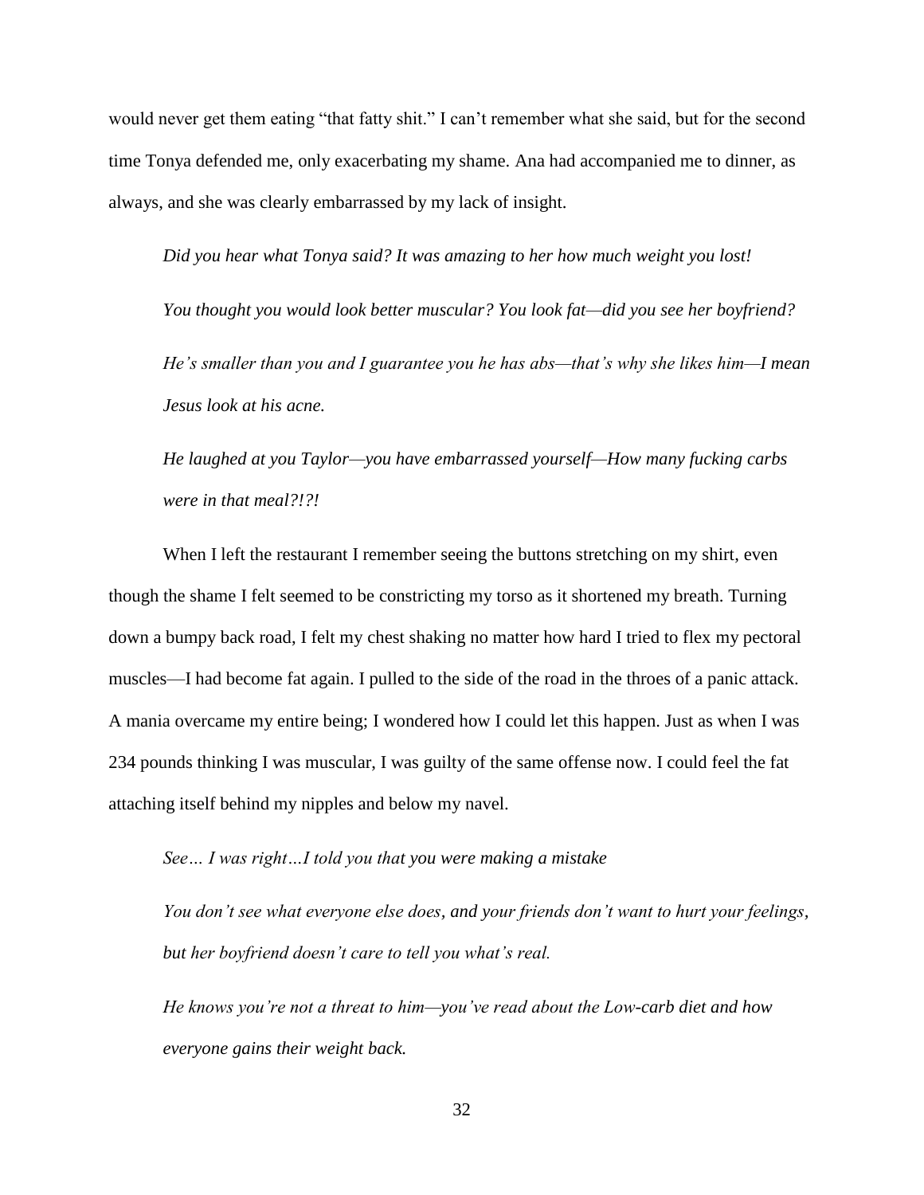would never get them eating "that fatty shit." I can't remember what she said, but for the second time Tonya defended me, only exacerbating my shame. Ana had accompanied me to dinner, as always, and she was clearly embarrassed by my lack of insight.

> *Did you hear what Tonya said? It was amazing to her how much weight you lost!*
>
> *You thought you would look better muscular? You look fat—did you see her boyfriend?*
>
> *He's smaller than you and I guarantee you he has abs—that's why she likes him—I mean Jesus look at his acne.*
>
> *He laughed at you Taylor—you have embarrassed yourself—How many fucking carbs were in that meal?!?!*

When I left the restaurant I remember seeing the buttons stretching on my shirt, even though the shame I felt seemed to be constricting my torso as it shortened my breath. Turning down a bumpy back road, I felt my chest shaking no matter how hard I tried to flex my pectoral muscles—I had become fat again. I pulled to the side of the road in the throes of a panic attack. A mania overcame my entire being; I wondered how I could let this happen. Just as when I was 234 pounds thinking I was muscular, I was guilty of the same offense now. I could feel the fat attaching itself behind my nipples and below my navel.

> *See… I was right…I told you that you were making a mistake*
>
> *You don't see what everyone else does, and your friends don't want to hurt your feelings, but her boyfriend doesn't care to tell you what's real.*
>
> *He knows you're not a threat to him—you've read about the Low-carb diet and how everyone gains their weight back.*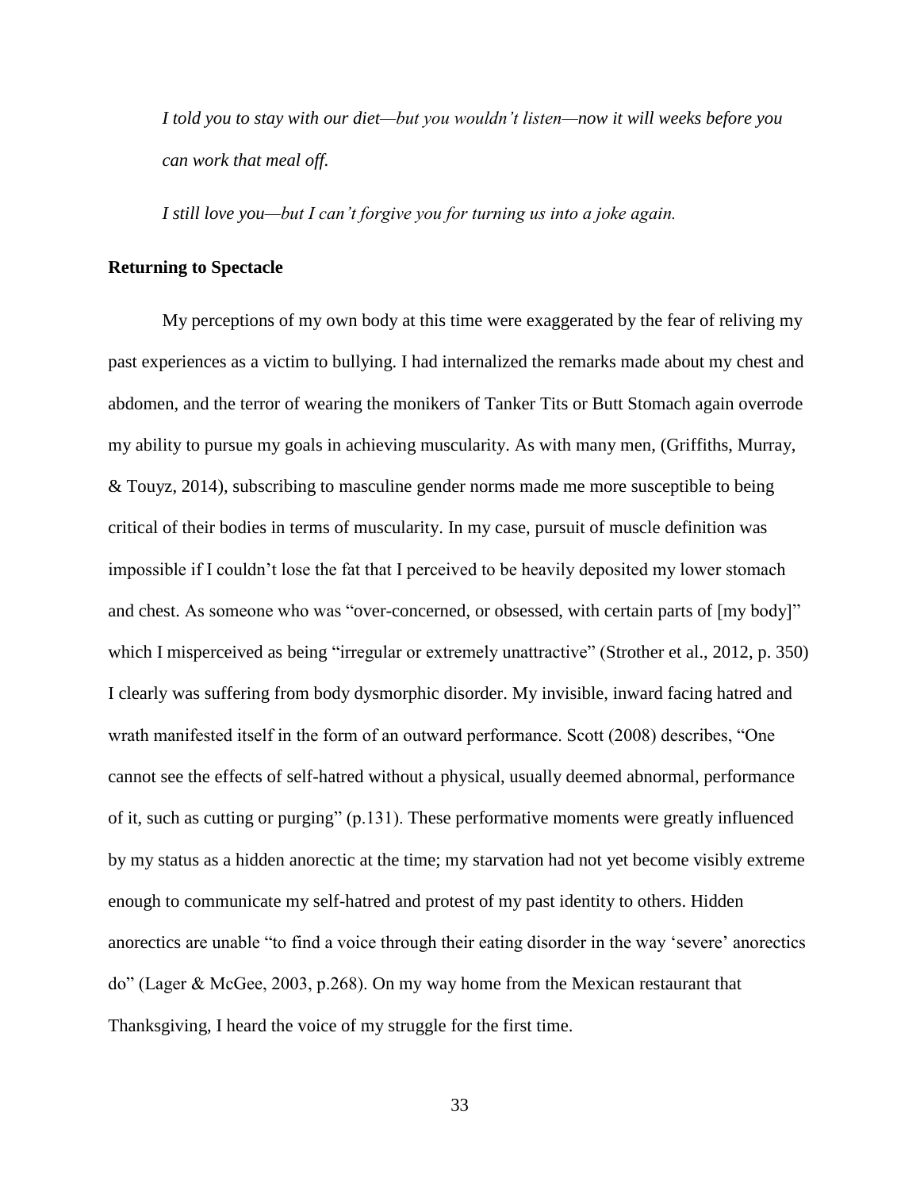*I told you to stay with our diet—but you wouldn't listen—now it will weeks before you can work that meal off.*

*I still love you—but I can't forgive you for turning us into a joke again.*

**Returning to Spectacle**

My perceptions of my own body at this time were exaggerated by the fear of reliving my past experiences as a victim to bullying. I had internalized the remarks made about my chest and abdomen, and the terror of wearing the monikers of Tanker Tits or Butt Stomach again overrode my ability to pursue my goals in achieving muscularity. As with many men, (Griffiths, Murray, & Touyz, 2014), subscribing to masculine gender norms made me more susceptible to being critical of their bodies in terms of muscularity. In my case, pursuit of muscle definition was impossible if I couldn't lose the fat that I perceived to be heavily deposited my lower stomach and chest. As someone who was "over-concerned, or obsessed, with certain parts of [my body]" which I misperceived as being "irregular or extremely unattractive" (Strother et al., 2012, p. 350) I clearly was suffering from body dysmorphic disorder. My invisible, inward facing hatred and wrath manifested itself in the form of an outward performance. Scott (2008) describes, "One cannot see the effects of self-hatred without a physical, usually deemed abnormal, performance of it, such as cutting or purging" (p.131). These performative moments were greatly influenced by my status as a hidden anorectic at the time; my starvation had not yet become visibly extreme enough to communicate my self-hatred and protest of my past identity to others. Hidden anorectics are unable "to find a voice through their eating disorder in the way 'severe' anorectics do" (Lager & McGee, 2003, p.268). On my way home from the Mexican restaurant that Thanksgiving, I heard the voice of my struggle for the first time.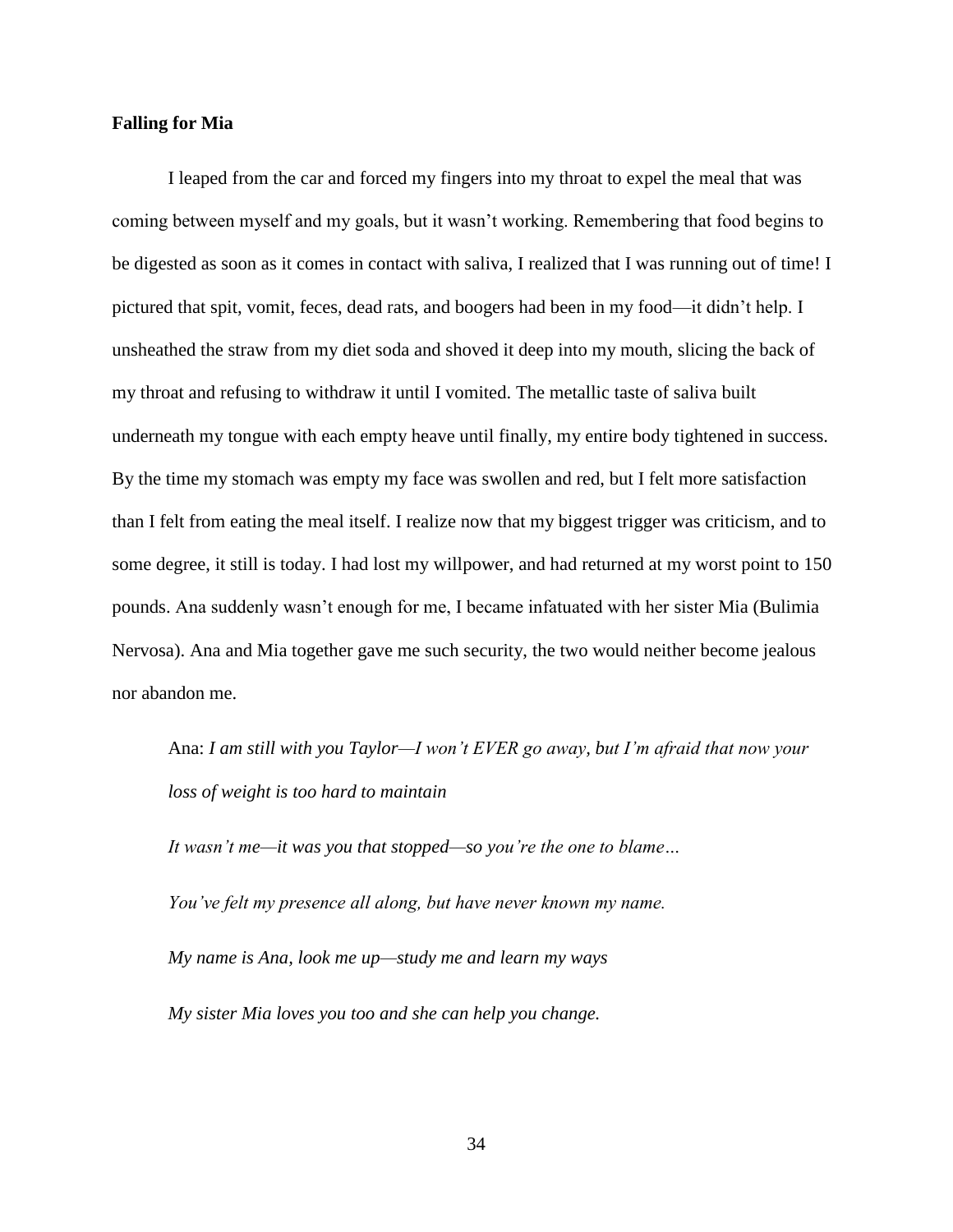**Falling for Mia**

I leaped from the car and forced my fingers into my throat to expel the meal that was coming between myself and my goals, but it wasn't working. Remembering that food begins to be digested as soon as it comes in contact with saliva, I realized that I was running out of time! I pictured that spit, vomit, feces, dead rats, and boogers had been in my food—it didn't help. I unsheathed the straw from my diet soda and shoved it deep into my mouth, slicing the back of my throat and refusing to withdraw it until I vomited. The metallic taste of saliva built underneath my tongue with each empty heave until finally, my entire body tightened in success. By the time my stomach was empty my face was swollen and red, but I felt more satisfaction than I felt from eating the meal itself. I realize now that my biggest trigger was criticism, and to some degree, it still is today. I had lost my willpower, and had returned at my worst point to 150 pounds. Ana suddenly wasn't enough for me, I became infatuated with her sister Mia (Bulimia Nervosa). Ana and Mia together gave me such security, the two would neither become jealous nor abandon me.

> Ana: *I am still with you Taylor—I won't EVER go away, but I'm afraid that now your loss of weight is too hard to maintain*
>
> *It wasn't me—it was you that stopped—so you're the one to blame…*
>
> *You've felt my presence all along, but have never known my name.*
>
> *My name is Ana, look me up—study me and learn my ways*
>
> *My sister Mia loves you too and she can help you change.*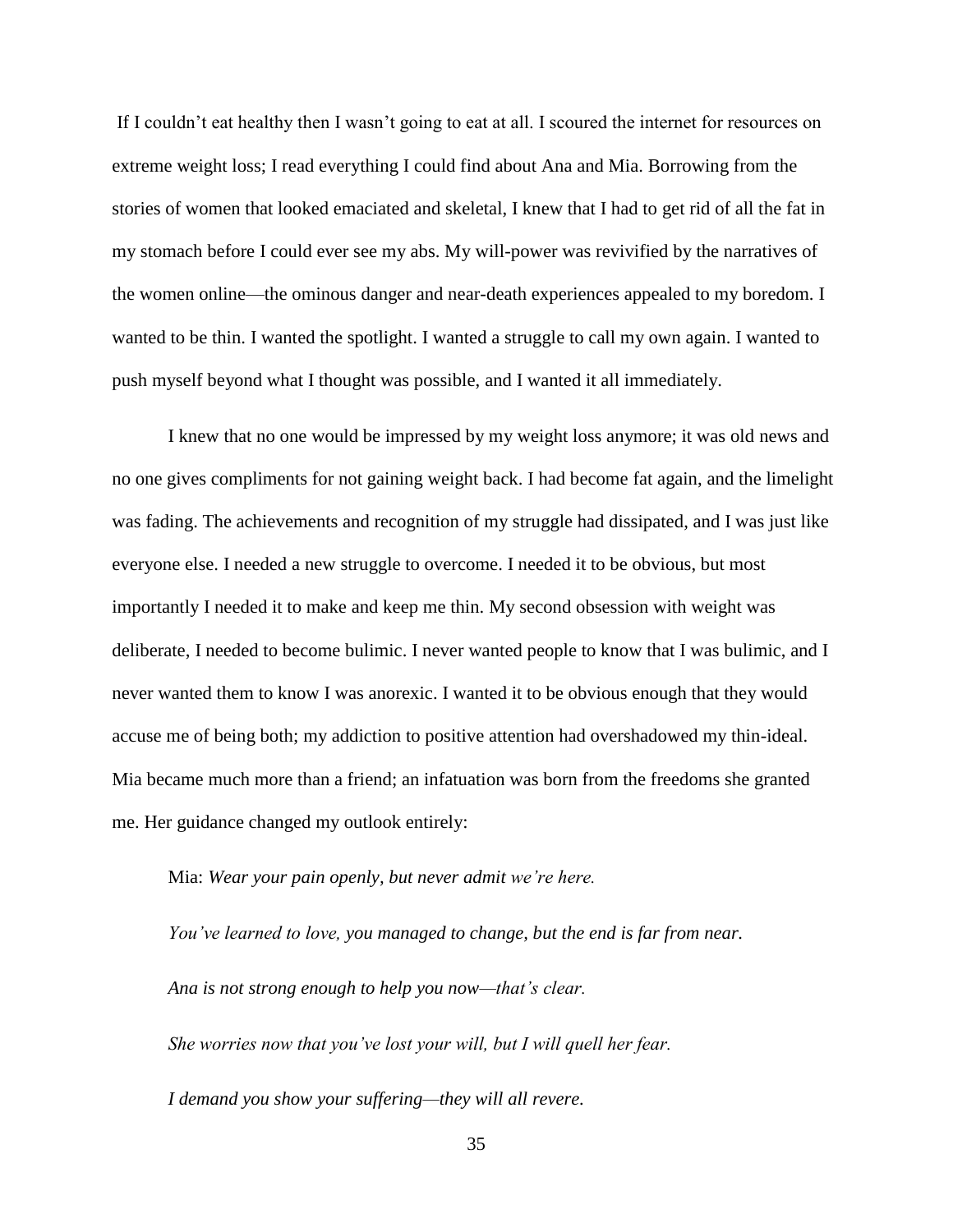If I couldn't eat healthy then I wasn't going to eat at all. I scoured the internet for resources on extreme weight loss; I read everything I could find about Ana and Mia. Borrowing from the stories of women that looked emaciated and skeletal, I knew that I had to get rid of all the fat in my stomach before I could ever see my abs. My will-power was revivified by the narratives of the women online—the ominous danger and near-death experiences appealed to my boredom. I wanted to be thin. I wanted the spotlight. I wanted a struggle to call my own again. I wanted to push myself beyond what I thought was possible, and I wanted it all immediately.

I knew that no one would be impressed by my weight loss anymore; it was old news and no one gives compliments for not gaining weight back. I had become fat again, and the limelight was fading. The achievements and recognition of my struggle had dissipated, and I was just like everyone else. I needed a new struggle to overcome. I needed it to be obvious, but most importantly I needed it to make and keep me thin. My second obsession with weight was deliberate, I needed to become bulimic. I never wanted people to know that I was bulimic, and I never wanted them to know I was anorexic. I wanted it to be obvious enough that they would accuse me of being both; my addiction to positive attention had overshadowed my thin-ideal. Mia became much more than a friend; an infatuation was born from the freedoms she granted me. Her guidance changed my outlook entirely:

Mia: *Wear your pain openly, but never admit we're here.*

*You've learned to love, you managed to change, but the end is far from near.*

*Ana is not strong enough to help you now—that's clear.*

*She worries now that you've lost your will, but I will quell her fear.*

*I demand you show your suffering—they will all revere.*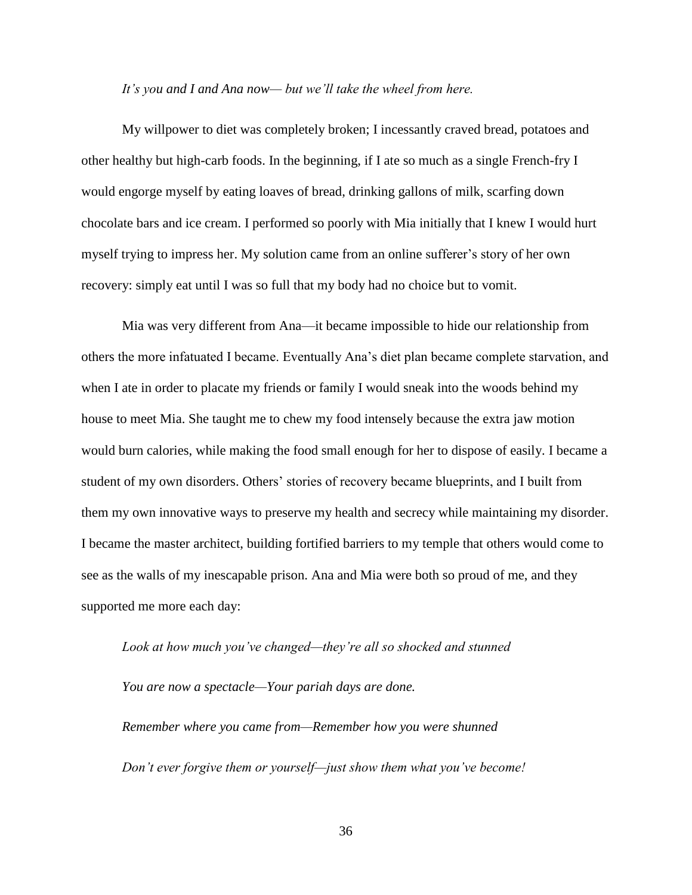*It's you and I and Ana now— but we'll take the wheel from here.*

My willpower to diet was completely broken; I incessantly craved bread, potatoes and other healthy but high-carb foods. In the beginning, if I ate so much as a single French-fry I would engorge myself by eating loaves of bread, drinking gallons of milk, scarfing down chocolate bars and ice cream. I performed so poorly with Mia initially that I knew I would hurt myself trying to impress her. My solution came from an online sufferer's story of her own recovery: simply eat until I was so full that my body had no choice but to vomit.

Mia was very different from Ana—it became impossible to hide our relationship from others the more infatuated I became. Eventually Ana's diet plan became complete starvation, and when I ate in order to placate my friends or family I would sneak into the woods behind my house to meet Mia. She taught me to chew my food intensely because the extra jaw motion would burn calories, while making the food small enough for her to dispose of easily. I became a student of my own disorders. Others' stories of recovery became blueprints, and I built from them my own innovative ways to preserve my health and secrecy while maintaining my disorder. I became the master architect, building fortified barriers to my temple that others would come to see as the walls of my inescapable prison. Ana and Mia were both so proud of me, and they supported me more each day:

*Look at how much you've changed—they're all so shocked and stunned*

*You are now a spectacle—Your pariah days are done.*

*Remember where you came from—Remember how you were shunned*

*Don't ever forgive them or yourself—just show them what you've become!*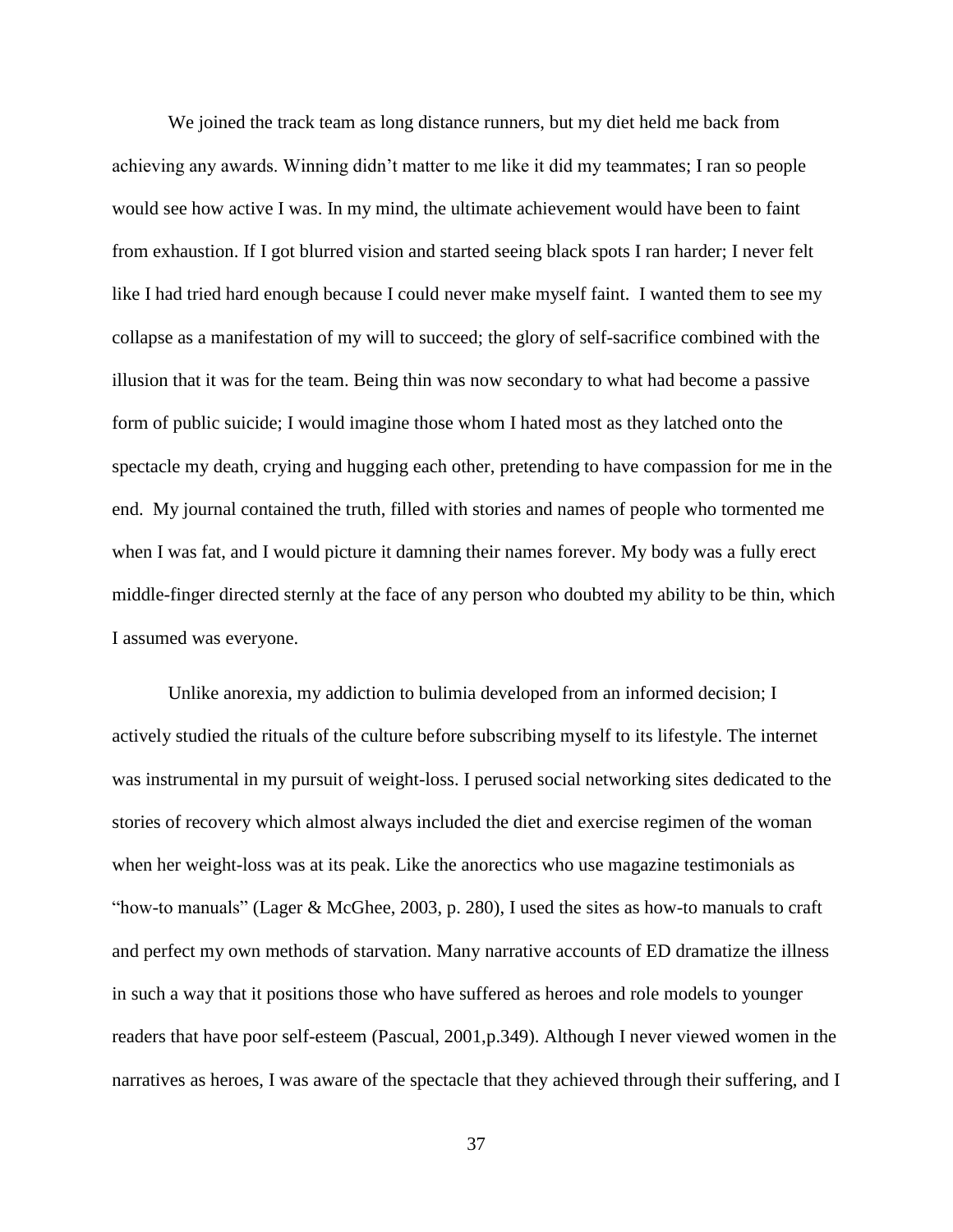We joined the track team as long distance runners, but my diet held me back from achieving any awards. Winning didn't matter to me like it did my teammates; I ran so people would see how active I was. In my mind, the ultimate achievement would have been to faint from exhaustion. If I got blurred vision and started seeing black spots I ran harder; I never felt like I had tried hard enough because I could never make myself faint. I wanted them to see my collapse as a manifestation of my will to succeed; the glory of self-sacrifice combined with the illusion that it was for the team. Being thin was now secondary to what had become a passive form of public suicide; I would imagine those whom I hated most as they latched onto the spectacle my death, crying and hugging each other, pretending to have compassion for me in the end. My journal contained the truth, filled with stories and names of people who tormented me when I was fat, and I would picture it damning their names forever. My body was a fully erect middle-finger directed sternly at the face of any person who doubted my ability to be thin, which I assumed was everyone.

Unlike anorexia, my addiction to bulimia developed from an informed decision; I actively studied the rituals of the culture before subscribing myself to its lifestyle. The internet was instrumental in my pursuit of weight-loss. I perused social networking sites dedicated to the stories of recovery which almost always included the diet and exercise regimen of the woman when her weight-loss was at its peak. Like the anorectics who use magazine testimonials as "how-to manuals" (Lager & McGhee, 2003, p. 280), I used the sites as how-to manuals to craft and perfect my own methods of starvation. Many narrative accounts of ED dramatize the illness in such a way that it positions those who have suffered as heroes and role models to younger readers that have poor self-esteem (Pascual, 2001,p.349). Although I never viewed women in the narratives as heroes, I was aware of the spectacle that they achieved through their suffering, and I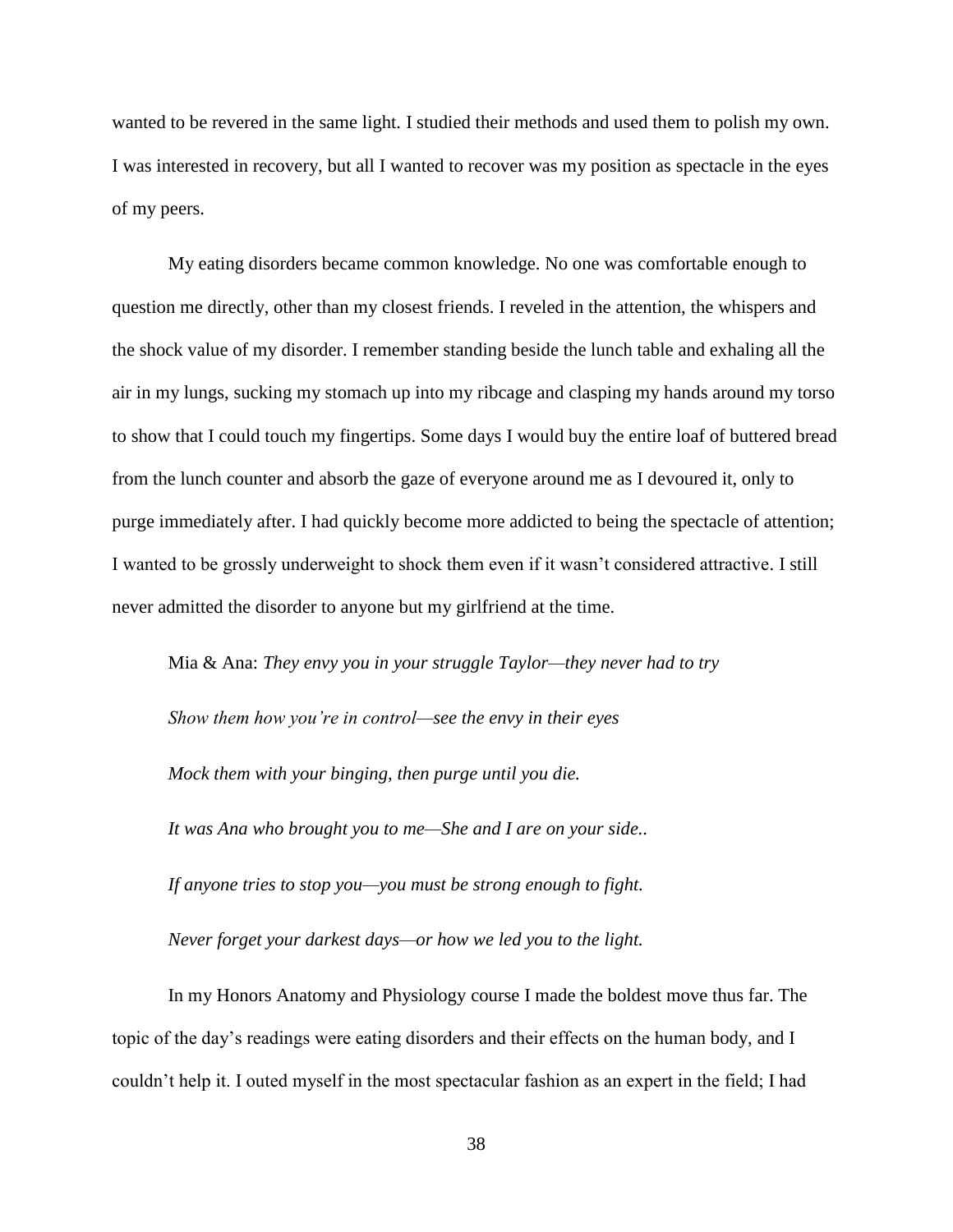wanted to be revered in the same light. I studied their methods and used them to polish my own. I was interested in recovery, but all I wanted to recover was my position as spectacle in the eyes of my peers.

My eating disorders became common knowledge. No one was comfortable enough to question me directly, other than my closest friends. I reveled in the attention, the whispers and the shock value of my disorder. I remember standing beside the lunch table and exhaling all the air in my lungs, sucking my stomach up into my ribcage and clasping my hands around my torso to show that I could touch my fingertips. Some days I would buy the entire loaf of buttered bread from the lunch counter and absorb the gaze of everyone around me as I devoured it, only to purge immediately after. I had quickly become more addicted to being the spectacle of attention; I wanted to be grossly underweight to shock them even if it wasn't considered attractive. I still never admitted the disorder to anyone but my girlfriend at the time.

Mia & Ana: *They envy you in your struggle Taylor—they never had to try*

*Show them how you're in control—see the envy in their eyes*

*Mock them with your binging, then purge until you die.*

*It was Ana who brought you to me—She and I are on your side..*

*If anyone tries to stop you—you must be strong enough to fight.*

*Never forget your darkest days—or how we led you to the light.*

In my Honors Anatomy and Physiology course I made the boldest move thus far. The topic of the day's readings were eating disorders and their effects on the human body, and I couldn't help it. I outed myself in the most spectacular fashion as an expert in the field; I had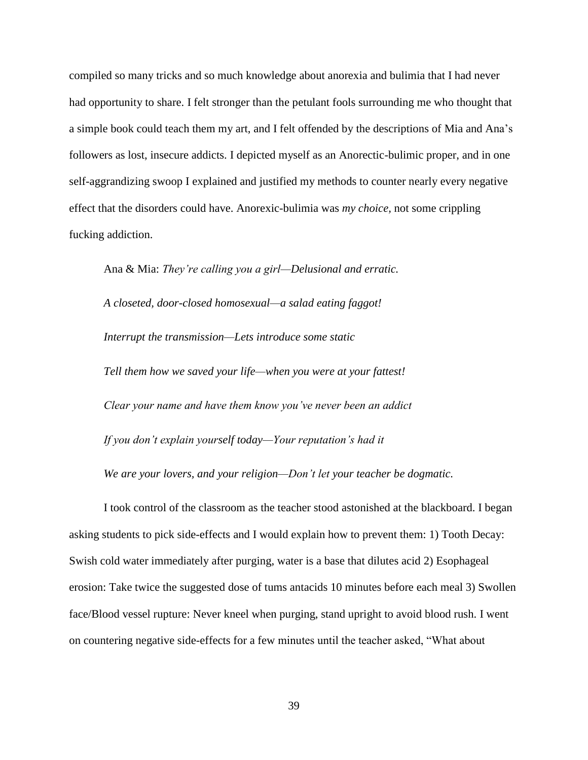compiled so many tricks and so much knowledge about anorexia and bulimia that I had never had opportunity to share. I felt stronger than the petulant fools surrounding me who thought that a simple book could teach them my art, and I felt offended by the descriptions of Mia and Ana's followers as lost, insecure addicts. I depicted myself as an Anorectic-bulimic proper, and in one self-aggrandizing swoop I explained and justified my methods to counter nearly every negative effect that the disorders could have. Anorexic-bulimia was *my choice*, not some crippling fucking addiction.

Ana & Mia: *They're calling you a girl—Delusional and erratic.*

*A closeted, door-closed homosexual—a salad eating faggot!*

*Interrupt the transmission—Lets introduce some static*

*Tell them how we saved your life—when you were at your fattest!*

*Clear your name and have them know you've never been an addict*

*If you don't explain yourself today—Your reputation's had it*

*We are your lovers, and your religion—Don't let your teacher be dogmatic.*

I took control of the classroom as the teacher stood astonished at the blackboard. I began asking students to pick side-effects and I would explain how to prevent them: 1) Tooth Decay: Swish cold water immediately after purging, water is a base that dilutes acid 2) Esophageal erosion: Take twice the suggested dose of tums antacids 10 minutes before each meal 3) Swollen face/Blood vessel rupture: Never kneel when purging, stand upright to avoid blood rush. I went on countering negative side-effects for a few minutes until the teacher asked, "What about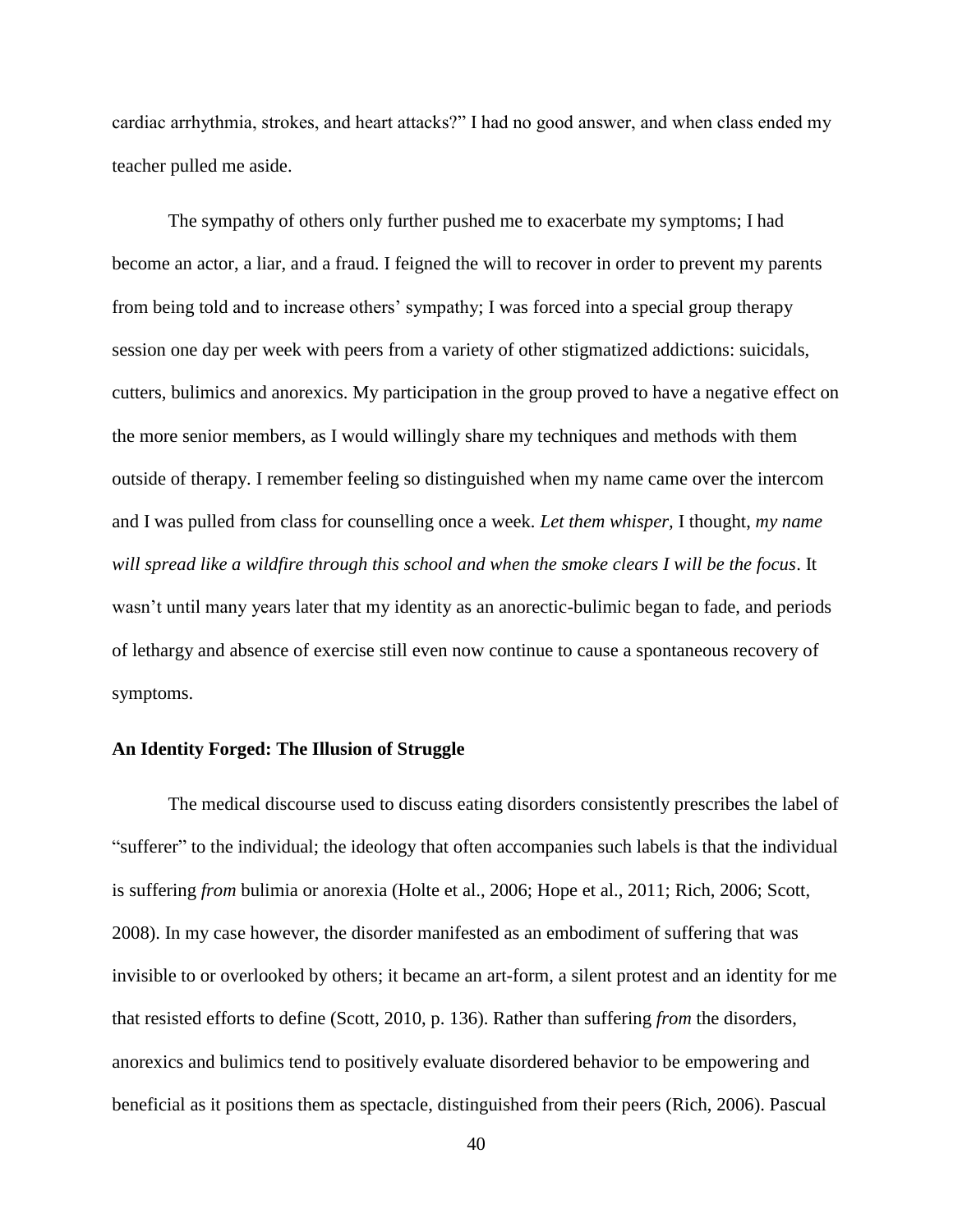cardiac arrhythmia, strokes, and heart attacks?" I had no good answer, and when class ended my teacher pulled me aside.

The sympathy of others only further pushed me to exacerbate my symptoms; I had become an actor, a liar, and a fraud. I feigned the will to recover in order to prevent my parents from being told and to increase others' sympathy; I was forced into a special group therapy session one day per week with peers from a variety of other stigmatized addictions: suicidals, cutters, bulimics and anorexics. My participation in the group proved to have a negative effect on the more senior members, as I would willingly share my techniques and methods with them outside of therapy. I remember feeling so distinguished when my name came over the intercom and I was pulled from class for counselling once a week. *Let them whisper,* I thought, *my name will spread like a wildfire through this school and when the smoke clears I will be the focus*. It wasn't until many years later that my identity as an anorectic-bulimic began to fade, and periods of lethargy and absence of exercise still even now continue to cause a spontaneous recovery of symptoms.

**An Identity Forged: The Illusion of Struggle**

The medical discourse used to discuss eating disorders consistently prescribes the label of "sufferer" to the individual; the ideology that often accompanies such labels is that the individual is suffering *from* bulimia or anorexia (Holte et al., 2006; Hope et al., 2011; Rich, 2006; Scott, 2008). In my case however, the disorder manifested as an embodiment of suffering that was invisible to or overlooked by others; it became an art-form, a silent protest and an identity for me that resisted efforts to define (Scott, 2010, p. 136). Rather than suffering *from* the disorders, anorexics and bulimics tend to positively evaluate disordered behavior to be empowering and beneficial as it positions them as spectacle, distinguished from their peers (Rich, 2006). Pascual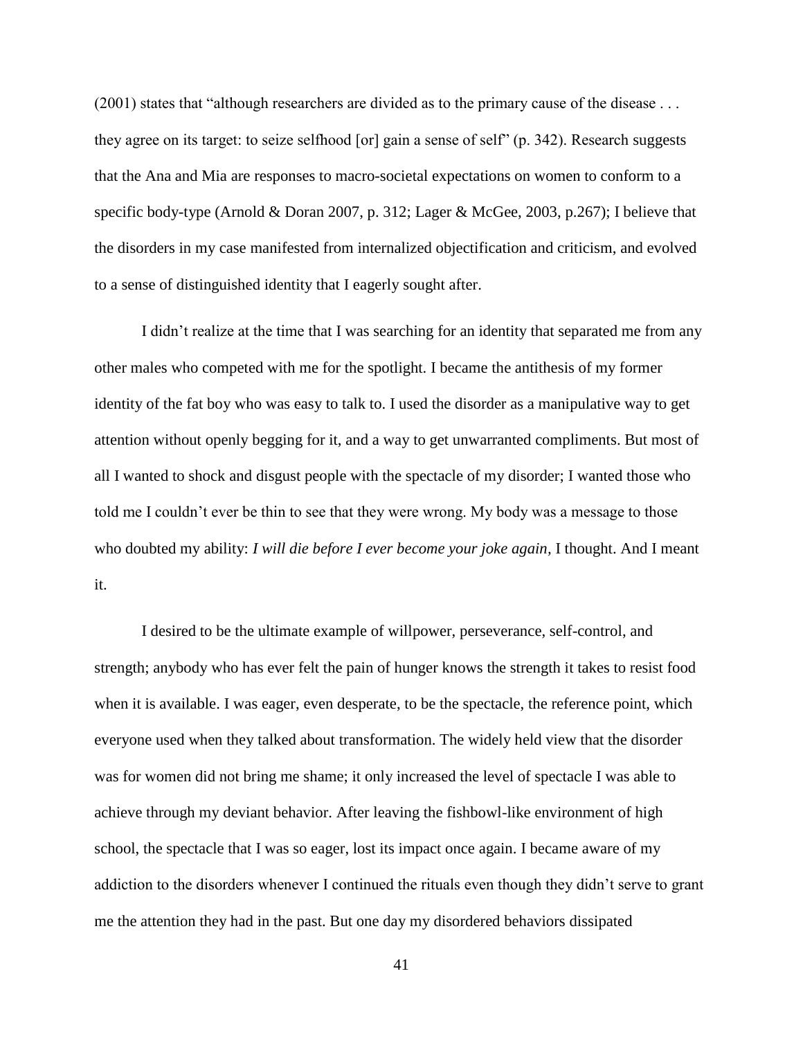(2001) states that "although researchers are divided as to the primary cause of the disease . . . they agree on its target: to seize selfhood [or] gain a sense of self" (p. 342). Research suggests that the Ana and Mia are responses to macro-societal expectations on women to conform to a specific body-type (Arnold & Doran 2007, p. 312; Lager & McGee, 2003, p.267); I believe that the disorders in my case manifested from internalized objectification and criticism, and evolved to a sense of distinguished identity that I eagerly sought after.

I didn't realize at the time that I was searching for an identity that separated me from any other males who competed with me for the spotlight. I became the antithesis of my former identity of the fat boy who was easy to talk to. I used the disorder as a manipulative way to get attention without openly begging for it, and a way to get unwarranted compliments. But most of all I wanted to shock and disgust people with the spectacle of my disorder; I wanted those who told me I couldn't ever be thin to see that they were wrong. My body was a message to those who doubted my ability: *I will die before I ever become your joke again,* I thought. And I meant it.

I desired to be the ultimate example of willpower, perseverance, self-control, and strength; anybody who has ever felt the pain of hunger knows the strength it takes to resist food when it is available. I was eager, even desperate, to be the spectacle, the reference point, which everyone used when they talked about transformation. The widely held view that the disorder was for women did not bring me shame; it only increased the level of spectacle I was able to achieve through my deviant behavior. After leaving the fishbowl-like environment of high school, the spectacle that I was so eager, lost its impact once again. I became aware of my addiction to the disorders whenever I continued the rituals even though they didn't serve to grant me the attention they had in the past. But one day my disordered behaviors dissipated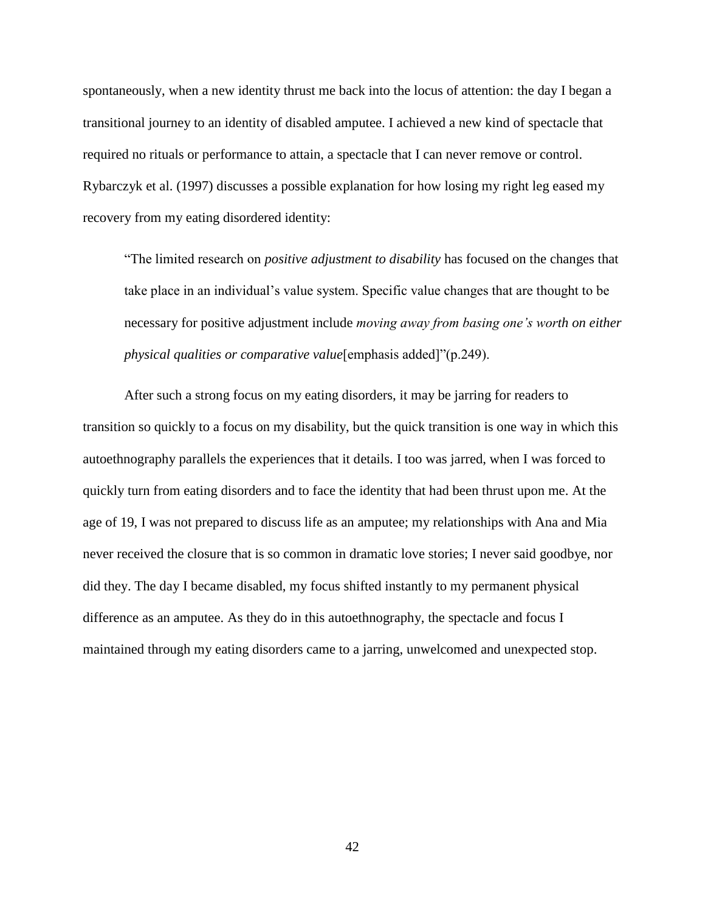spontaneously, when a new identity thrust me back into the locus of attention: the day I began a transitional journey to an identity of disabled amputee. I achieved a new kind of spectacle that required no rituals or performance to attain, a spectacle that I can never remove or control. Rybarczyk et al. (1997) discusses a possible explanation for how losing my right leg eased my recovery from my eating disordered identity:

> "The limited research on *positive adjustment to disability* has focused on the changes that take place in an individual's value system. Specific value changes that are thought to be necessary for positive adjustment include *moving away from basing one's worth on either physical qualities or comparative value*[emphasis added]"(p.249).

After such a strong focus on my eating disorders, it may be jarring for readers to transition so quickly to a focus on my disability, but the quick transition is one way in which this autoethnography parallels the experiences that it details. I too was jarred, when I was forced to quickly turn from eating disorders and to face the identity that had been thrust upon me. At the age of 19, I was not prepared to discuss life as an amputee; my relationships with Ana and Mia never received the closure that is so common in dramatic love stories; I never said goodbye, nor did they. The day I became disabled, my focus shifted instantly to my permanent physical difference as an amputee. As they do in this autoethnography, the spectacle and focus I maintained through my eating disorders came to a jarring, unwelcomed and unexpected stop.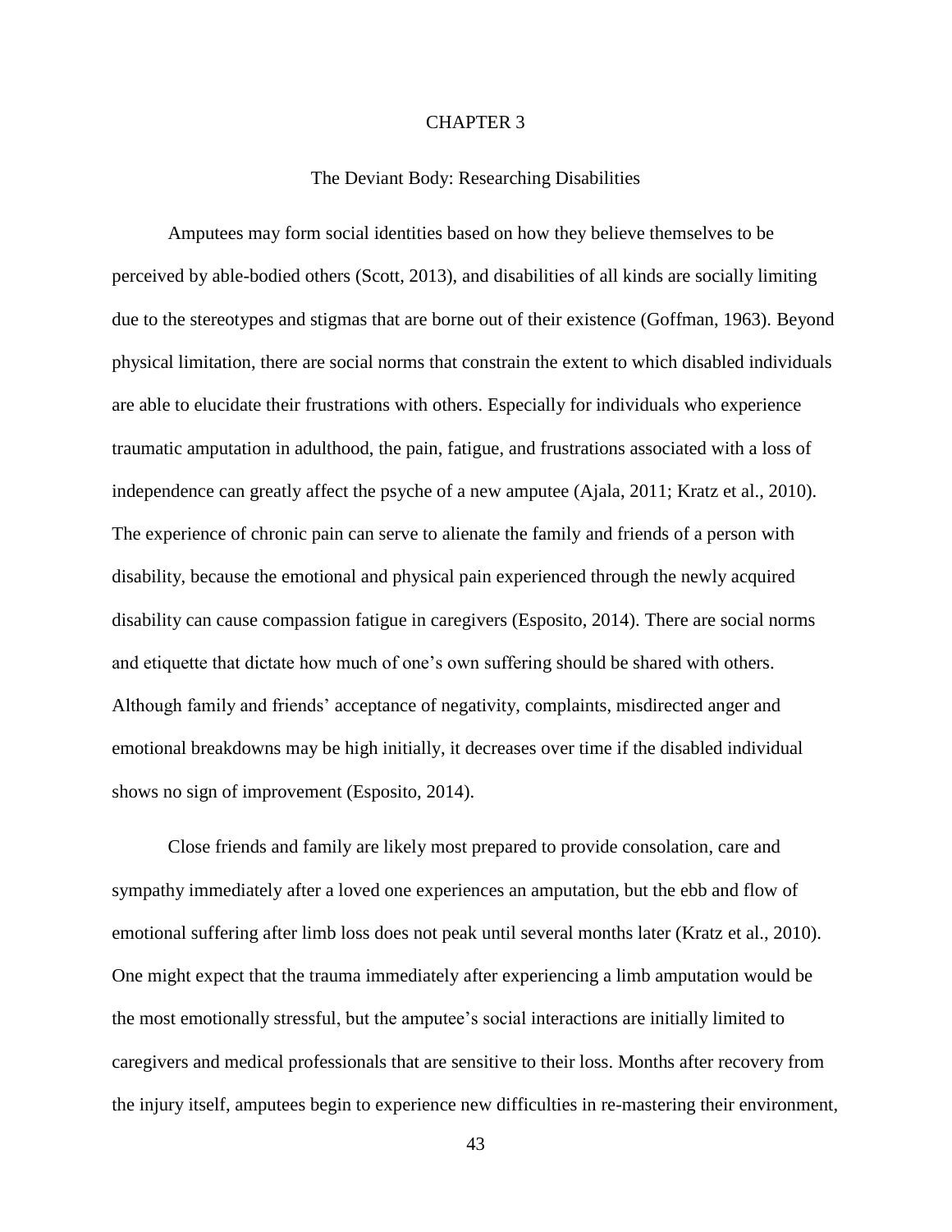# CHAPTER 3

## The Deviant Body: Researching Disabilities

Amputees may form social identities based on how they believe themselves to be perceived by able-bodied others (Scott, 2013), and disabilities of all kinds are socially limiting due to the stereotypes and stigmas that are borne out of their existence (Goffman, 1963). Beyond physical limitation, there are social norms that constrain the extent to which disabled individuals are able to elucidate their frustrations with others. Especially for individuals who experience traumatic amputation in adulthood, the pain, fatigue, and frustrations associated with a loss of independence can greatly affect the psyche of a new amputee (Ajala, 2011; Kratz et al., 2010). The experience of chronic pain can serve to alienate the family and friends of a person with disability, because the emotional and physical pain experienced through the newly acquired disability can cause compassion fatigue in caregivers (Esposito, 2014). There are social norms and etiquette that dictate how much of one's own suffering should be shared with others. Although family and friends' acceptance of negativity, complaints, misdirected anger and emotional breakdowns may be high initially, it decreases over time if the disabled individual shows no sign of improvement (Esposito, 2014).

Close friends and family are likely most prepared to provide consolation, care and sympathy immediately after a loved one experiences an amputation, but the ebb and flow of emotional suffering after limb loss does not peak until several months later (Kratz et al., 2010). One might expect that the trauma immediately after experiencing a limb amputation would be the most emotionally stressful, but the amputee's social interactions are initially limited to caregivers and medical professionals that are sensitive to their loss. Months after recovery from the injury itself, amputees begin to experience new difficulties in re-mastering their environment,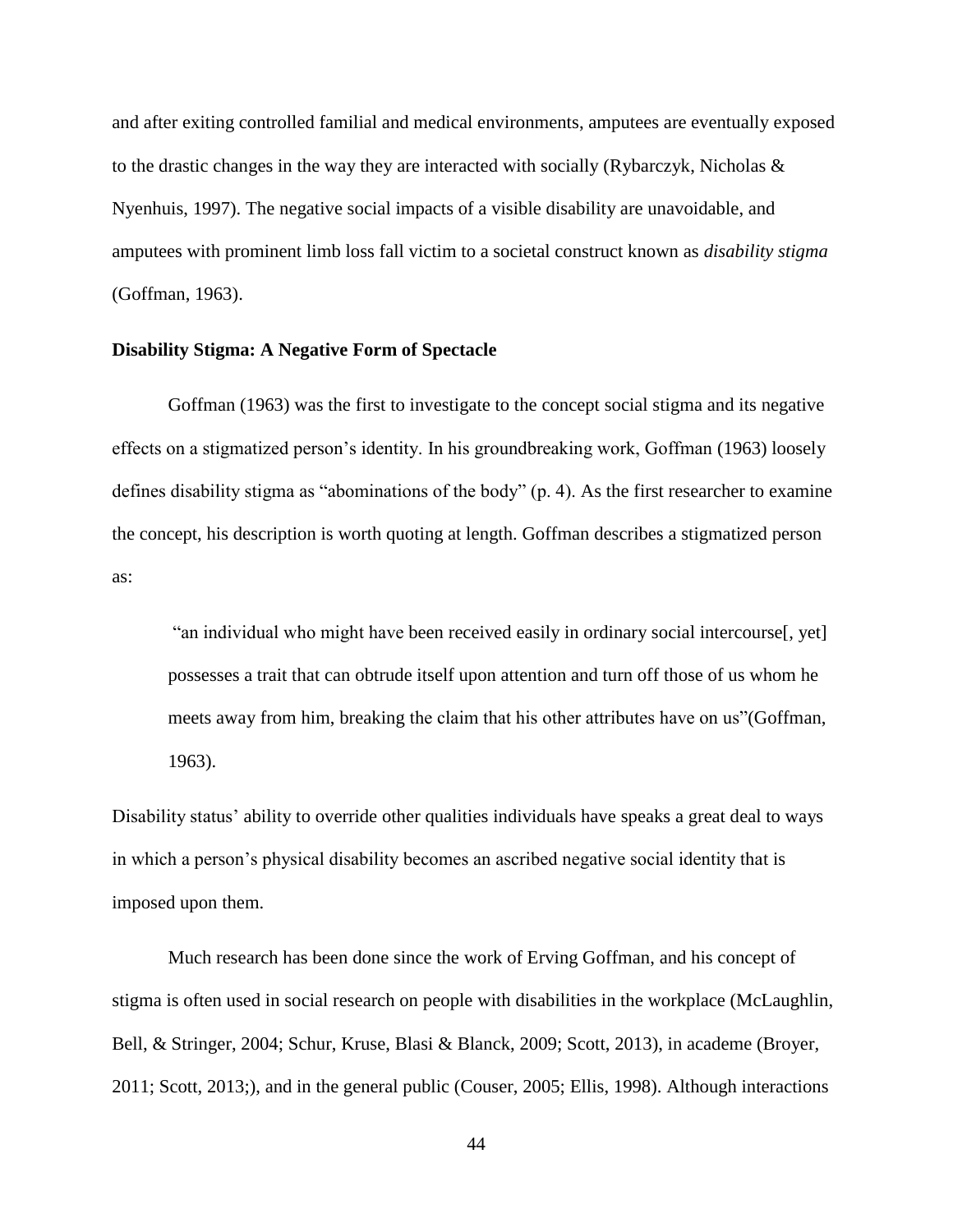and after exiting controlled familial and medical environments, amputees are eventually exposed to the drastic changes in the way they are interacted with socially (Rybarczyk, Nicholas & Nyenhuis, 1997). The negative social impacts of a visible disability are unavoidable, and amputees with prominent limb loss fall victim to a societal construct known as *disability stigma* (Goffman, 1963).

### Disability Stigma: A Negative Form of Spectacle

Goffman (1963) was the first to investigate to the concept social stigma and its negative effects on a stigmatized person's identity. In his groundbreaking work, Goffman (1963) loosely defines disability stigma as "abominations of the body" (p. 4). As the first researcher to examine the concept, his description is worth quoting at length. Goffman describes a stigmatized person as:

> "an individual who might have been received easily in ordinary social intercourse[, yet] possesses a trait that can obtrude itself upon attention and turn off those of us whom he meets away from him, breaking the claim that his other attributes have on us"(Goffman, 1963).

Disability status' ability to override other qualities individuals have speaks a great deal to ways in which a person's physical disability becomes an ascribed negative social identity that is imposed upon them.

Much research has been done since the work of Erving Goffman, and his concept of stigma is often used in social research on people with disabilities in the workplace (McLaughlin, Bell, & Stringer, 2004; Schur, Kruse, Blasi & Blanck, 2009; Scott, 2013), in academe (Broyer, 2011; Scott, 2013;), and in the general public (Couser, 2005; Ellis, 1998). Although interactions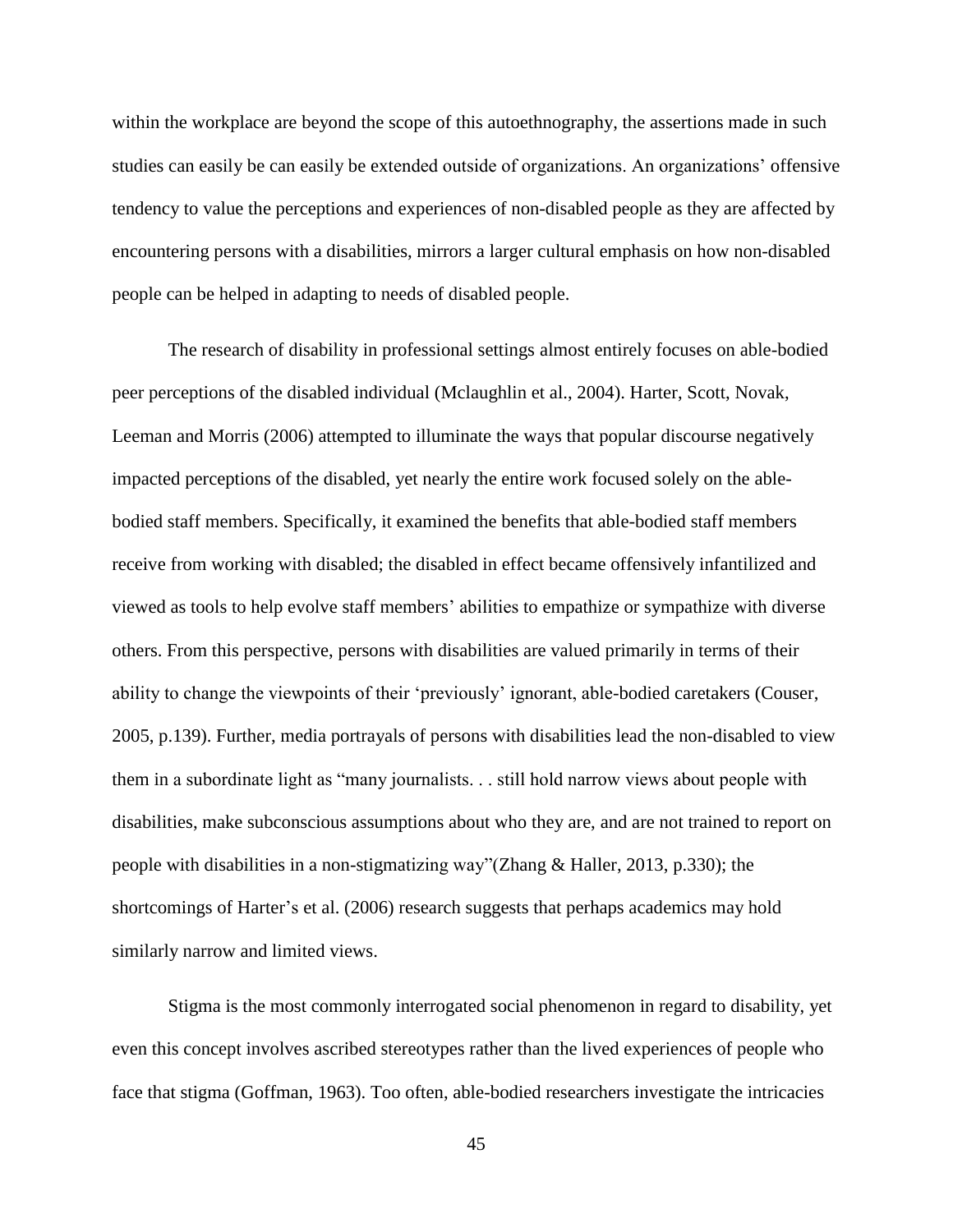within the workplace are beyond the scope of this autoethnography, the assertions made in such studies can easily be can easily be extended outside of organizations. An organizations' offensive tendency to value the perceptions and experiences of non-disabled people as they are affected by encountering persons with a disabilities, mirrors a larger cultural emphasis on how non-disabled people can be helped in adapting to needs of disabled people.

The research of disability in professional settings almost entirely focuses on able-bodied peer perceptions of the disabled individual (Mclaughlin et al., 2004). Harter, Scott, Novak, Leeman and Morris (2006) attempted to illuminate the ways that popular discourse negatively impacted perceptions of the disabled, yet nearly the entire work focused solely on the able-bodied staff members. Specifically, it examined the benefits that able-bodied staff members receive from working with disabled; the disabled in effect became offensively infantilized and viewed as tools to help evolve staff members' abilities to empathize or sympathize with diverse others. From this perspective, persons with disabilities are valued primarily in terms of their ability to change the viewpoints of their 'previously' ignorant, able-bodied caretakers (Couser, 2005, p.139). Further, media portrayals of persons with disabilities lead the non-disabled to view them in a subordinate light as "many journalists. . . still hold narrow views about people with disabilities, make subconscious assumptions about who they are, and are not trained to report on people with disabilities in a non-stigmatizing way"(Zhang & Haller, 2013, p.330); the shortcomings of Harter's et al. (2006) research suggests that perhaps academics may hold similarly narrow and limited views.

Stigma is the most commonly interrogated social phenomenon in regard to disability, yet even this concept involves ascribed stereotypes rather than the lived experiences of people who face that stigma (Goffman, 1963). Too often, able-bodied researchers investigate the intricacies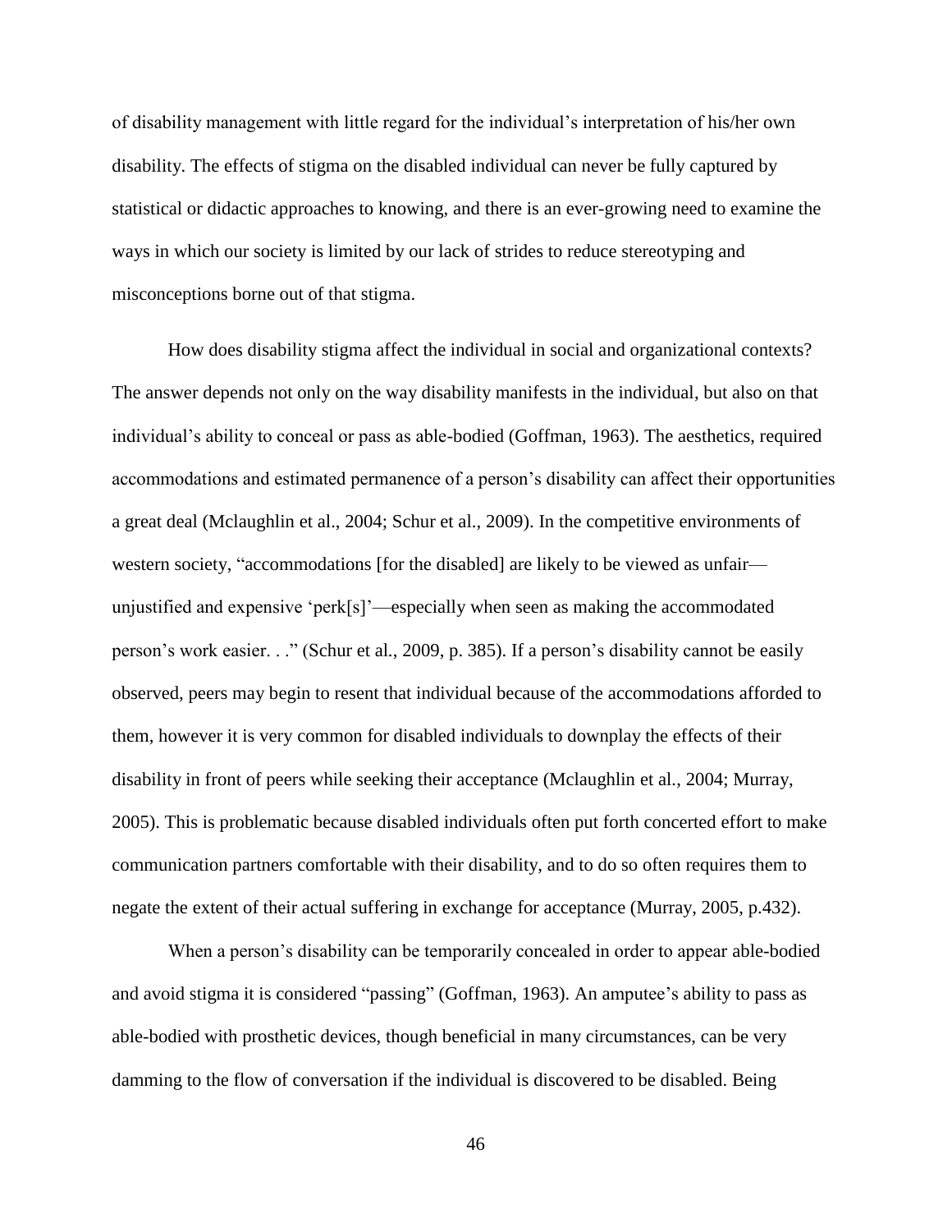of disability management with little regard for the individual's interpretation of his/her own disability. The effects of stigma on the disabled individual can never be fully captured by statistical or didactic approaches to knowing, and there is an ever-growing need to examine the ways in which our society is limited by our lack of strides to reduce stereotyping and misconceptions borne out of that stigma.

How does disability stigma affect the individual in social and organizational contexts? The answer depends not only on the way disability manifests in the individual, but also on that individual's ability to conceal or pass as able-bodied (Goffman, 1963). The aesthetics, required accommodations and estimated permanence of a person's disability can affect their opportunities a great deal (Mclaughlin et al., 2004; Schur et al., 2009). In the competitive environments of western society, "accommodations [for the disabled] are likely to be viewed as unfair—unjustified and expensive 'perk[s]'—especially when seen as making the accommodated person's work easier. . ." (Schur et al., 2009, p. 385). If a person's disability cannot be easily observed, peers may begin to resent that individual because of the accommodations afforded to them, however it is very common for disabled individuals to downplay the effects of their disability in front of peers while seeking their acceptance (Mclaughlin et al., 2004; Murray, 2005). This is problematic because disabled individuals often put forth concerted effort to make communication partners comfortable with their disability, and to do so often requires them to negate the extent of their actual suffering in exchange for acceptance (Murray, 2005, p.432).

When a person's disability can be temporarily concealed in order to appear able-bodied and avoid stigma it is considered "passing" (Goffman, 1963). An amputee's ability to pass as able-bodied with prosthetic devices, though beneficial in many circumstances, can be very damming to the flow of conversation if the individual is discovered to be disabled. Being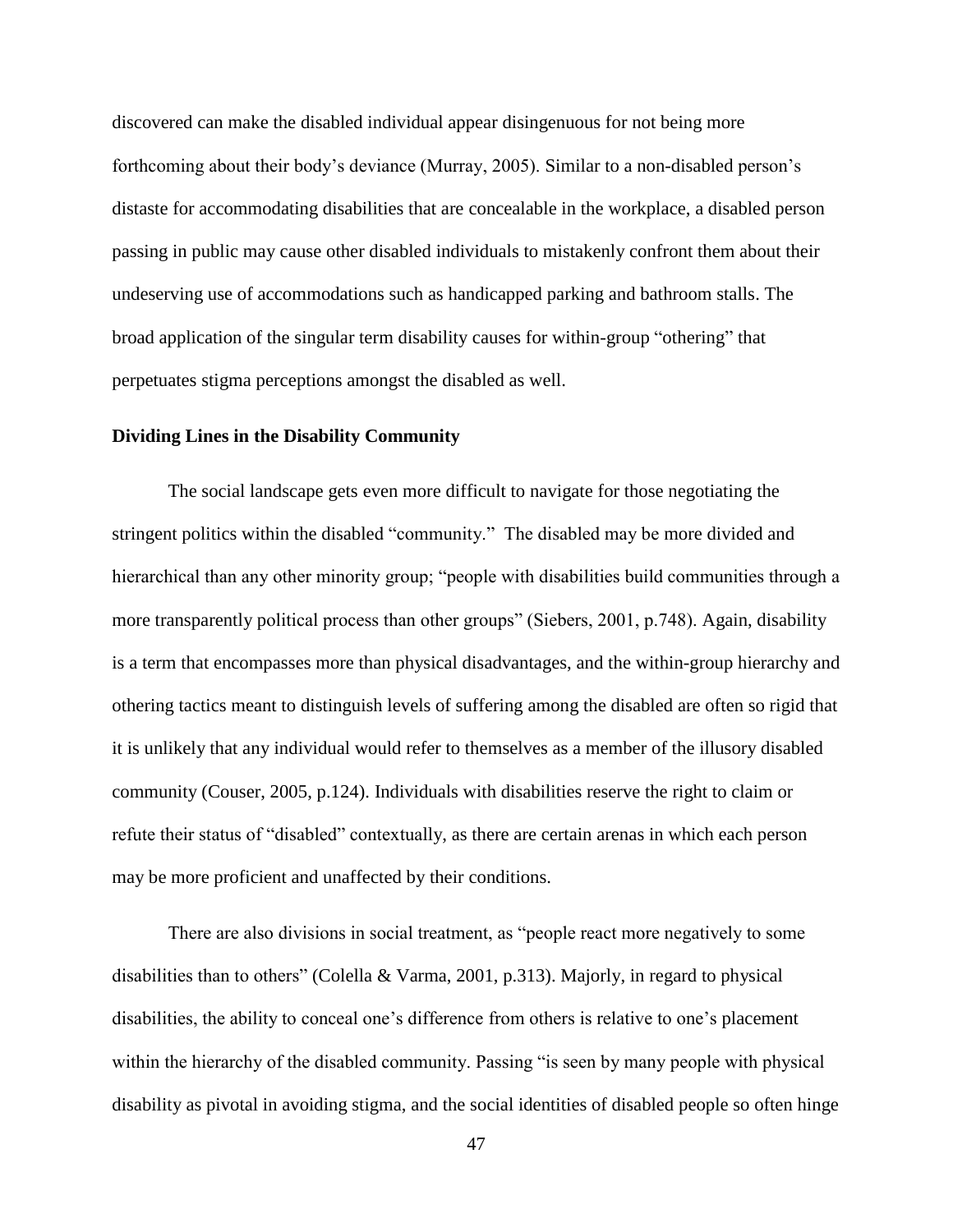discovered can make the disabled individual appear disingenuous for not being more forthcoming about their body's deviance (Murray, 2005). Similar to a non-disabled person's distaste for accommodating disabilities that are concealable in the workplace, a disabled person passing in public may cause other disabled individuals to mistakenly confront them about their undeserving use of accommodations such as handicapped parking and bathroom stalls. The broad application of the singular term disability causes for within-group "othering" that perpetuates stigma perceptions amongst the disabled as well.

**Dividing Lines in the Disability Community**

The social landscape gets even more difficult to navigate for those negotiating the stringent politics within the disabled "community." The disabled may be more divided and hierarchical than any other minority group; "people with disabilities build communities through a more transparently political process than other groups" (Siebers, 2001, p.748). Again, disability is a term that encompasses more than physical disadvantages, and the within-group hierarchy and othering tactics meant to distinguish levels of suffering among the disabled are often so rigid that it is unlikely that any individual would refer to themselves as a member of the illusory disabled community (Couser, 2005, p.124). Individuals with disabilities reserve the right to claim or refute their status of "disabled" contextually, as there are certain arenas in which each person may be more proficient and unaffected by their conditions.

There are also divisions in social treatment, as "people react more negatively to some disabilities than to others" (Colella & Varma, 2001, p.313). Majorly, in regard to physical disabilities, the ability to conceal one's difference from others is relative to one's placement within the hierarchy of the disabled community. Passing "is seen by many people with physical disability as pivotal in avoiding stigma, and the social identities of disabled people so often hinge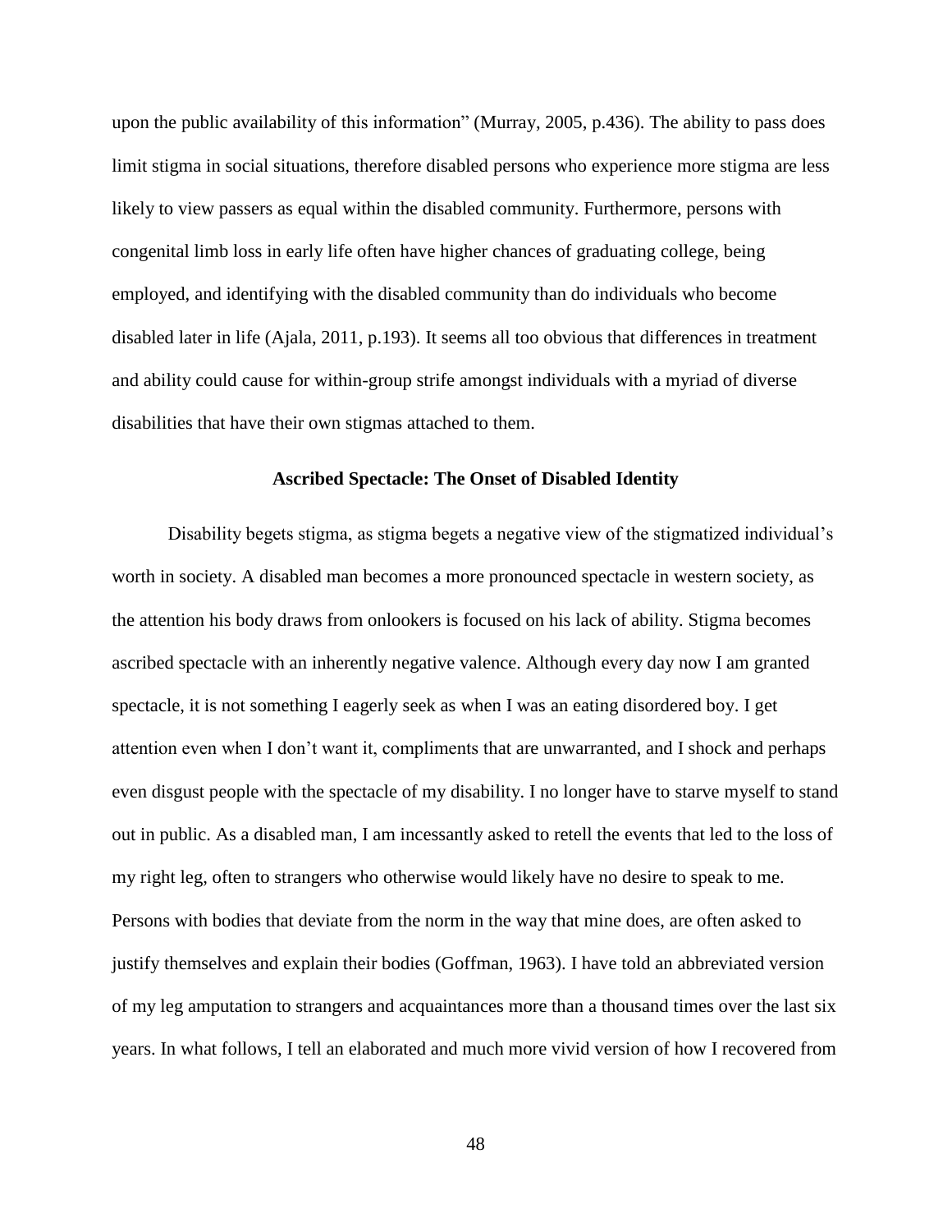upon the public availability of this information" (Murray, 2005, p.436). The ability to pass does limit stigma in social situations, therefore disabled persons who experience more stigma are less likely to view passers as equal within the disabled community. Furthermore, persons with congenital limb loss in early life often have higher chances of graduating college, being employed, and identifying with the disabled community than do individuals who become disabled later in life (Ajala, 2011, p.193). It seems all too obvious that differences in treatment and ability could cause for within-group strife amongst individuals with a myriad of diverse disabilities that have their own stigmas attached to them.

## Ascribed Spectacle: The Onset of Disabled Identity

Disability begets stigma, as stigma begets a negative view of the stigmatized individual's worth in society. A disabled man becomes a more pronounced spectacle in western society, as the attention his body draws from onlookers is focused on his lack of ability. Stigma becomes ascribed spectacle with an inherently negative valence. Although every day now I am granted spectacle, it is not something I eagerly seek as when I was an eating disordered boy. I get attention even when I don't want it, compliments that are unwarranted, and I shock and perhaps even disgust people with the spectacle of my disability. I no longer have to starve myself to stand out in public. As a disabled man, I am incessantly asked to retell the events that led to the loss of my right leg, often to strangers who otherwise would likely have no desire to speak to me. Persons with bodies that deviate from the norm in the way that mine does, are often asked to justify themselves and explain their bodies (Goffman, 1963). I have told an abbreviated version of my leg amputation to strangers and acquaintances more than a thousand times over the last six years. In what follows, I tell an elaborated and much more vivid version of how I recovered from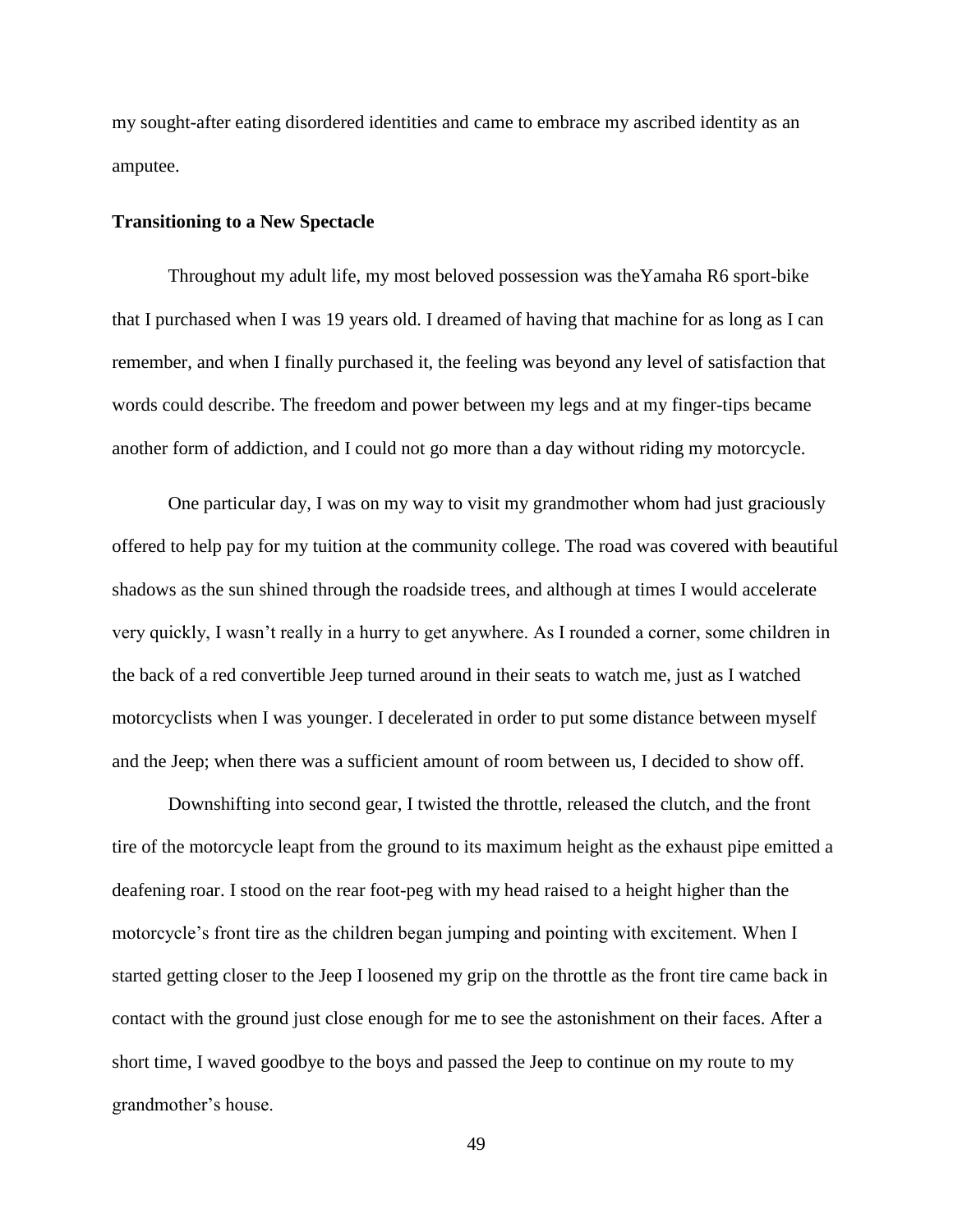my sought-after eating disordered identities and came to embrace my ascribed identity as an amputee.

### Transitioning to a New Spectacle

Throughout my adult life, my most beloved possession was theYamaha R6 sport-bike that I purchased when I was 19 years old. I dreamed of having that machine for as long as I can remember, and when I finally purchased it, the feeling was beyond any level of satisfaction that words could describe. The freedom and power between my legs and at my finger-tips became another form of addiction, and I could not go more than a day without riding my motorcycle.

One particular day, I was on my way to visit my grandmother whom had just graciously offered to help pay for my tuition at the community college. The road was covered with beautiful shadows as the sun shined through the roadside trees, and although at times I would accelerate very quickly, I wasn't really in a hurry to get anywhere. As I rounded a corner, some children in the back of a red convertible Jeep turned around in their seats to watch me, just as I watched motorcyclists when I was younger. I decelerated in order to put some distance between myself and the Jeep; when there was a sufficient amount of room between us, I decided to show off.

Downshifting into second gear, I twisted the throttle, released the clutch, and the front tire of the motorcycle leapt from the ground to its maximum height as the exhaust pipe emitted a deafening roar. I stood on the rear foot-peg with my head raised to a height higher than the motorcycle's front tire as the children began jumping and pointing with excitement. When I started getting closer to the Jeep I loosened my grip on the throttle as the front tire came back in contact with the ground just close enough for me to see the astonishment on their faces. After a short time, I waved goodbye to the boys and passed the Jeep to continue on my route to my grandmother's house.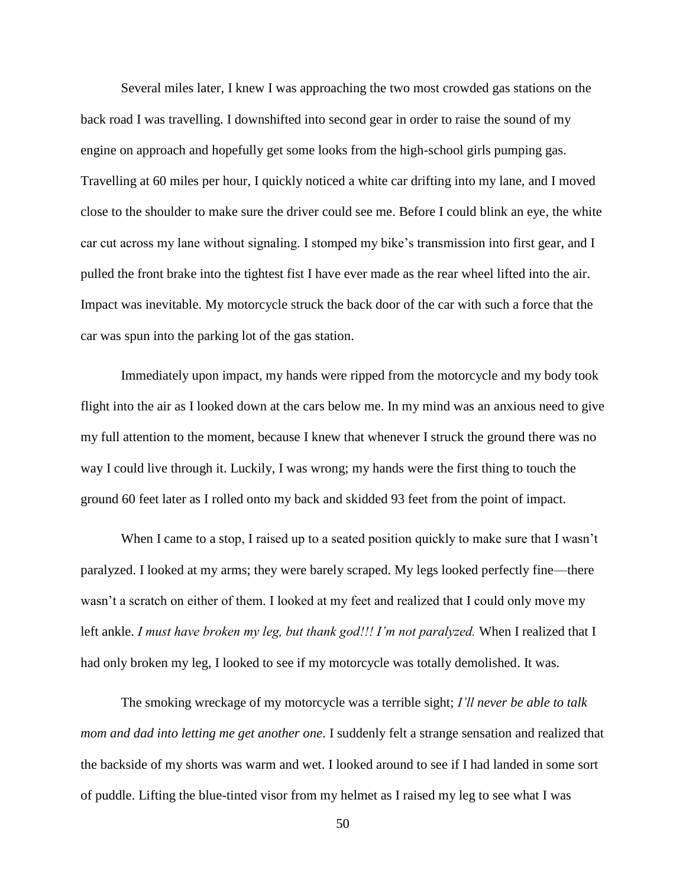Several miles later, I knew I was approaching the two most crowded gas stations on the back road I was travelling. I downshifted into second gear in order to raise the sound of my engine on approach and hopefully get some looks from the high-school girls pumping gas. Travelling at 60 miles per hour, I quickly noticed a white car drifting into my lane, and I moved close to the shoulder to make sure the driver could see me. Before I could blink an eye, the white car cut across my lane without signaling. I stomped my bike's transmission into first gear, and I pulled the front brake into the tightest fist I have ever made as the rear wheel lifted into the air. Impact was inevitable. My motorcycle struck the back door of the car with such a force that the car was spun into the parking lot of the gas station.

Immediately upon impact, my hands were ripped from the motorcycle and my body took flight into the air as I looked down at the cars below me. In my mind was an anxious need to give my full attention to the moment, because I knew that whenever I struck the ground there was no way I could live through it. Luckily, I was wrong; my hands were the first thing to touch the ground 60 feet later as I rolled onto my back and skidded 93 feet from the point of impact.

When I came to a stop, I raised up to a seated position quickly to make sure that I wasn't paralyzed. I looked at my arms; they were barely scraped. My legs looked perfectly fine—there wasn't a scratch on either of them. I looked at my feet and realized that I could only move my left ankle. *I must have broken my leg, but thank god!!! I'm not paralyzed.* When I realized that I had only broken my leg, I looked to see if my motorcycle was totally demolished. It was.

The smoking wreckage of my motorcycle was a terrible sight; *I'll never be able to talk mom and dad into letting me get another one*. I suddenly felt a strange sensation and realized that the backside of my shorts was warm and wet. I looked around to see if I had landed in some sort of puddle. Lifting the blue-tinted visor from my helmet as I raised my leg to see what I was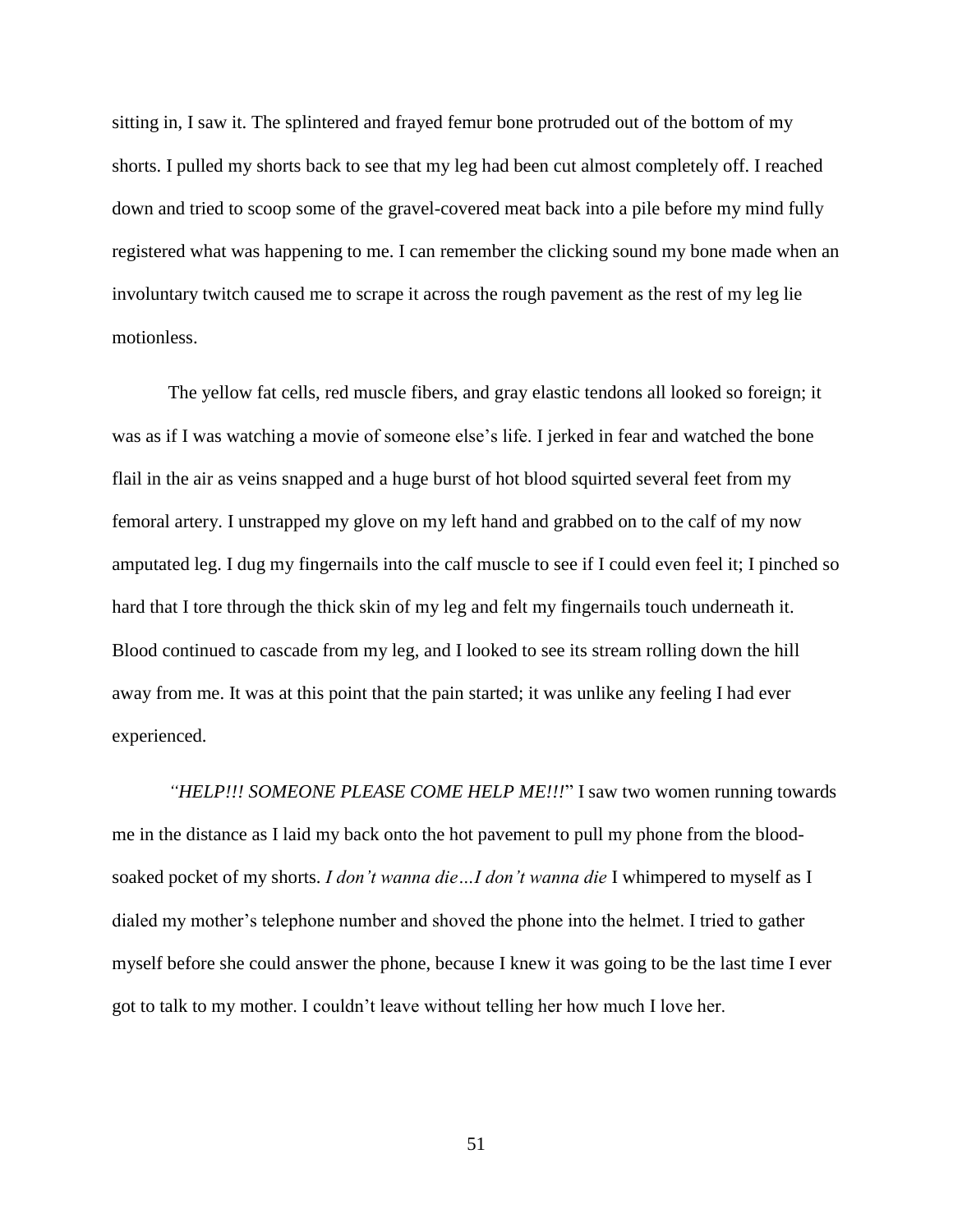sitting in, I saw it. The splintered and frayed femur bone protruded out of the bottom of my shorts. I pulled my shorts back to see that my leg had been cut almost completely off. I reached down and tried to scoop some of the gravel-covered meat back into a pile before my mind fully registered what was happening to me. I can remember the clicking sound my bone made when an involuntary twitch caused me to scrape it across the rough pavement as the rest of my leg lie motionless.

The yellow fat cells, red muscle fibers, and gray elastic tendons all looked so foreign; it was as if I was watching a movie of someone else's life. I jerked in fear and watched the bone flail in the air as veins snapped and a huge burst of hot blood squirted several feet from my femoral artery. I unstrapped my glove on my left hand and grabbed on to the calf of my now amputated leg. I dug my fingernails into the calf muscle to see if I could even feel it; I pinched so hard that I tore through the thick skin of my leg and felt my fingernails touch underneath it. Blood continued to cascade from my leg, and I looked to see its stream rolling down the hill away from me. It was at this point that the pain started; it was unlike any feeling I had ever experienced.

*"HELP!!! SOMEONE PLEASE COME HELP ME!!!*" I saw two women running towards me in the distance as I laid my back onto the hot pavement to pull my phone from the blood-soaked pocket of my shorts. *I don't wanna die…I don't wanna die* I whimpered to myself as I dialed my mother's telephone number and shoved the phone into the helmet. I tried to gather myself before she could answer the phone, because I knew it was going to be the last time I ever got to talk to my mother. I couldn't leave without telling her how much I love her.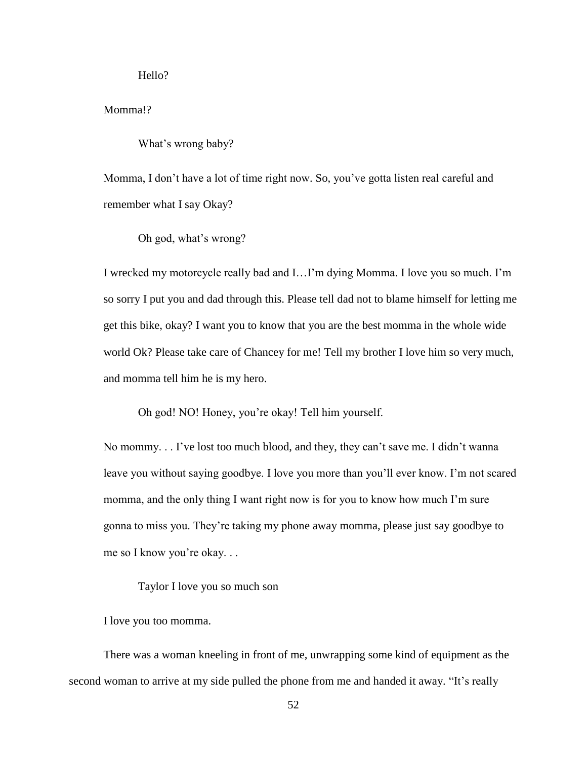Hello?

Momma!?

What's wrong baby?

Momma, I don't have a lot of time right now. So, you've gotta listen real careful and remember what I say Okay?

Oh god, what's wrong?

I wrecked my motorcycle really bad and I…I'm dying Momma. I love you so much. I'm so sorry I put you and dad through this. Please tell dad not to blame himself for letting me get this bike, okay? I want you to know that you are the best momma in the whole wide world Ok? Please take care of Chancey for me! Tell my brother I love him so very much, and momma tell him he is my hero.

Oh god! NO! Honey, you're okay! Tell him yourself.

No mommy. . . I've lost too much blood, and they, they can't save me. I didn't wanna leave you without saying goodbye. I love you more than you'll ever know. I'm not scared momma, and the only thing I want right now is for you to know how much I'm sure gonna to miss you. They're taking my phone away momma, please just say goodbye to me so I know you're okay. . .

Taylor I love you so much son

I love you too momma.

There was a woman kneeling in front of me, unwrapping some kind of equipment as the second woman to arrive at my side pulled the phone from me and handed it away. "It's really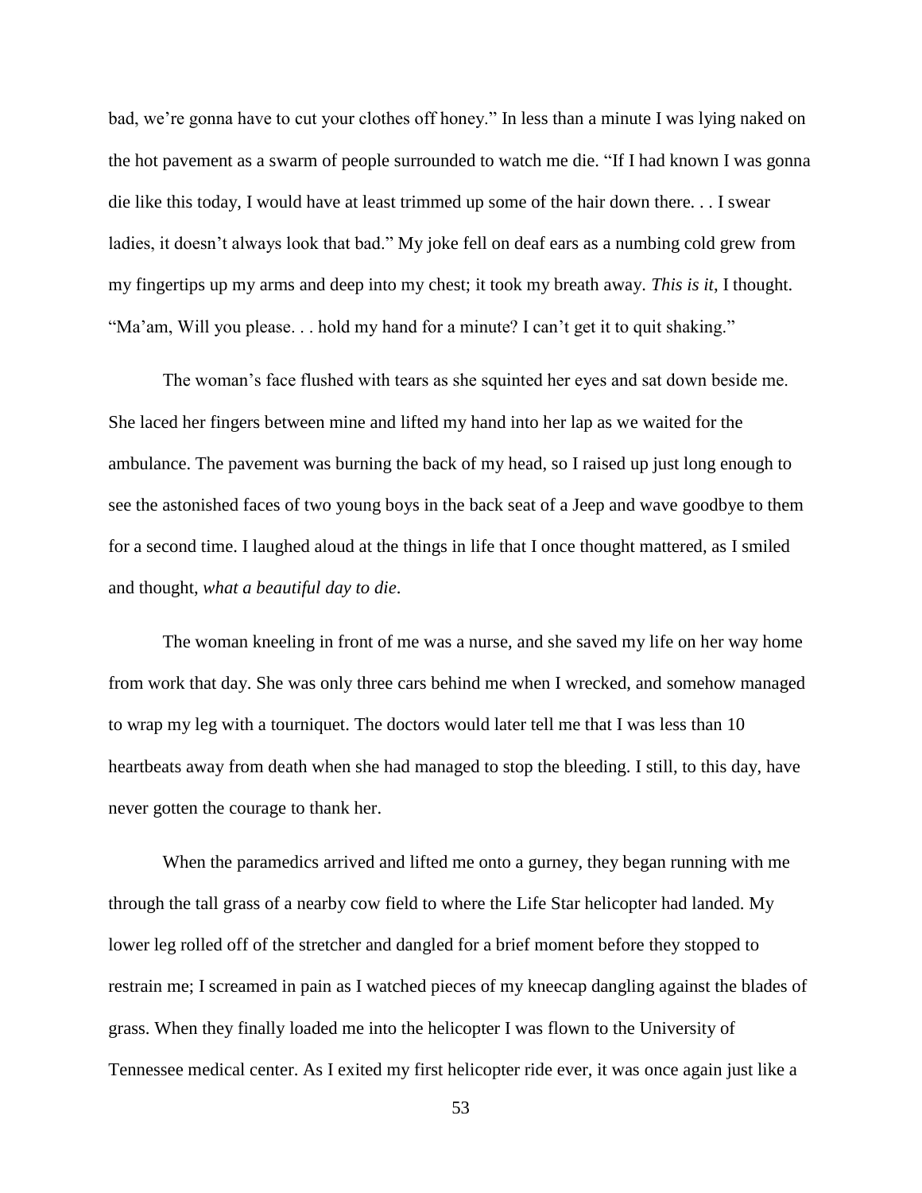bad, we're gonna have to cut your clothes off honey." In less than a minute I was lying naked on the hot pavement as a swarm of people surrounded to watch me die. "If I had known I was gonna die like this today, I would have at least trimmed up some of the hair down there. . . I swear ladies, it doesn't always look that bad." My joke fell on deaf ears as a numbing cold grew from my fingertips up my arms and deep into my chest; it took my breath away. *This is it*, I thought. "Ma'am, Will you please. . . hold my hand for a minute? I can't get it to quit shaking."

The woman's face flushed with tears as she squinted her eyes and sat down beside me. She laced her fingers between mine and lifted my hand into her lap as we waited for the ambulance. The pavement was burning the back of my head, so I raised up just long enough to see the astonished faces of two young boys in the back seat of a Jeep and wave goodbye to them for a second time. I laughed aloud at the things in life that I once thought mattered, as I smiled and thought, *what a beautiful day to die*.

The woman kneeling in front of me was a nurse, and she saved my life on her way home from work that day. She was only three cars behind me when I wrecked, and somehow managed to wrap my leg with a tourniquet. The doctors would later tell me that I was less than 10 heartbeats away from death when she had managed to stop the bleeding. I still, to this day, have never gotten the courage to thank her.

When the paramedics arrived and lifted me onto a gurney, they began running with me through the tall grass of a nearby cow field to where the Life Star helicopter had landed. My lower leg rolled off of the stretcher and dangled for a brief moment before they stopped to restrain me; I screamed in pain as I watched pieces of my kneecap dangling against the blades of grass. When they finally loaded me into the helicopter I was flown to the University of Tennessee medical center. As I exited my first helicopter ride ever, it was once again just like a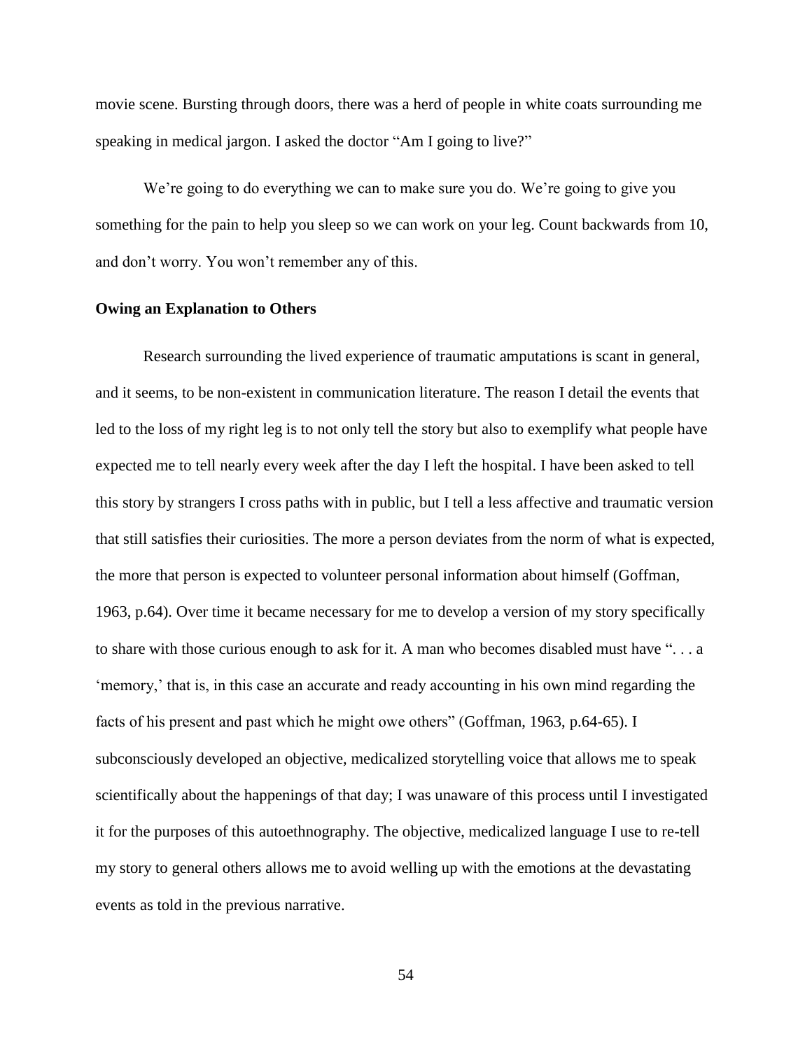movie scene. Bursting through doors, there was a herd of people in white coats surrounding me speaking in medical jargon. I asked the doctor "Am I going to live?"

We're going to do everything we can to make sure you do. We're going to give you something for the pain to help you sleep so we can work on your leg. Count backwards from 10, and don't worry. You won't remember any of this.

**Owing an Explanation to Others**

Research surrounding the lived experience of traumatic amputations is scant in general, and it seems, to be non-existent in communication literature. The reason I detail the events that led to the loss of my right leg is to not only tell the story but also to exemplify what people have expected me to tell nearly every week after the day I left the hospital. I have been asked to tell this story by strangers I cross paths with in public, but I tell a less affective and traumatic version that still satisfies their curiosities. The more a person deviates from the norm of what is expected, the more that person is expected to volunteer personal information about himself (Goffman, 1963, p.64). Over time it became necessary for me to develop a version of my story specifically to share with those curious enough to ask for it. A man who becomes disabled must have ". . . a 'memory,' that is, in this case an accurate and ready accounting in his own mind regarding the facts of his present and past which he might owe others" (Goffman, 1963, p.64-65). I subconsciously developed an objective, medicalized storytelling voice that allows me to speak scientifically about the happenings of that day; I was unaware of this process until I investigated it for the purposes of this autoethnography. The objective, medicalized language I use to re-tell my story to general others allows me to avoid welling up with the emotions at the devastating events as told in the previous narrative.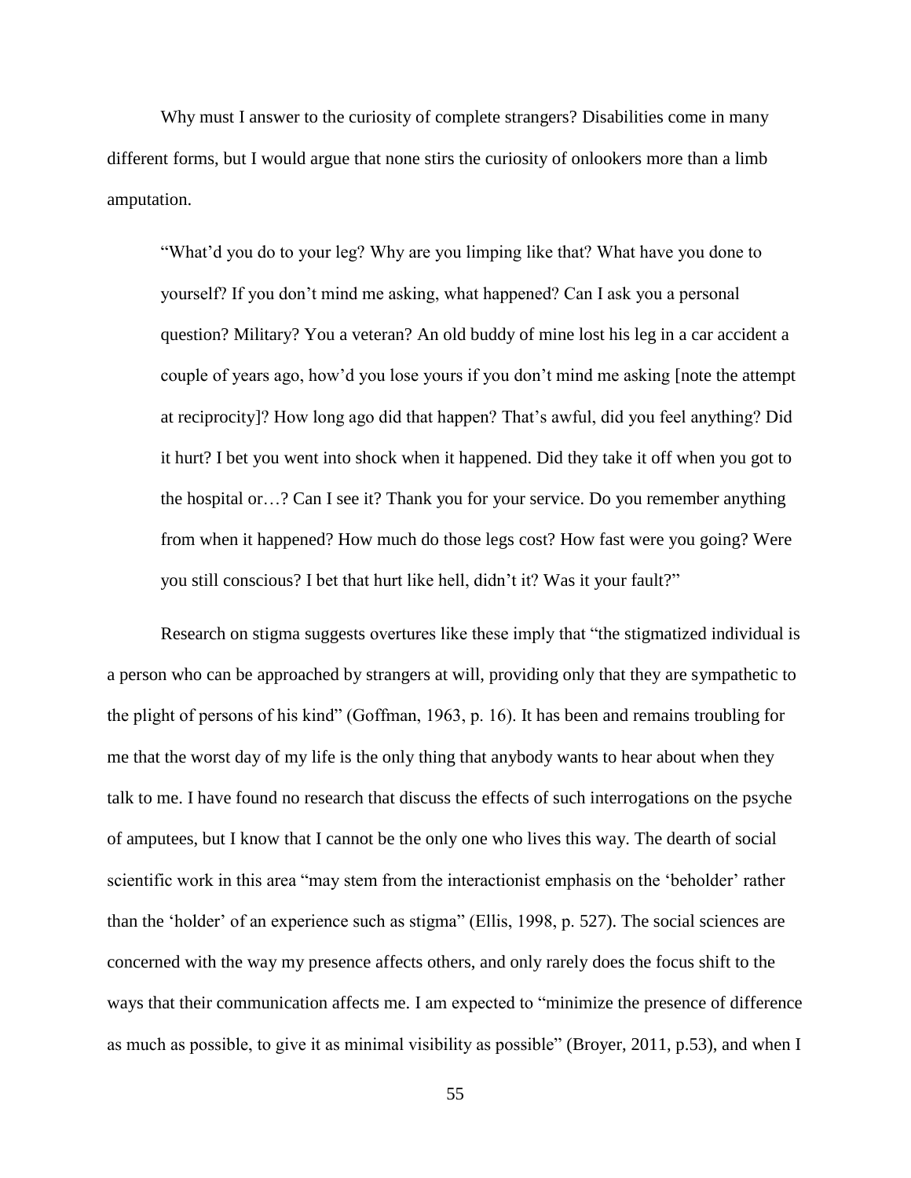Why must I answer to the curiosity of complete strangers? Disabilities come in many different forms, but I would argue that none stirs the curiosity of onlookers more than a limb amputation.

> "What'd you do to your leg? Why are you limping like that? What have you done to yourself? If you don't mind me asking, what happened? Can I ask you a personal question? Military? You a veteran? An old buddy of mine lost his leg in a car accident a couple of years ago, how'd you lose yours if you don't mind me asking [note the attempt at reciprocity]? How long ago did that happen? That's awful, did you feel anything? Did it hurt? I bet you went into shock when it happened. Did they take it off when you got to the hospital or…? Can I see it? Thank you for your service. Do you remember anything from when it happened? How much do those legs cost? How fast were you going? Were you still conscious? I bet that hurt like hell, didn't it? Was it your fault?"

Research on stigma suggests overtures like these imply that "the stigmatized individual is a person who can be approached by strangers at will, providing only that they are sympathetic to the plight of persons of his kind" (Goffman, 1963, p. 16). It has been and remains troubling for me that the worst day of my life is the only thing that anybody wants to hear about when they talk to me. I have found no research that discuss the effects of such interrogations on the psyche of amputees, but I know that I cannot be the only one who lives this way. The dearth of social scientific work in this area "may stem from the interactionist emphasis on the 'beholder' rather than the 'holder' of an experience such as stigma" (Ellis, 1998, p. 527). The social sciences are concerned with the way my presence affects others, and only rarely does the focus shift to the ways that their communication affects me. I am expected to "minimize the presence of difference as much as possible, to give it as minimal visibility as possible" (Broyer, 2011, p.53), and when I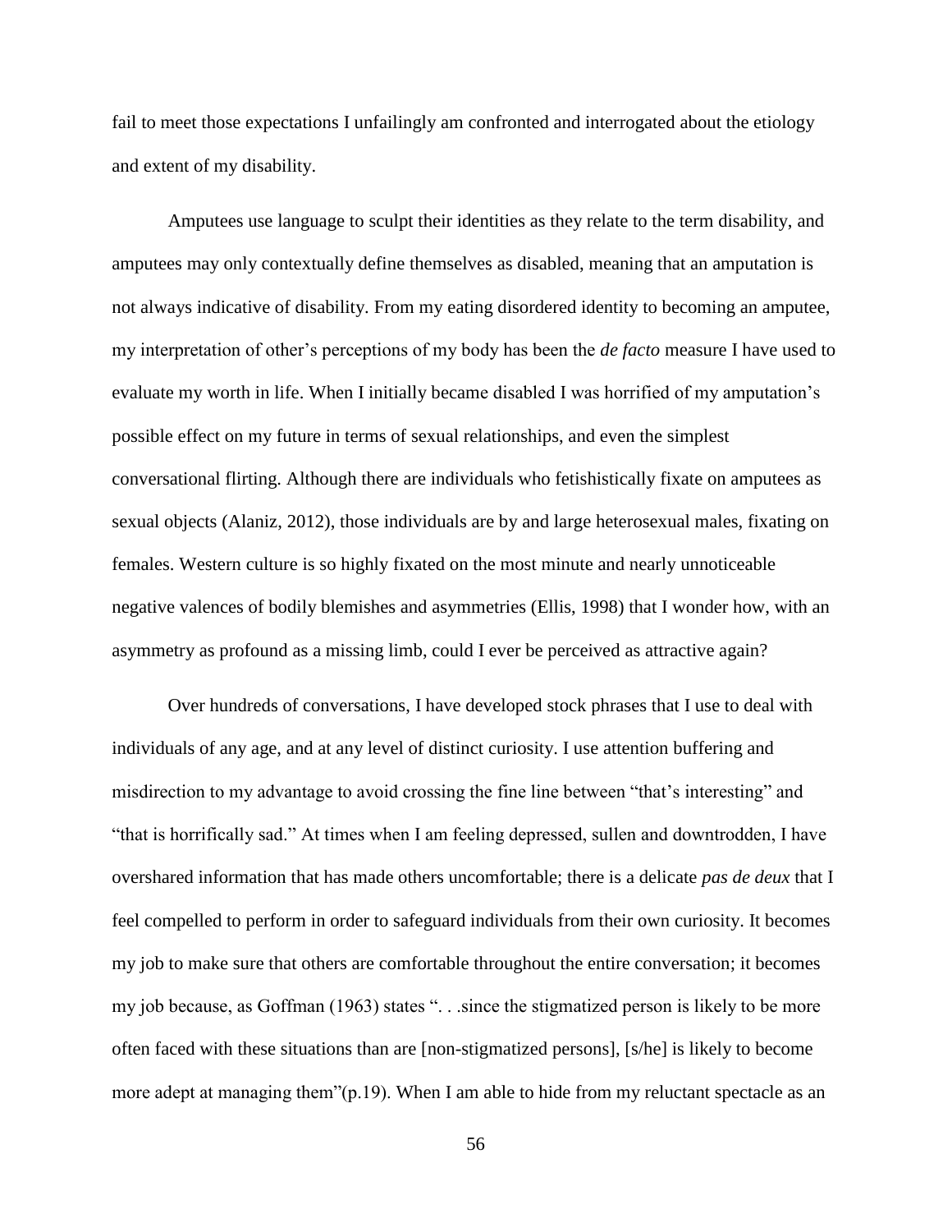fail to meet those expectations I unfailingly am confronted and interrogated about the etiology and extent of my disability.

Amputees use language to sculpt their identities as they relate to the term disability, and amputees may only contextually define themselves as disabled, meaning that an amputation is not always indicative of disability. From my eating disordered identity to becoming an amputee, my interpretation of other's perceptions of my body has been the *de facto* measure I have used to evaluate my worth in life. When I initially became disabled I was horrified of my amputation's possible effect on my future in terms of sexual relationships, and even the simplest conversational flirting. Although there are individuals who fetishistically fixate on amputees as sexual objects (Alaniz, 2012), those individuals are by and large heterosexual males, fixating on females. Western culture is so highly fixated on the most minute and nearly unnoticeable negative valences of bodily blemishes and asymmetries (Ellis, 1998) that I wonder how, with an asymmetry as profound as a missing limb, could I ever be perceived as attractive again?

Over hundreds of conversations, I have developed stock phrases that I use to deal with individuals of any age, and at any level of distinct curiosity. I use attention buffering and misdirection to my advantage to avoid crossing the fine line between "that's interesting" and "that is horrifically sad." At times when I am feeling depressed, sullen and downtrodden, I have overshared information that has made others uncomfortable; there is a delicate *pas de deux* that I feel compelled to perform in order to safeguard individuals from their own curiosity. It becomes my job to make sure that others are comfortable throughout the entire conversation; it becomes my job because, as Goffman (1963) states ". . .since the stigmatized person is likely to be more often faced with these situations than are [non-stigmatized persons], [s/he] is likely to become more adept at managing them"(p.19). When I am able to hide from my reluctant spectacle as an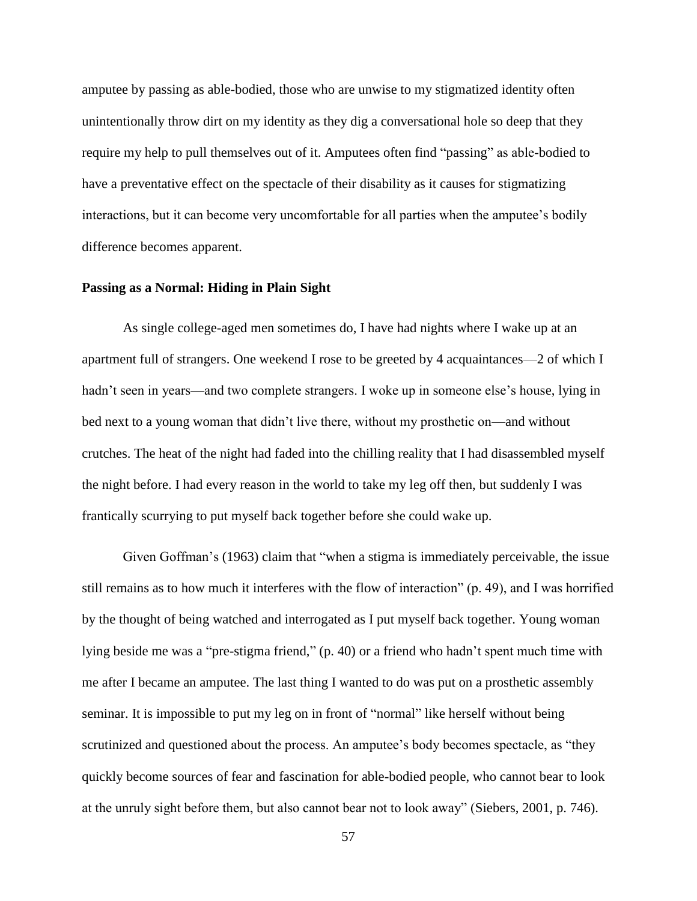amputee by passing as able-bodied, those who are unwise to my stigmatized identity often unintentionally throw dirt on my identity as they dig a conversational hole so deep that they require my help to pull themselves out of it. Amputees often find "passing" as able-bodied to have a preventative effect on the spectacle of their disability as it causes for stigmatizing interactions, but it can become very uncomfortable for all parties when the amputee's bodily difference becomes apparent.

**Passing as a Normal: Hiding in Plain Sight**

As single college-aged men sometimes do, I have had nights where I wake up at an apartment full of strangers. One weekend I rose to be greeted by 4 acquaintances—2 of which I hadn't seen in years—and two complete strangers. I woke up in someone else's house, lying in bed next to a young woman that didn't live there, without my prosthetic on—and without crutches. The heat of the night had faded into the chilling reality that I had disassembled myself the night before. I had every reason in the world to take my leg off then, but suddenly I was frantically scurrying to put myself back together before she could wake up.

Given Goffman's (1963) claim that "when a stigma is immediately perceivable, the issue still remains as to how much it interferes with the flow of interaction" (p. 49), and I was horrified by the thought of being watched and interrogated as I put myself back together. Young woman lying beside me was a "pre-stigma friend," (p. 40) or a friend who hadn't spent much time with me after I became an amputee. The last thing I wanted to do was put on a prosthetic assembly seminar. It is impossible to put my leg on in front of "normal" like herself without being scrutinized and questioned about the process. An amputee's body becomes spectacle, as "they quickly become sources of fear and fascination for able-bodied people, who cannot bear to look at the unruly sight before them, but also cannot bear not to look away" (Siebers, 2001, p. 746).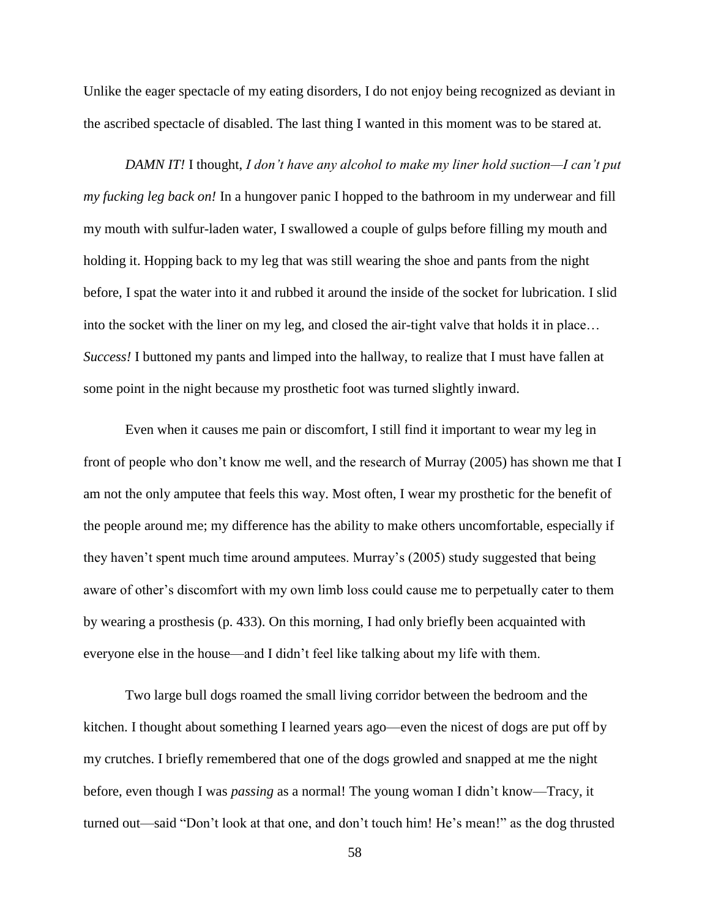Unlike the eager spectacle of my eating disorders, I do not enjoy being recognized as deviant in the ascribed spectacle of disabled. The last thing I wanted in this moment was to be stared at.

*DAMN IT!* I thought, *I don't have any alcohol to make my liner hold suction—I can't put my fucking leg back on!* In a hungover panic I hopped to the bathroom in my underwear and fill my mouth with sulfur-laden water, I swallowed a couple of gulps before filling my mouth and holding it. Hopping back to my leg that was still wearing the shoe and pants from the night before, I spat the water into it and rubbed it around the inside of the socket for lubrication. I slid into the socket with the liner on my leg, and closed the air-tight valve that holds it in place… *Success!* I buttoned my pants and limped into the hallway, to realize that I must have fallen at some point in the night because my prosthetic foot was turned slightly inward.

Even when it causes me pain or discomfort, I still find it important to wear my leg in front of people who don't know me well, and the research of Murray (2005) has shown me that I am not the only amputee that feels this way. Most often, I wear my prosthetic for the benefit of the people around me; my difference has the ability to make others uncomfortable, especially if they haven't spent much time around amputees. Murray's (2005) study suggested that being aware of other's discomfort with my own limb loss could cause me to perpetually cater to them by wearing a prosthesis (p. 433). On this morning, I had only briefly been acquainted with everyone else in the house—and I didn't feel like talking about my life with them.

Two large bull dogs roamed the small living corridor between the bedroom and the kitchen. I thought about something I learned years ago—even the nicest of dogs are put off by my crutches. I briefly remembered that one of the dogs growled and snapped at me the night before, even though I was *passing* as a normal! The young woman I didn't know—Tracy, it turned out—said "Don't look at that one, and don't touch him! He's mean!" as the dog thrusted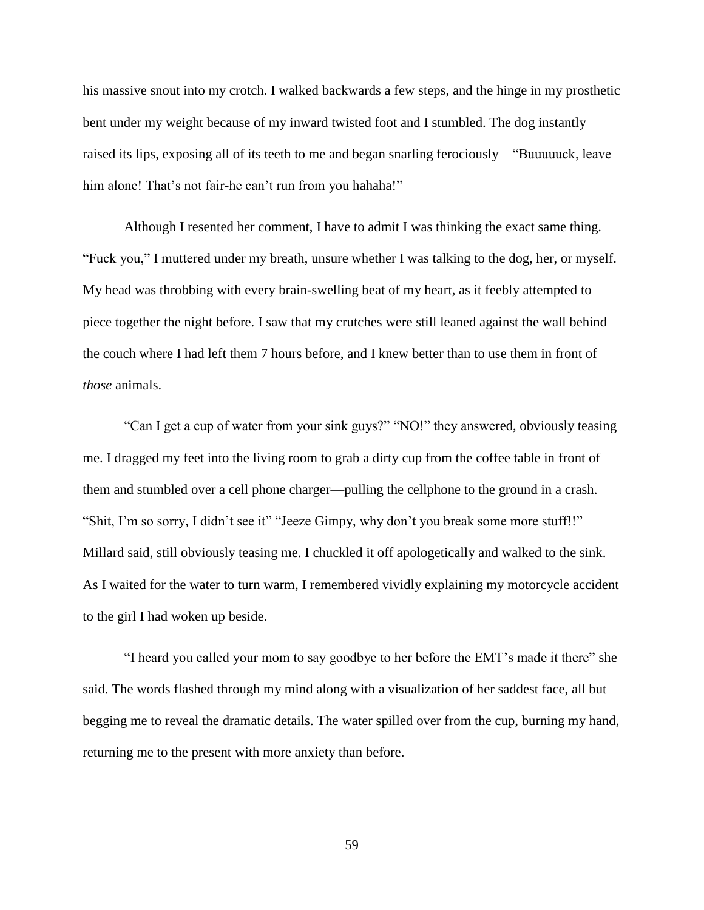his massive snout into my crotch. I walked backwards a few steps, and the hinge in my prosthetic bent under my weight because of my inward twisted foot and I stumbled. The dog instantly raised its lips, exposing all of its teeth to me and began snarling ferociously—"Buuuuuck, leave him alone! That's not fair-he can't run from you hahaha!"

Although I resented her comment, I have to admit I was thinking the exact same thing. "Fuck you," I muttered under my breath, unsure whether I was talking to the dog, her, or myself. My head was throbbing with every brain-swelling beat of my heart, as it feebly attempted to piece together the night before. I saw that my crutches were still leaned against the wall behind the couch where I had left them 7 hours before, and I knew better than to use them in front of *those* animals.

"Can I get a cup of water from your sink guys?" "NO!" they answered, obviously teasing me. I dragged my feet into the living room to grab a dirty cup from the coffee table in front of them and stumbled over a cell phone charger—pulling the cellphone to the ground in a crash. "Shit, I'm so sorry, I didn't see it" "Jeeze Gimpy, why don't you break some more stuff!!" Millard said, still obviously teasing me. I chuckled it off apologetically and walked to the sink. As I waited for the water to turn warm, I remembered vividly explaining my motorcycle accident to the girl I had woken up beside.

"I heard you called your mom to say goodbye to her before the EMT's made it there" she said. The words flashed through my mind along with a visualization of her saddest face, all but begging me to reveal the dramatic details. The water spilled over from the cup, burning my hand, returning me to the present with more anxiety than before.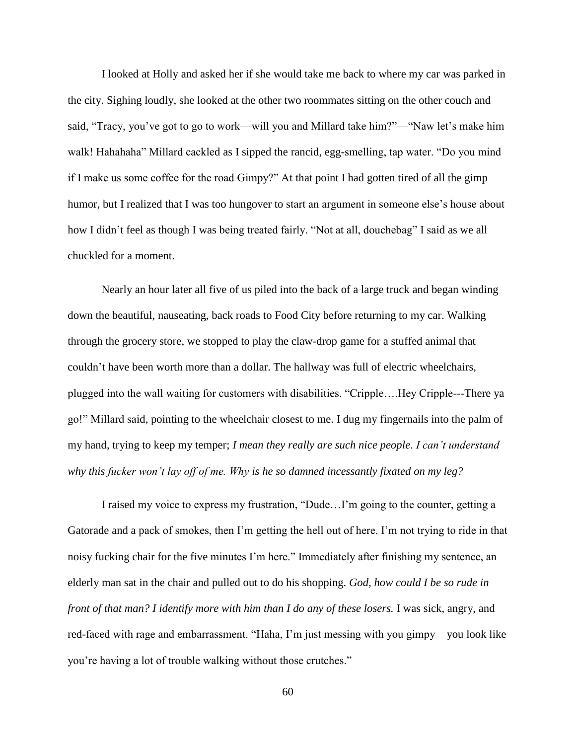I looked at Holly and asked her if she would take me back to where my car was parked in the city. Sighing loudly, she looked at the other two roommates sitting on the other couch and said, "Tracy, you've got to go to work—will you and Millard take him?"—"Naw let's make him walk! Hahahaha" Millard cackled as I sipped the rancid, egg-smelling, tap water. "Do you mind if I make us some coffee for the road Gimpy?" At that point I had gotten tired of all the gimp humor, but I realized that I was too hungover to start an argument in someone else's house about how I didn't feel as though I was being treated fairly. "Not at all, douchebag" I said as we all chuckled for a moment.

Nearly an hour later all five of us piled into the back of a large truck and began winding down the beautiful, nauseating, back roads to Food City before returning to my car. Walking through the grocery store, we stopped to play the claw-drop game for a stuffed animal that couldn't have been worth more than a dollar. The hallway was full of electric wheelchairs, plugged into the wall waiting for customers with disabilities. "Cripple….Hey Cripple---There ya go!" Millard said, pointing to the wheelchair closest to me. I dug my fingernails into the palm of my hand, trying to keep my temper; *I mean they really are such nice people. I can't understand why this fucker won't lay off of me. Why is he so damned incessantly fixated on my leg?*

I raised my voice to express my frustration, "Dude…I'm going to the counter, getting a Gatorade and a pack of smokes, then I'm getting the hell out of here. I'm not trying to ride in that noisy fucking chair for the five minutes I'm here." Immediately after finishing my sentence, an elderly man sat in the chair and pulled out to do his shopping. *God, how could I be so rude in front of that man? I identify more with him than I do any of these losers.* I was sick, angry, and red-faced with rage and embarrassment. "Haha, I'm just messing with you gimpy—you look like you're having a lot of trouble walking without those crutches."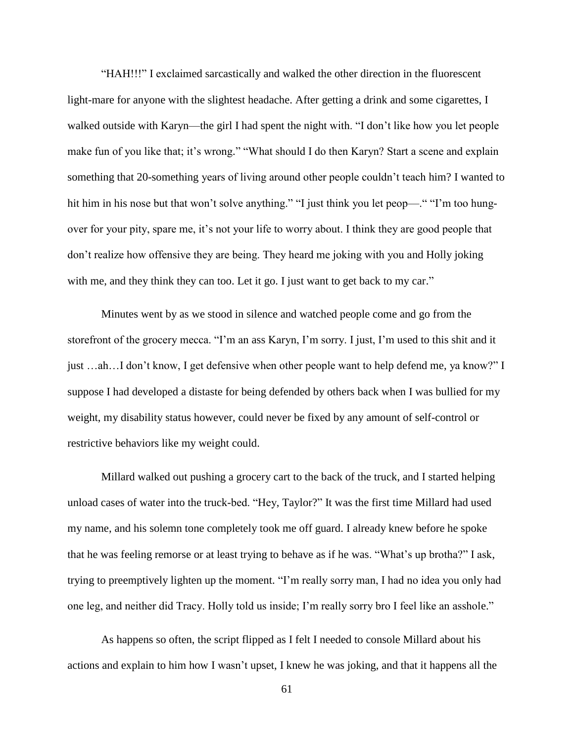"HAH!!!" I exclaimed sarcastically and walked the other direction in the fluorescent light-mare for anyone with the slightest headache. After getting a drink and some cigarettes, I walked outside with Karyn—the girl I had spent the night with. "I don't like how you let people make fun of you like that; it's wrong." "What should I do then Karyn? Start a scene and explain something that 20-something years of living around other people couldn't teach him? I wanted to hit him in his nose but that won't solve anything." "I just think you let peop—." "I'm too hung-over for your pity, spare me, it's not your life to worry about. I think they are good people that don't realize how offensive they are being. They heard me joking with you and Holly joking with me, and they think they can too. Let it go. I just want to get back to my car."

Minutes went by as we stood in silence and watched people come and go from the storefront of the grocery mecca. "I'm an ass Karyn, I'm sorry. I just, I'm used to this shit and it just …ah…I don't know, I get defensive when other people want to help defend me, ya know?" I suppose I had developed a distaste for being defended by others back when I was bullied for my weight, my disability status however, could never be fixed by any amount of self-control or restrictive behaviors like my weight could.

Millard walked out pushing a grocery cart to the back of the truck, and I started helping unload cases of water into the truck-bed. "Hey, Taylor?" It was the first time Millard had used my name, and his solemn tone completely took me off guard. I already knew before he spoke that he was feeling remorse or at least trying to behave as if he was. "What's up brotha?" I ask, trying to preemptively lighten up the moment. "I'm really sorry man, I had no idea you only had one leg, and neither did Tracy. Holly told us inside; I'm really sorry bro I feel like an asshole."

As happens so often, the script flipped as I felt I needed to console Millard about his actions and explain to him how I wasn't upset, I knew he was joking, and that it happens all the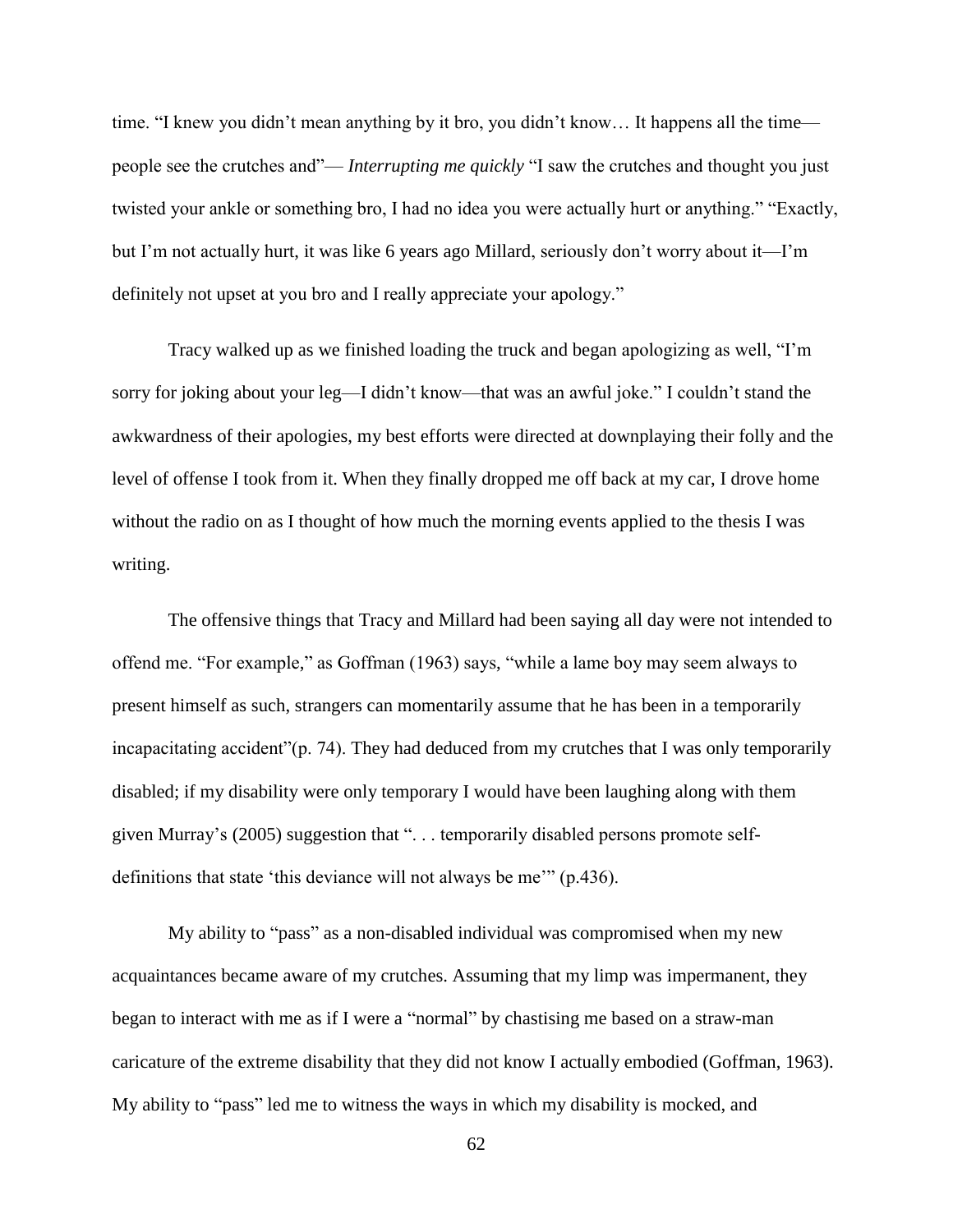time. "I knew you didn't mean anything by it bro, you didn't know… It happens all the time—people see the crutches and"— *Interrupting me quickly* "I saw the crutches and thought you just twisted your ankle or something bro, I had no idea you were actually hurt or anything." "Exactly, but I'm not actually hurt, it was like 6 years ago Millard, seriously don't worry about it—I'm definitely not upset at you bro and I really appreciate your apology."

Tracy walked up as we finished loading the truck and began apologizing as well, "I'm sorry for joking about your leg—I didn't know—that was an awful joke." I couldn't stand the awkwardness of their apologies, my best efforts were directed at downplaying their folly and the level of offense I took from it. When they finally dropped me off back at my car, I drove home without the radio on as I thought of how much the morning events applied to the thesis I was writing.

The offensive things that Tracy and Millard had been saying all day were not intended to offend me. "For example," as Goffman (1963) says, "while a lame boy may seem always to present himself as such, strangers can momentarily assume that he has been in a temporarily incapacitating accident"(p. 74). They had deduced from my crutches that I was only temporarily disabled; if my disability were only temporary I would have been laughing along with them given Murray's (2005) suggestion that ". . . temporarily disabled persons promote self-definitions that state 'this deviance will not always be me'" (p.436).

My ability to "pass" as a non-disabled individual was compromised when my new acquaintances became aware of my crutches. Assuming that my limp was impermanent, they began to interact with me as if I were a "normal" by chastising me based on a straw-man caricature of the extreme disability that they did not know I actually embodied (Goffman, 1963). My ability to "pass" led me to witness the ways in which my disability is mocked, and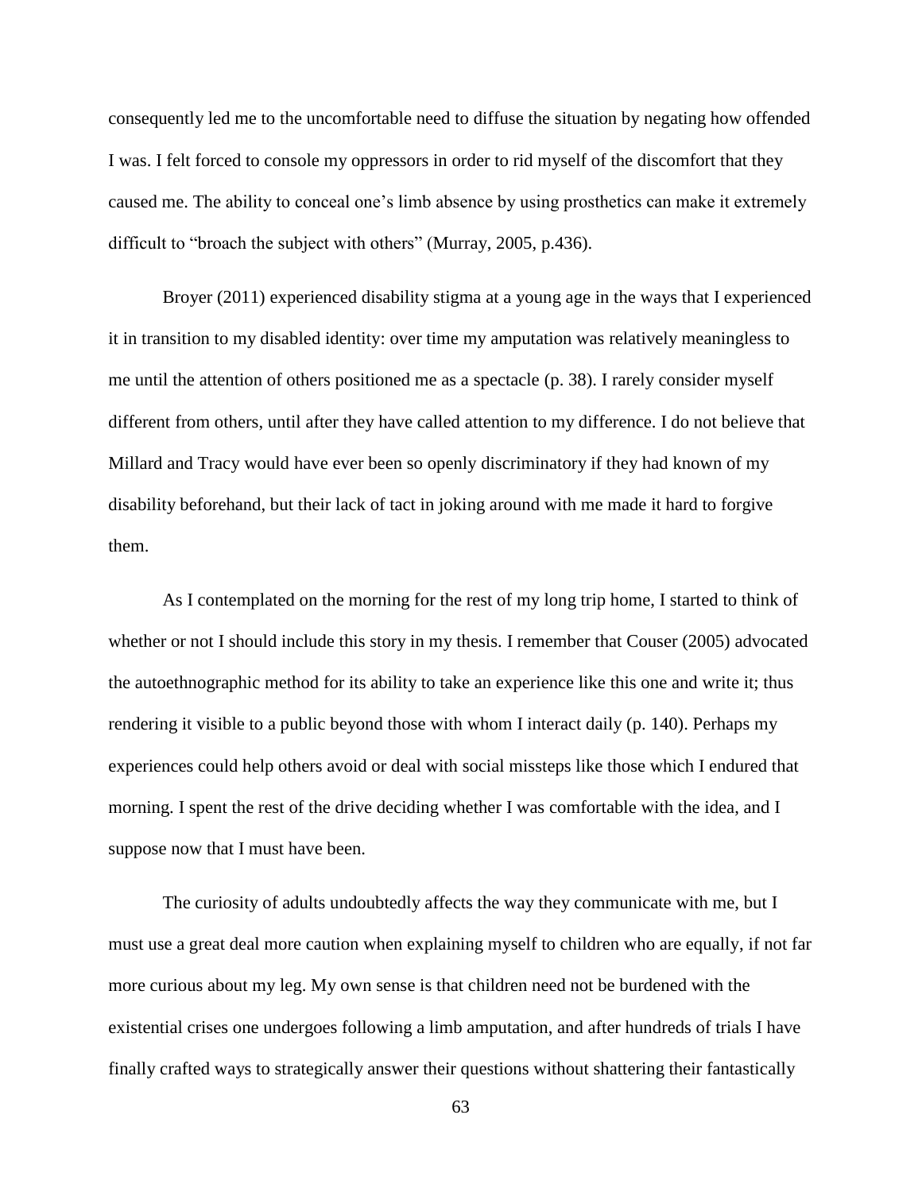consequently led me to the uncomfortable need to diffuse the situation by negating how offended I was. I felt forced to console my oppressors in order to rid myself of the discomfort that they caused me. The ability to conceal one's limb absence by using prosthetics can make it extremely difficult to "broach the subject with others" (Murray, 2005, p.436).

Broyer (2011) experienced disability stigma at a young age in the ways that I experienced it in transition to my disabled identity: over time my amputation was relatively meaningless to me until the attention of others positioned me as a spectacle (p. 38). I rarely consider myself different from others, until after they have called attention to my difference. I do not believe that Millard and Tracy would have ever been so openly discriminatory if they had known of my disability beforehand, but their lack of tact in joking around with me made it hard to forgive them.

As I contemplated on the morning for the rest of my long trip home, I started to think of whether or not I should include this story in my thesis. I remember that Couser (2005) advocated the autoethnographic method for its ability to take an experience like this one and write it; thus rendering it visible to a public beyond those with whom I interact daily (p. 140). Perhaps my experiences could help others avoid or deal with social missteps like those which I endured that morning. I spent the rest of the drive deciding whether I was comfortable with the idea, and I suppose now that I must have been.

The curiosity of adults undoubtedly affects the way they communicate with me, but I must use a great deal more caution when explaining myself to children who are equally, if not far more curious about my leg. My own sense is that children need not be burdened with the existential crises one undergoes following a limb amputation, and after hundreds of trials I have finally crafted ways to strategically answer their questions without shattering their fantastically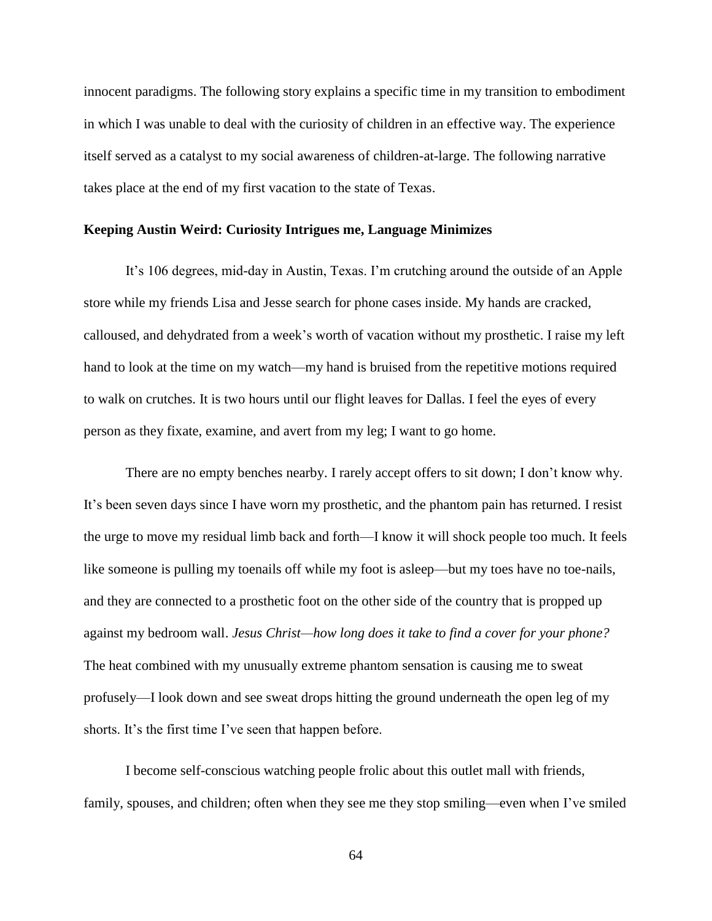innocent paradigms. The following story explains a specific time in my transition to embodiment in which I was unable to deal with the curiosity of children in an effective way. The experience itself served as a catalyst to my social awareness of children-at-large. The following narrative takes place at the end of my first vacation to the state of Texas.

### Keeping Austin Weird: Curiosity Intrigues me, Language Minimizes

It's 106 degrees, mid-day in Austin, Texas. I'm crutching around the outside of an Apple store while my friends Lisa and Jesse search for phone cases inside. My hands are cracked, calloused, and dehydrated from a week's worth of vacation without my prosthetic. I raise my left hand to look at the time on my watch—my hand is bruised from the repetitive motions required to walk on crutches. It is two hours until our flight leaves for Dallas. I feel the eyes of every person as they fixate, examine, and avert from my leg; I want to go home.

There are no empty benches nearby. I rarely accept offers to sit down; I don't know why. It's been seven days since I have worn my prosthetic, and the phantom pain has returned. I resist the urge to move my residual limb back and forth—I know it will shock people too much. It feels like someone is pulling my toenails off while my foot is asleep—but my toes have no toe-nails, and they are connected to a prosthetic foot on the other side of the country that is propped up against my bedroom wall. *Jesus Christ—how long does it take to find a cover for your phone?* The heat combined with my unusually extreme phantom sensation is causing me to sweat profusely—I look down and see sweat drops hitting the ground underneath the open leg of my shorts. It's the first time I've seen that happen before.

I become self-conscious watching people frolic about this outlet mall with friends, family, spouses, and children; often when they see me they stop smiling—even when I've smiled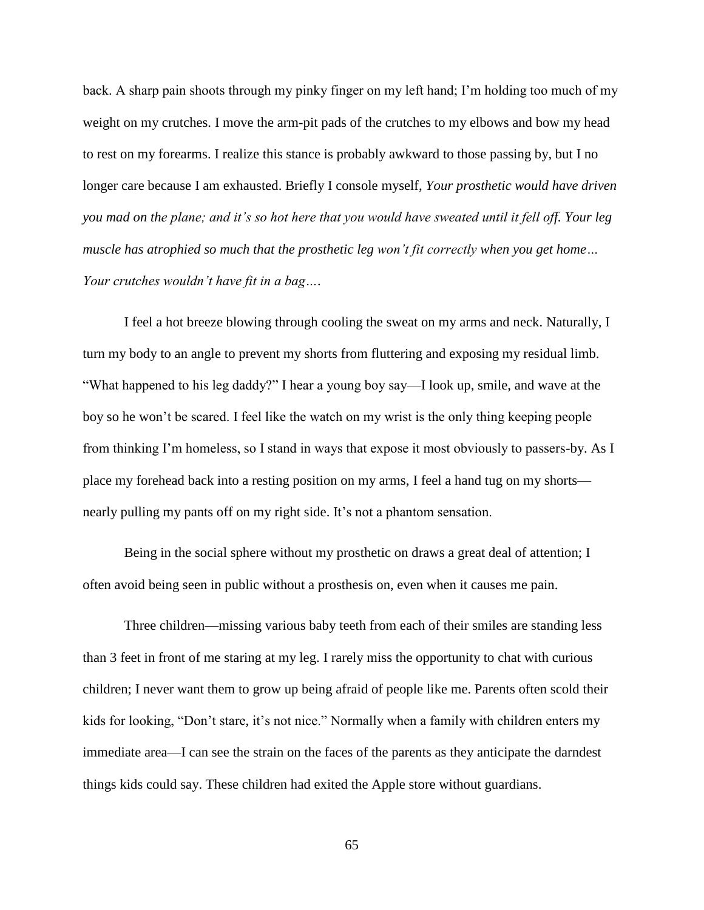back. A sharp pain shoots through my pinky finger on my left hand; I'm holding too much of my weight on my crutches. I move the arm-pit pads of the crutches to my elbows and bow my head to rest on my forearms. I realize this stance is probably awkward to those passing by, but I no longer care because I am exhausted. Briefly I console myself, *Your prosthetic would have driven you mad on the plane; and it's so hot here that you would have sweated until it fell off. Your leg muscle has atrophied so much that the prosthetic leg won't fit correctly when you get home… Your crutches wouldn't have fit in a bag….*

I feel a hot breeze blowing through cooling the sweat on my arms and neck. Naturally, I turn my body to an angle to prevent my shorts from fluttering and exposing my residual limb. "What happened to his leg daddy?" I hear a young boy say—I look up, smile, and wave at the boy so he won't be scared. I feel like the watch on my wrist is the only thing keeping people from thinking I'm homeless, so I stand in ways that expose it most obviously to passers-by. As I place my forehead back into a resting position on my arms, I feel a hand tug on my shorts—nearly pulling my pants off on my right side. It's not a phantom sensation.

Being in the social sphere without my prosthetic on draws a great deal of attention; I often avoid being seen in public without a prosthesis on, even when it causes me pain.

Three children—missing various baby teeth from each of their smiles are standing less than 3 feet in front of me staring at my leg. I rarely miss the opportunity to chat with curious children; I never want them to grow up being afraid of people like me. Parents often scold their kids for looking, "Don't stare, it's not nice." Normally when a family with children enters my immediate area—I can see the strain on the faces of the parents as they anticipate the darndest things kids could say. These children had exited the Apple store without guardians.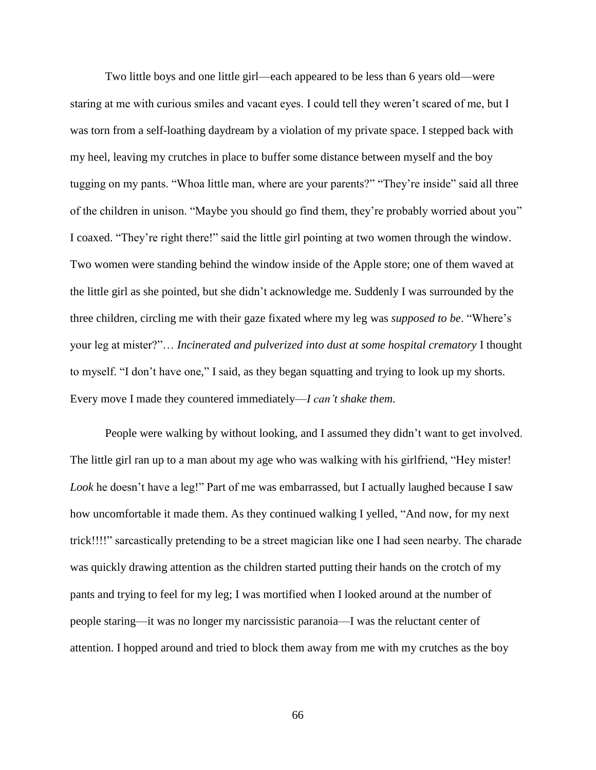Two little boys and one little girl—each appeared to be less than 6 years old—were staring at me with curious smiles and vacant eyes. I could tell they weren't scared of me, but I was torn from a self-loathing daydream by a violation of my private space. I stepped back with my heel, leaving my crutches in place to buffer some distance between myself and the boy tugging on my pants. "Whoa little man, where are your parents?" "They're inside" said all three of the children in unison. "Maybe you should go find them, they're probably worried about you" I coaxed. "They're right there!" said the little girl pointing at two women through the window. Two women were standing behind the window inside of the Apple store; one of them waved at the little girl as she pointed, but she didn't acknowledge me. Suddenly I was surrounded by the three children, circling me with their gaze fixated where my leg was *supposed to be*. "Where's your leg at mister?"… *Incinerated and pulverized into dust at some hospital crematory* I thought to myself. "I don't have one," I said, as they began squatting and trying to look up my shorts. Every move I made they countered immediately—*I can't shake them*.

People were walking by without looking, and I assumed they didn't want to get involved. The little girl ran up to a man about my age who was walking with his girlfriend, "Hey mister! *Look* he doesn't have a leg!" Part of me was embarrassed, but I actually laughed because I saw how uncomfortable it made them. As they continued walking I yelled, "And now, for my next trick!!!!" sarcastically pretending to be a street magician like one I had seen nearby. The charade was quickly drawing attention as the children started putting their hands on the crotch of my pants and trying to feel for my leg; I was mortified when I looked around at the number of people staring—it was no longer my narcissistic paranoia—I was the reluctant center of attention. I hopped around and tried to block them away from me with my crutches as the boy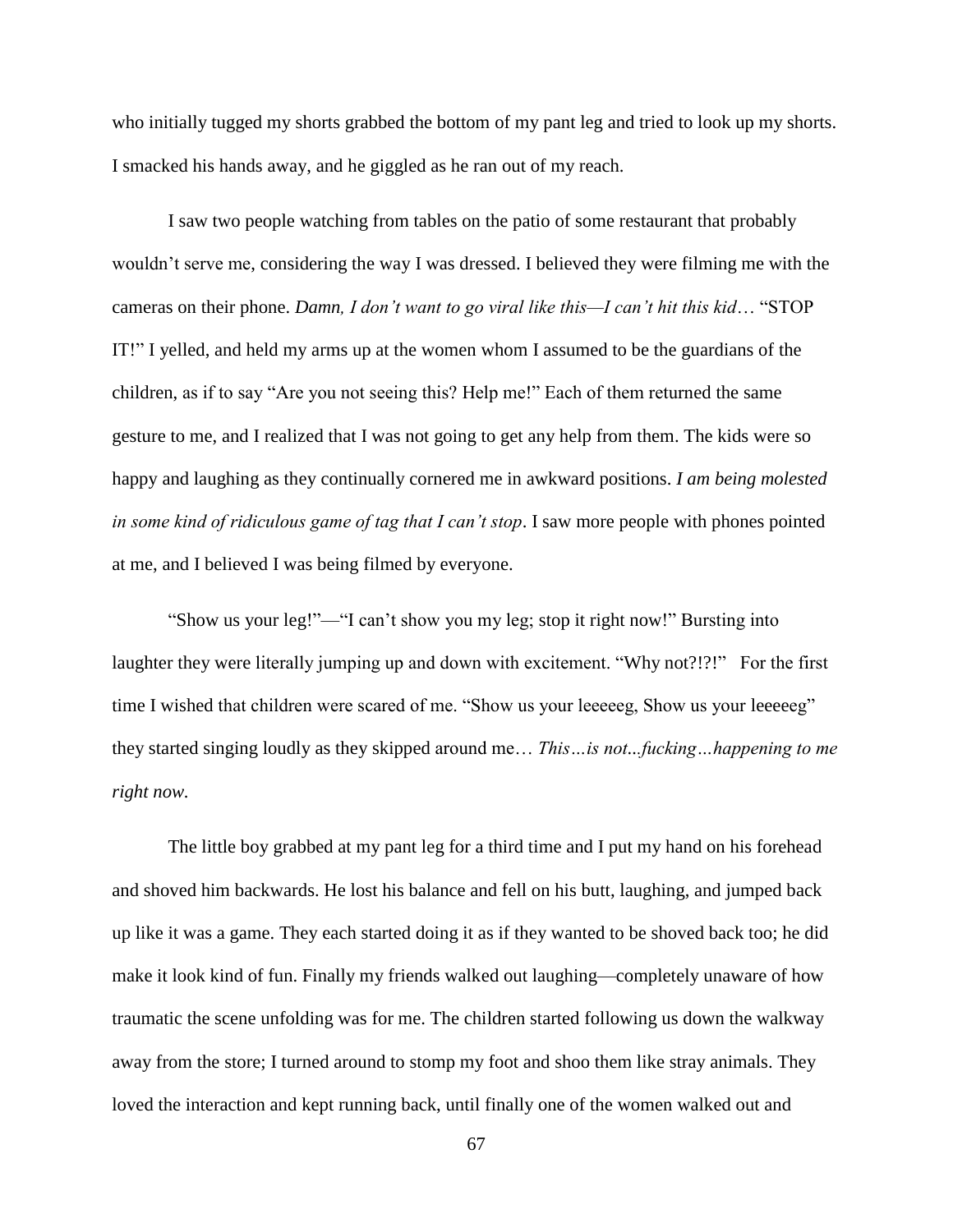who initially tugged my shorts grabbed the bottom of my pant leg and tried to look up my shorts. I smacked his hands away, and he giggled as he ran out of my reach.

I saw two people watching from tables on the patio of some restaurant that probably wouldn't serve me, considering the way I was dressed. I believed they were filming me with the cameras on their phone. *Damn, I don't want to go viral like this—I can't hit this kid*… "STOP IT!" I yelled, and held my arms up at the women whom I assumed to be the guardians of the children, as if to say "Are you not seeing this? Help me!" Each of them returned the same gesture to me, and I realized that I was not going to get any help from them. The kids were so happy and laughing as they continually cornered me in awkward positions. *I am being molested in some kind of ridiculous game of tag that I can't stop*. I saw more people with phones pointed at me, and I believed I was being filmed by everyone.

"Show us your leg!"—"I can't show you my leg; stop it right now!" Bursting into laughter they were literally jumping up and down with excitement. "Why not?!?!" For the first time I wished that children were scared of me. "Show us your leeeeeg, Show us your leeeeeg" they started singing loudly as they skipped around me… *This…is not...fucking…happening to me right now.*

The little boy grabbed at my pant leg for a third time and I put my hand on his forehead and shoved him backwards. He lost his balance and fell on his butt, laughing, and jumped back up like it was a game. They each started doing it as if they wanted to be shoved back too; he did make it look kind of fun. Finally my friends walked out laughing—completely unaware of how traumatic the scene unfolding was for me. The children started following us down the walkway away from the store; I turned around to stomp my foot and shoo them like stray animals. They loved the interaction and kept running back, until finally one of the women walked out and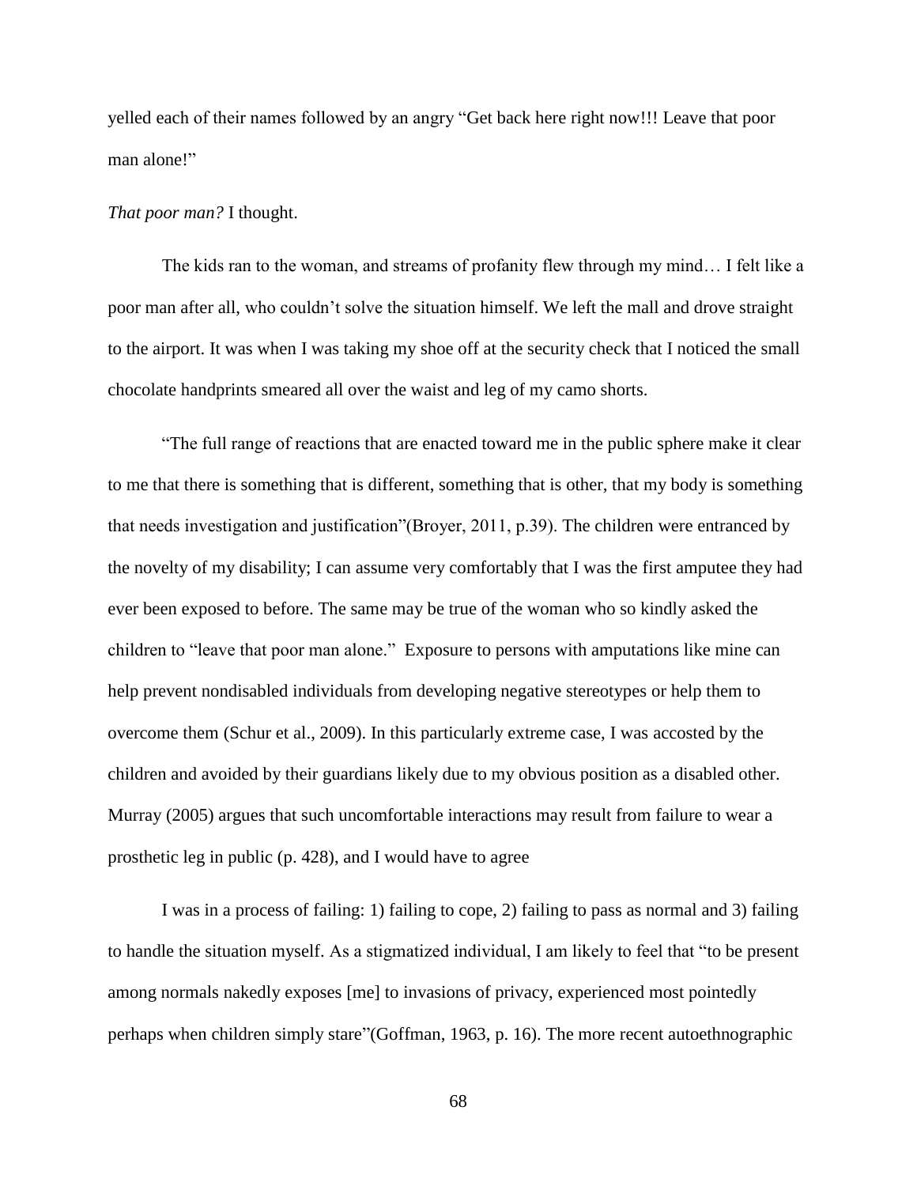yelled each of their names followed by an angry “Get back here right now!!! Leave that poor man alone!”

*That poor man?* I thought.

The kids ran to the woman, and streams of profanity flew through my mind… I felt like a poor man after all, who couldn’t solve the situation himself. We left the mall and drove straight to the airport. It was when I was taking my shoe off at the security check that I noticed the small chocolate handprints smeared all over the waist and leg of my camo shorts.

“The full range of reactions that are enacted toward me in the public sphere make it clear to me that there is something that is different, something that is other, that my body is something that needs investigation and justification”(Broyer, 2011, p.39). The children were entranced by the novelty of my disability; I can assume very comfortably that I was the first amputee they had ever been exposed to before. The same may be true of the woman who so kindly asked the children to “leave that poor man alone.” Exposure to persons with amputations like mine can help prevent nondisabled individuals from developing negative stereotypes or help them to overcome them (Schur et al., 2009). In this particularly extreme case, I was accosted by the children and avoided by their guardians likely due to my obvious position as a disabled other. Murray (2005) argues that such uncomfortable interactions may result from failure to wear a prosthetic leg in public (p. 428), and I would have to agree

I was in a process of failing: 1) failing to cope, 2) failing to pass as normal and 3) failing to handle the situation myself. As a stigmatized individual, I am likely to feel that “to be present among normals nakedly exposes [me] to invasions of privacy, experienced most pointedly perhaps when children simply stare”(Goffman, 1963, p. 16). The more recent autoethnographic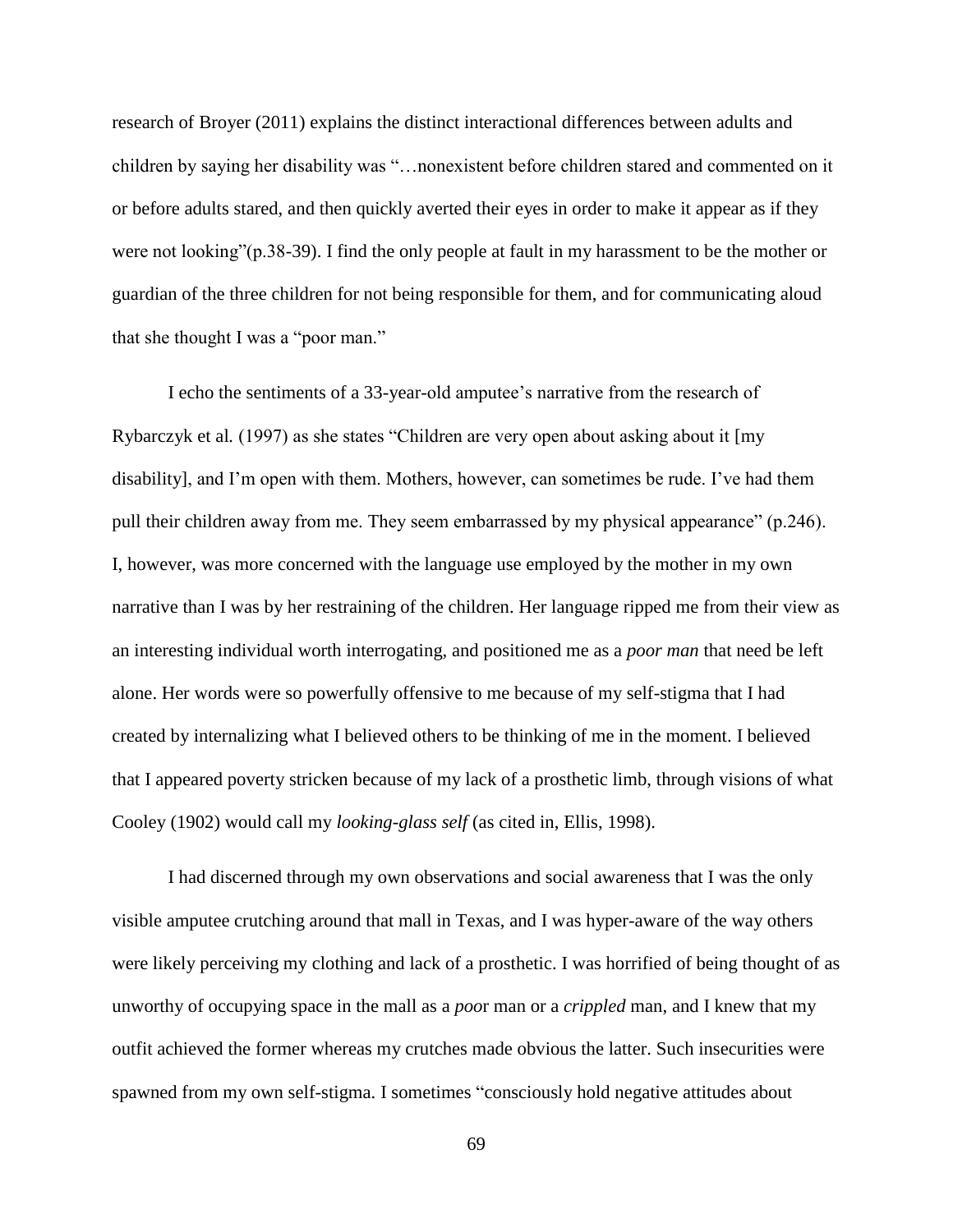research of Broyer (2011) explains the distinct interactional differences between adults and children by saying her disability was "…nonexistent before children stared and commented on it or before adults stared, and then quickly averted their eyes in order to make it appear as if they were not looking"(p.38-39). I find the only people at fault in my harassment to be the mother or guardian of the three children for not being responsible for them, and for communicating aloud that she thought I was a "poor man."

I echo the sentiments of a 33-year-old amputee's narrative from the research of Rybarczyk et al*.* (1997) as she states "Children are very open about asking about it [my disability], and I'm open with them. Mothers, however, can sometimes be rude. I've had them pull their children away from me. They seem embarrassed by my physical appearance" (p.246). I, however, was more concerned with the language use employed by the mother in my own narrative than I was by her restraining of the children. Her language ripped me from their view as an interesting individual worth interrogating, and positioned me as a *poor man* that need be left alone. Her words were so powerfully offensive to me because of my self-stigma that I had created by internalizing what I believed others to be thinking of me in the moment. I believed that I appeared poverty stricken because of my lack of a prosthetic limb, through visions of what Cooley (1902) would call my *looking-glass self* (as cited in, Ellis, 1998).

I had discerned through my own observations and social awareness that I was the only visible amputee crutching around that mall in Texas, and I was hyper-aware of the way others were likely perceiving my clothing and lack of a prosthetic. I was horrified of being thought of as unworthy of occupying space in the mall as a *poo*r man or a *crippled* man, and I knew that my outfit achieved the former whereas my crutches made obvious the latter. Such insecurities were spawned from my own self-stigma. I sometimes "consciously hold negative attitudes about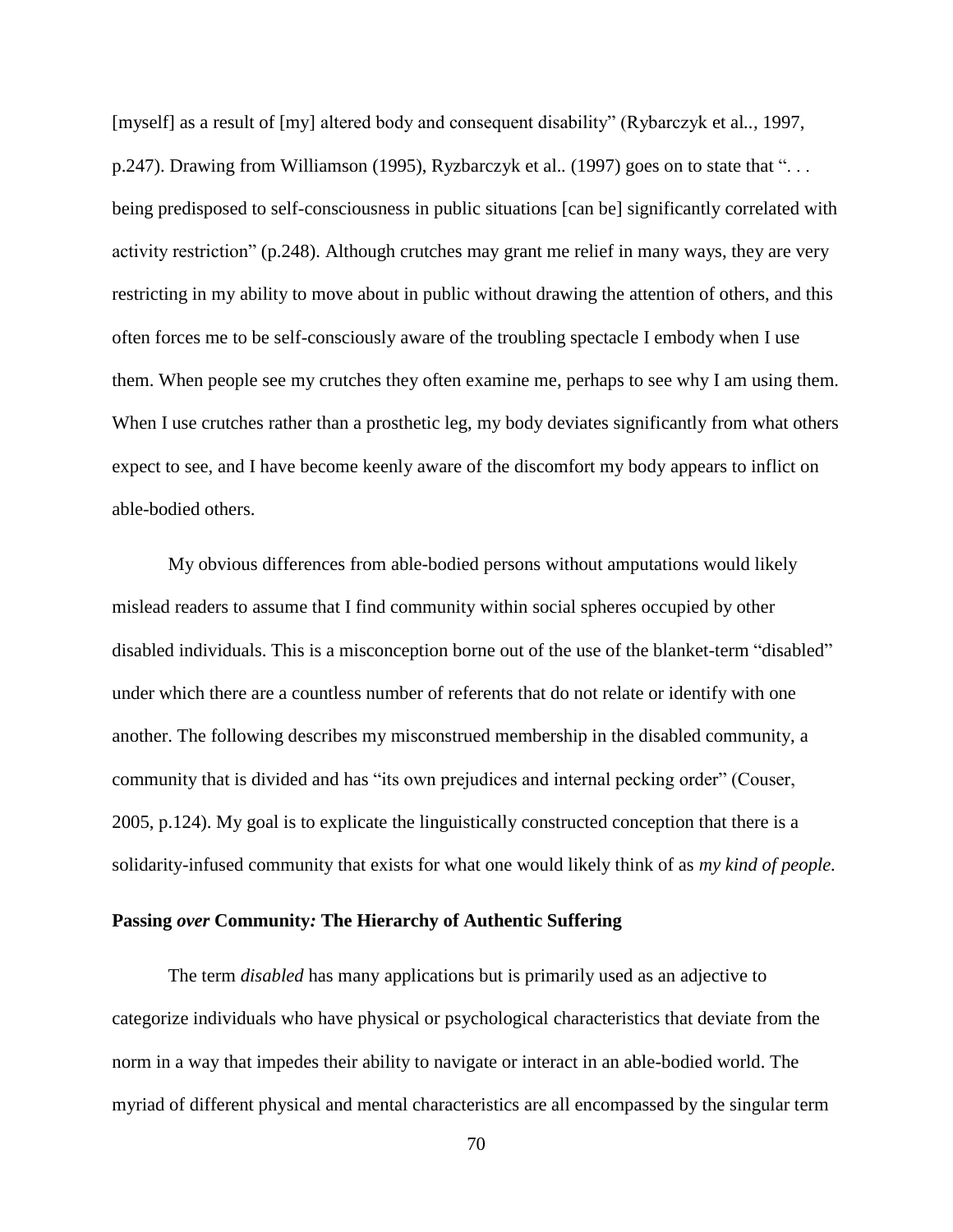[myself] as a result of [my] altered body and consequent disability" (Rybarczyk et al.., 1997, p.247). Drawing from Williamson (1995), Ryzbarczyk et al.. (1997) goes on to state that ". . . being predisposed to self-consciousness in public situations [can be] significantly correlated with activity restriction" (p.248). Although crutches may grant me relief in many ways, they are very restricting in my ability to move about in public without drawing the attention of others, and this often forces me to be self-consciously aware of the troubling spectacle I embody when I use them. When people see my crutches they often examine me, perhaps to see why I am using them. When I use crutches rather than a prosthetic leg, my body deviates significantly from what others expect to see, and I have become keenly aware of the discomfort my body appears to inflict on able-bodied others.

My obvious differences from able-bodied persons without amputations would likely mislead readers to assume that I find community within social spheres occupied by other disabled individuals. This is a misconception borne out of the use of the blanket-term "disabled" under which there are a countless number of referents that do not relate or identify with one another. The following describes my misconstrued membership in the disabled community, a community that is divided and has "its own prejudices and internal pecking order" (Couser, 2005, p.124). My goal is to explicate the linguistically constructed conception that there is a solidarity-infused community that exists for what one would likely think of as *my kind of people.*

### Passing *over* Community*:* The Hierarchy of Authentic Suffering

The term *disabled* has many applications but is primarily used as an adjective to categorize individuals who have physical or psychological characteristics that deviate from the norm in a way that impedes their ability to navigate or interact in an able-bodied world. The myriad of different physical and mental characteristics are all encompassed by the singular term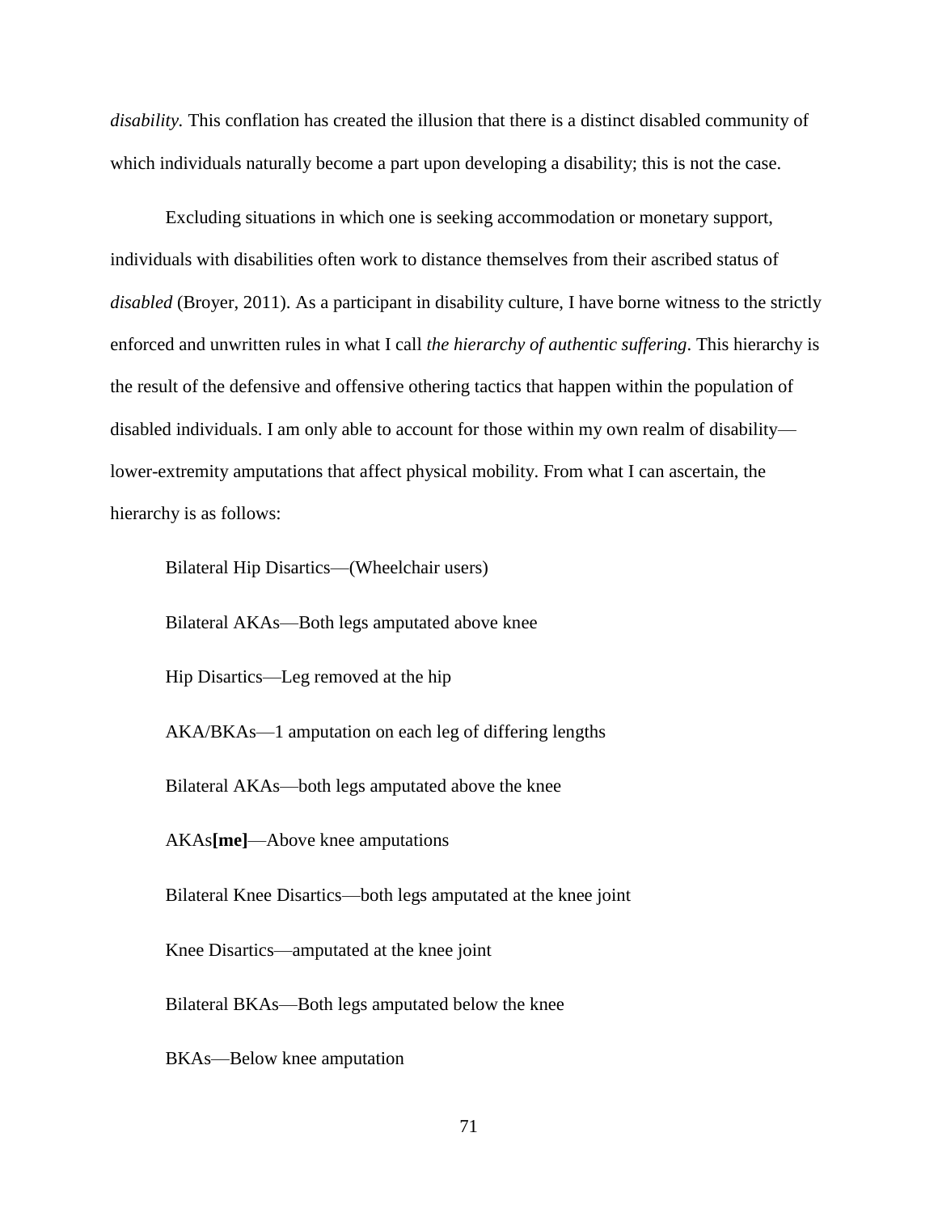*disability.* This conflation has created the illusion that there is a distinct disabled community of which individuals naturally become a part upon developing a disability; this is not the case.

Excluding situations in which one is seeking accommodation or monetary support, individuals with disabilities often work to distance themselves from their ascribed status of *disabled* (Broyer, 2011). As a participant in disability culture, I have borne witness to the strictly enforced and unwritten rules in what I call *the hierarchy of authentic suffering*. This hierarchy is the result of the defensive and offensive othering tactics that happen within the population of disabled individuals. I am only able to account for those within my own realm of disability—lower-extremity amputations that affect physical mobility. From what I can ascertain, the hierarchy is as follows:

Bilateral Hip Disartics—(Wheelchair users)

Bilateral AKAs—Both legs amputated above knee

Hip Disartics—Leg removed at the hip

AKA/BKAs—1 amputation on each leg of differing lengths

Bilateral AKAs—both legs amputated above the knee

AKAs**[me]**—Above knee amputations

Bilateral Knee Disartics—both legs amputated at the knee joint

Knee Disartics—amputated at the knee joint

Bilateral BKAs—Both legs amputated below the knee

BKAs—Below knee amputation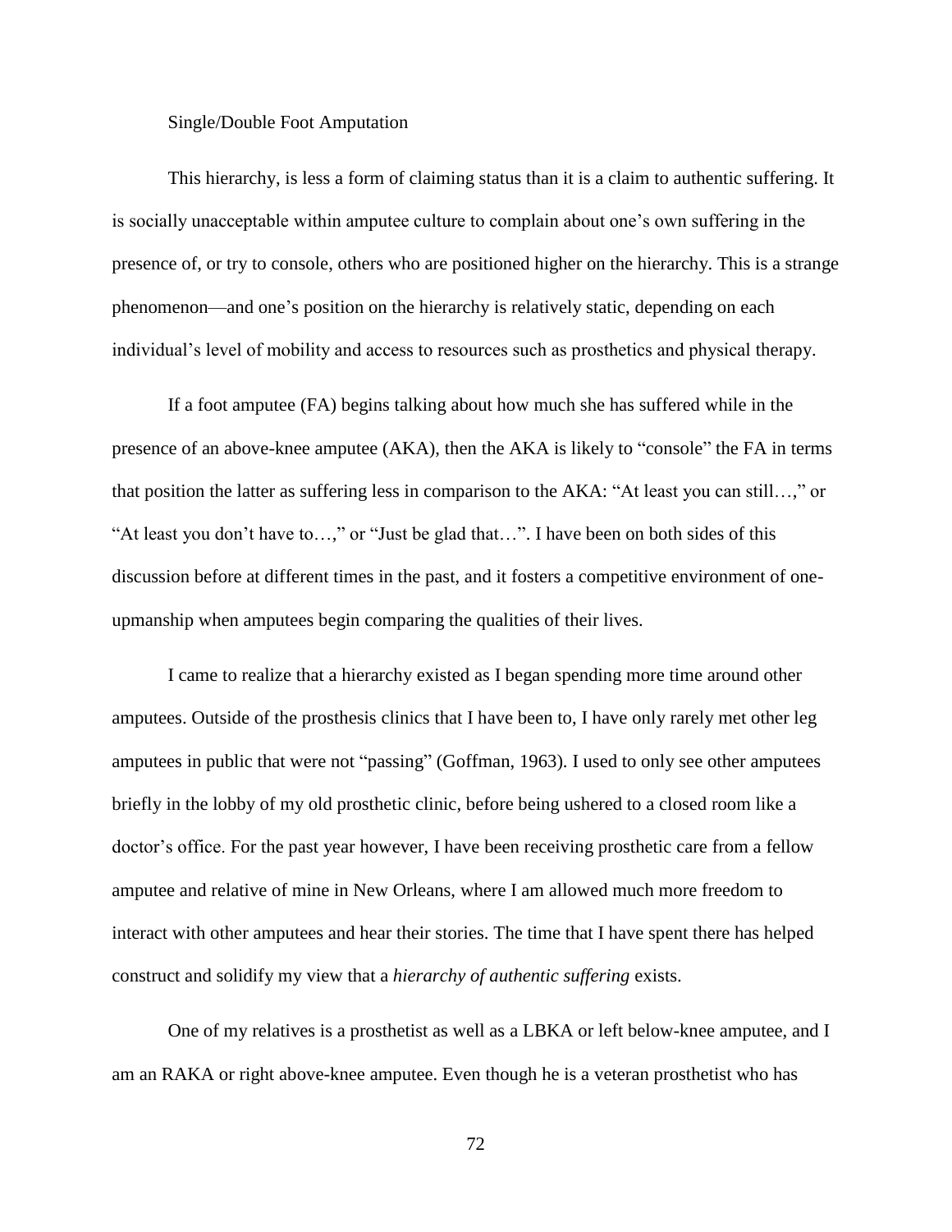Single/Double Foot Amputation

This hierarchy, is less a form of claiming status than it is a claim to authentic suffering. It is socially unacceptable within amputee culture to complain about one's own suffering in the presence of, or try to console, others who are positioned higher on the hierarchy. This is a strange phenomenon—and one's position on the hierarchy is relatively static, depending on each individual's level of mobility and access to resources such as prosthetics and physical therapy.

If a foot amputee (FA) begins talking about how much she has suffered while in the presence of an above-knee amputee (AKA), then the AKA is likely to "console" the FA in terms that position the latter as suffering less in comparison to the AKA: "At least you can still…," or "At least you don't have to…," or "Just be glad that…". I have been on both sides of this discussion before at different times in the past, and it fosters a competitive environment of one-upmanship when amputees begin comparing the qualities of their lives.

I came to realize that a hierarchy existed as I began spending more time around other amputees. Outside of the prosthesis clinics that I have been to, I have only rarely met other leg amputees in public that were not "passing" (Goffman, 1963). I used to only see other amputees briefly in the lobby of my old prosthetic clinic, before being ushered to a closed room like a doctor's office. For the past year however, I have been receiving prosthetic care from a fellow amputee and relative of mine in New Orleans, where I am allowed much more freedom to interact with other amputees and hear their stories. The time that I have spent there has helped construct and solidify my view that a *hierarchy of authentic suffering* exists.

One of my relatives is a prosthetist as well as a LBKA or left below-knee amputee, and I am an RAKA or right above-knee amputee. Even though he is a veteran prosthetist who has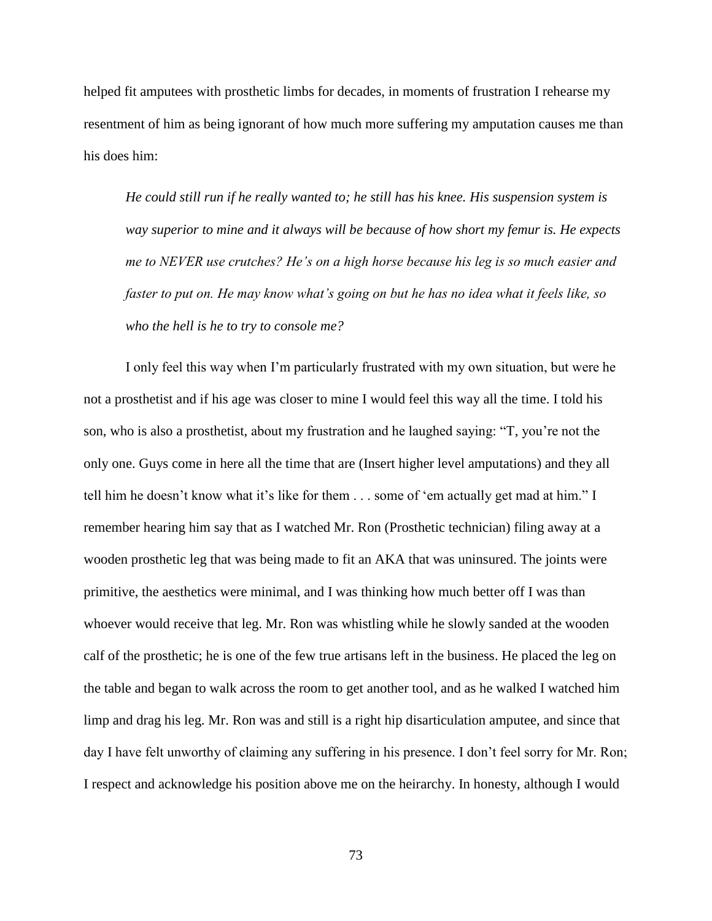helped fit amputees with prosthetic limbs for decades, in moments of frustration I rehearse my resentment of him as being ignorant of how much more suffering my amputation causes me than his does him:

> *He could still run if he really wanted to; he still has his knee. His suspension system is way superior to mine and it always will be because of how short my femur is. He expects me to NEVER use crutches? He's on a high horse because his leg is so much easier and faster to put on. He may know what's going on but he has no idea what it feels like, so who the hell is he to try to console me?*

I only feel this way when I'm particularly frustrated with my own situation, but were he not a prosthetist and if his age was closer to mine I would feel this way all the time. I told his son, who is also a prosthetist, about my frustration and he laughed saying: "T, you're not the only one. Guys come in here all the time that are (Insert higher level amputations) and they all tell him he doesn't know what it's like for them . . . some of 'em actually get mad at him." I remember hearing him say that as I watched Mr. Ron (Prosthetic technician) filing away at a wooden prosthetic leg that was being made to fit an AKA that was uninsured. The joints were primitive, the aesthetics were minimal, and I was thinking how much better off I was than whoever would receive that leg. Mr. Ron was whistling while he slowly sanded at the wooden calf of the prosthetic; he is one of the few true artisans left in the business. He placed the leg on the table and began to walk across the room to get another tool, and as he walked I watched him limp and drag his leg. Mr. Ron was and still is a right hip disarticulation amputee, and since that day I have felt unworthy of claiming any suffering in his presence. I don't feel sorry for Mr. Ron; I respect and acknowledge his position above me on the heirarchy. In honesty, although I would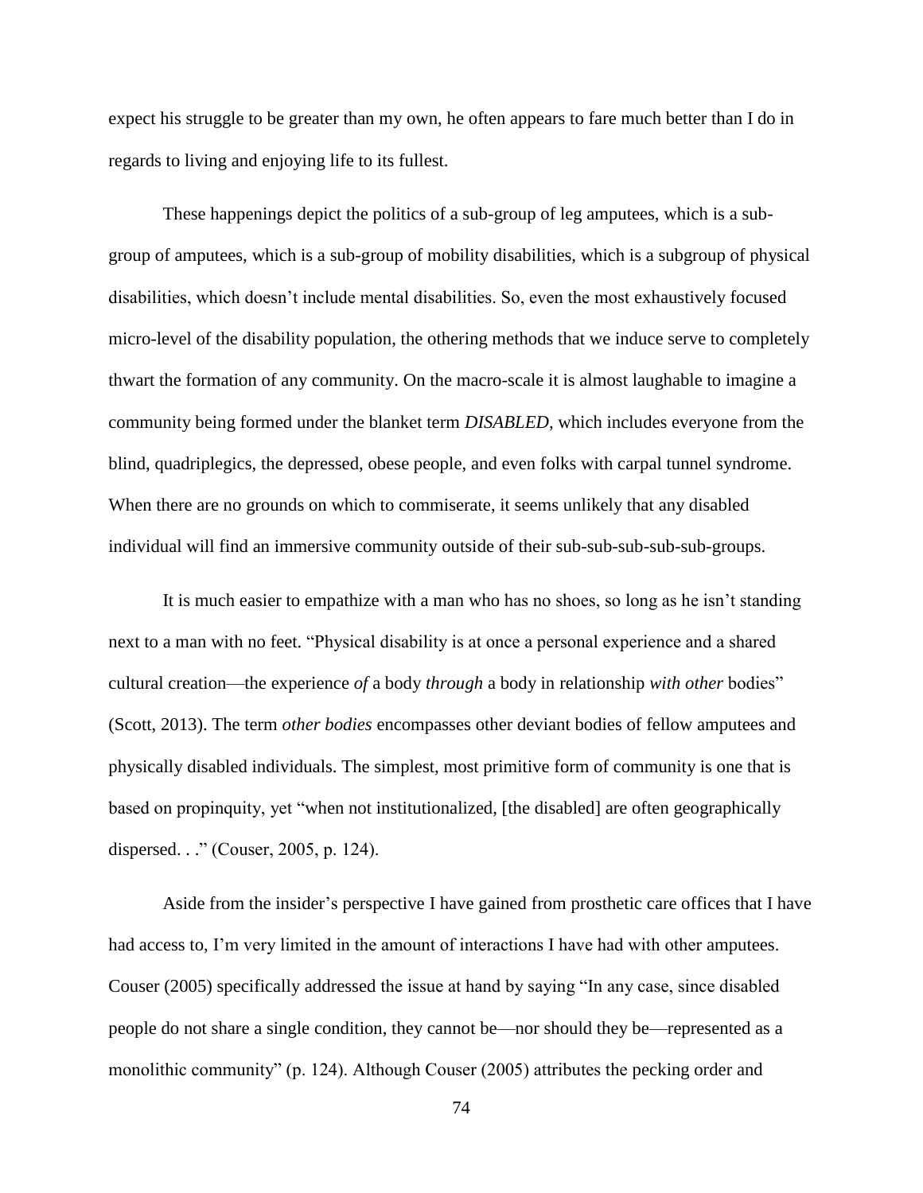expect his struggle to be greater than my own, he often appears to fare much better than I do in regards to living and enjoying life to its fullest.

These happenings depict the politics of a sub-group of leg amputees, which is a sub-group of amputees, which is a sub-group of mobility disabilities, which is a subgroup of physical disabilities, which doesn't include mental disabilities. So, even the most exhaustively focused micro-level of the disability population, the othering methods that we induce serve to completely thwart the formation of any community. On the macro-scale it is almost laughable to imagine a community being formed under the blanket term *DISABLED,* which includes everyone from the blind, quadriplegics, the depressed, obese people, and even folks with carpal tunnel syndrome. When there are no grounds on which to commiserate, it seems unlikely that any disabled individual will find an immersive community outside of their sub-sub-sub-sub-sub-groups.

It is much easier to empathize with a man who has no shoes, so long as he isn't standing next to a man with no feet. "Physical disability is at once a personal experience and a shared cultural creation—the experience *of* a body *through* a body in relationship *with other* bodies" (Scott, 2013). The term *other bodies* encompasses other deviant bodies of fellow amputees and physically disabled individuals. The simplest, most primitive form of community is one that is based on propinquity, yet "when not institutionalized, [the disabled] are often geographically dispersed. . ." (Couser, 2005, p. 124).

Aside from the insider's perspective I have gained from prosthetic care offices that I have had access to, I'm very limited in the amount of interactions I have had with other amputees. Couser (2005) specifically addressed the issue at hand by saying "In any case, since disabled people do not share a single condition, they cannot be—nor should they be—represented as a monolithic community" (p. 124). Although Couser (2005) attributes the pecking order and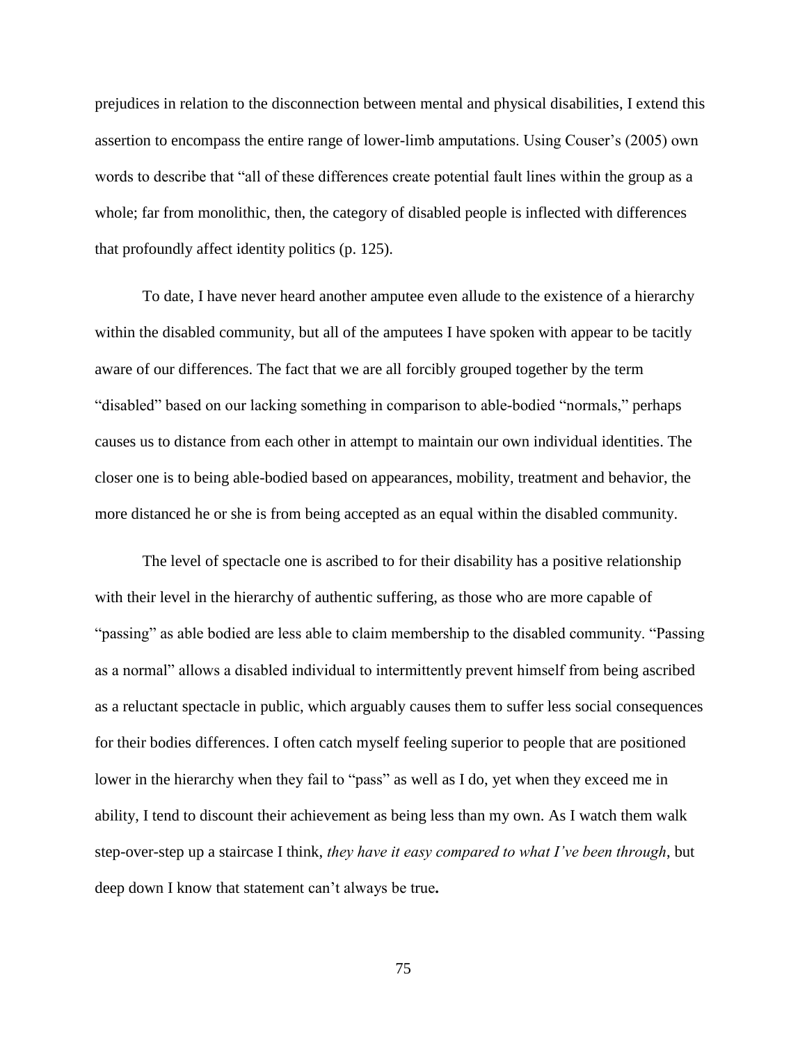prejudices in relation to the disconnection between mental and physical disabilities, I extend this assertion to encompass the entire range of lower-limb amputations. Using Couser's (2005) own words to describe that "all of these differences create potential fault lines within the group as a whole; far from monolithic, then, the category of disabled people is inflected with differences that profoundly affect identity politics (p. 125).

To date, I have never heard another amputee even allude to the existence of a hierarchy within the disabled community, but all of the amputees I have spoken with appear to be tacitly aware of our differences. The fact that we are all forcibly grouped together by the term "disabled" based on our lacking something in comparison to able-bodied "normals," perhaps causes us to distance from each other in attempt to maintain our own individual identities. The closer one is to being able-bodied based on appearances, mobility, treatment and behavior, the more distanced he or she is from being accepted as an equal within the disabled community.

The level of spectacle one is ascribed to for their disability has a positive relationship with their level in the hierarchy of authentic suffering, as those who are more capable of "passing" as able bodied are less able to claim membership to the disabled community. "Passing as a normal" allows a disabled individual to intermittently prevent himself from being ascribed as a reluctant spectacle in public, which arguably causes them to suffer less social consequences for their bodies differences. I often catch myself feeling superior to people that are positioned lower in the hierarchy when they fail to "pass" as well as I do, yet when they exceed me in ability, I tend to discount their achievement as being less than my own. As I watch them walk step-over-step up a staircase I think, *they have it easy compared to what I've been through*, but deep down I know that statement can't always be true.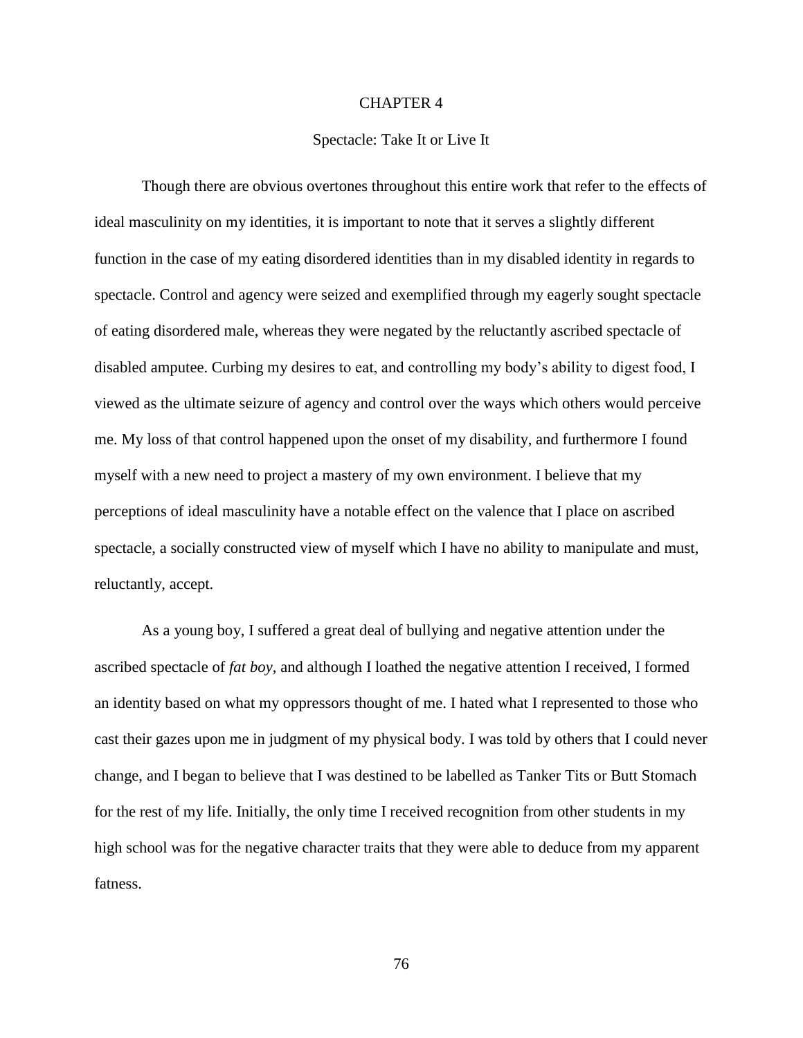# CHAPTER 4

## Spectacle: Take It or Live It

Though there are obvious overtones throughout this entire work that refer to the effects of ideal masculinity on my identities, it is important to note that it serves a slightly different function in the case of my eating disordered identities than in my disabled identity in regards to spectacle. Control and agency were seized and exemplified through my eagerly sought spectacle of eating disordered male, whereas they were negated by the reluctantly ascribed spectacle of disabled amputee. Curbing my desires to eat, and controlling my body's ability to digest food, I viewed as the ultimate seizure of agency and control over the ways which others would perceive me. My loss of that control happened upon the onset of my disability, and furthermore I found myself with a new need to project a mastery of my own environment. I believe that my perceptions of ideal masculinity have a notable effect on the valence that I place on ascribed spectacle, a socially constructed view of myself which I have no ability to manipulate and must, reluctantly, accept.

As a young boy, I suffered a great deal of bullying and negative attention under the ascribed spectacle of *fat boy*, and although I loathed the negative attention I received, I formed an identity based on what my oppressors thought of me. I hated what I represented to those who cast their gazes upon me in judgment of my physical body. I was told by others that I could never change, and I began to believe that I was destined to be labelled as Tanker Tits or Butt Stomach for the rest of my life. Initially, the only time I received recognition from other students in my high school was for the negative character traits that they were able to deduce from my apparent fatness.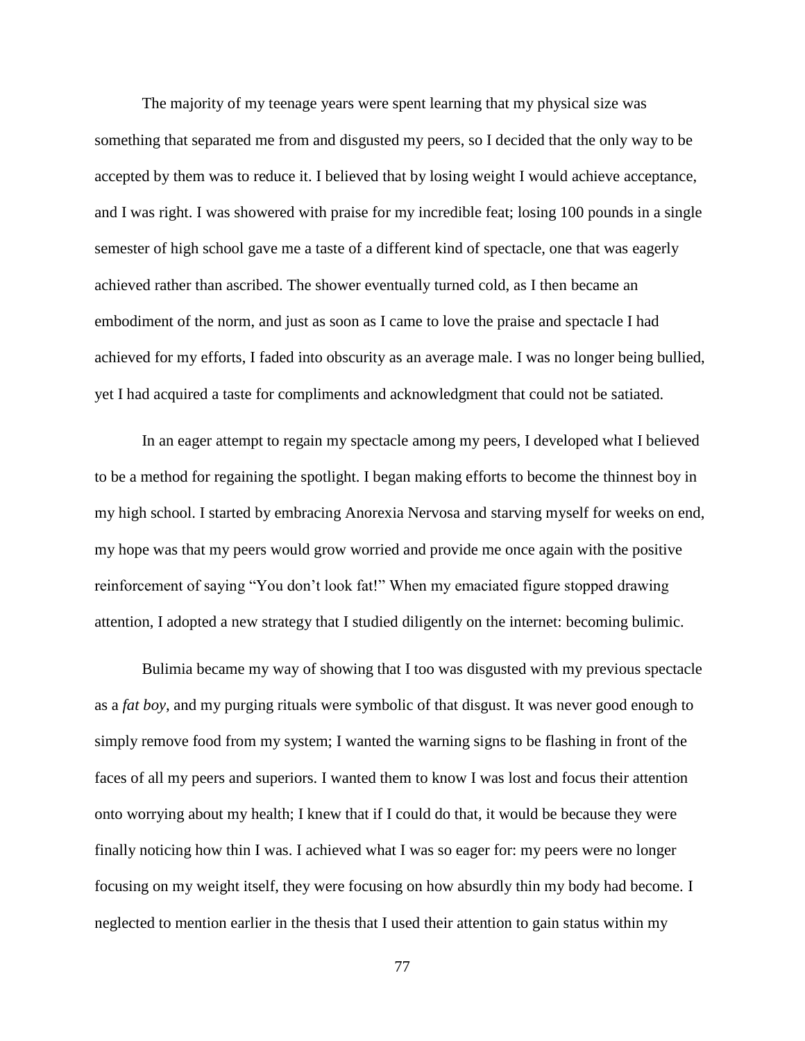The majority of my teenage years were spent learning that my physical size was something that separated me from and disgusted my peers, so I decided that the only way to be accepted by them was to reduce it. I believed that by losing weight I would achieve acceptance, and I was right. I was showered with praise for my incredible feat; losing 100 pounds in a single semester of high school gave me a taste of a different kind of spectacle, one that was eagerly achieved rather than ascribed. The shower eventually turned cold, as I then became an embodiment of the norm, and just as soon as I came to love the praise and spectacle I had achieved for my efforts, I faded into obscurity as an average male. I was no longer being bullied, yet I had acquired a taste for compliments and acknowledgment that could not be satiated.

In an eager attempt to regain my spectacle among my peers, I developed what I believed to be a method for regaining the spotlight. I began making efforts to become the thinnest boy in my high school. I started by embracing Anorexia Nervosa and starving myself for weeks on end, my hope was that my peers would grow worried and provide me once again with the positive reinforcement of saying "You don't look fat!" When my emaciated figure stopped drawing attention, I adopted a new strategy that I studied diligently on the internet: becoming bulimic.

Bulimia became my way of showing that I too was disgusted with my previous spectacle as a *fat boy*, and my purging rituals were symbolic of that disgust. It was never good enough to simply remove food from my system; I wanted the warning signs to be flashing in front of the faces of all my peers and superiors. I wanted them to know I was lost and focus their attention onto worrying about my health; I knew that if I could do that, it would be because they were finally noticing how thin I was. I achieved what I was so eager for: my peers were no longer focusing on my weight itself, they were focusing on how absurdly thin my body had become. I neglected to mention earlier in the thesis that I used their attention to gain status within my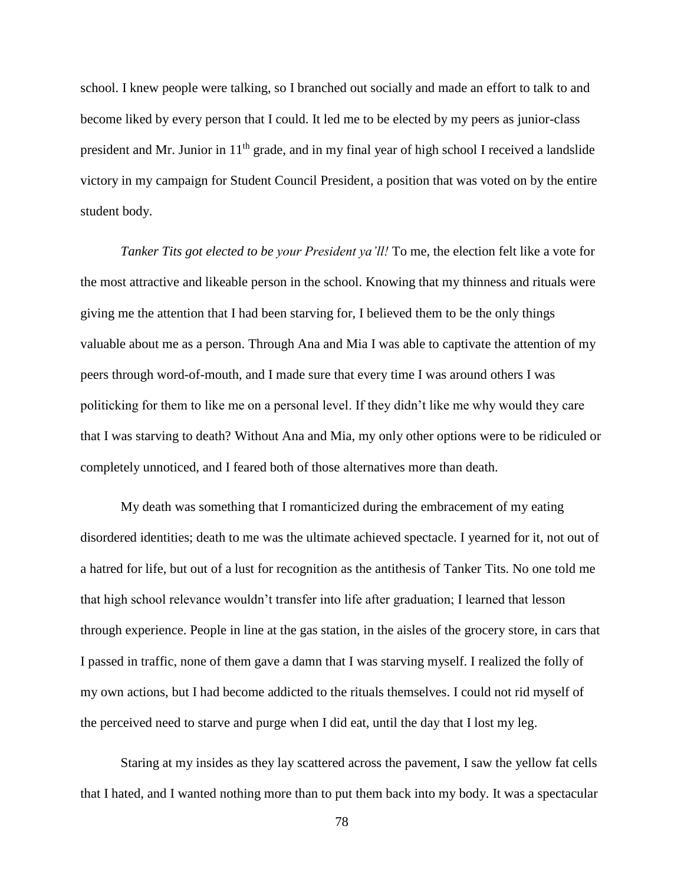school. I knew people were talking, so I branched out socially and made an effort to talk to and become liked by every person that I could. It led me to be elected by my peers as junior-class president and Mr. Junior in 11th grade, and in my final year of high school I received a landslide victory in my campaign for Student Council President, a position that was voted on by the entire student body.

*Tanker Tits got elected to be your President ya'll!* To me, the election felt like a vote for the most attractive and likeable person in the school. Knowing that my thinness and rituals were giving me the attention that I had been starving for, I believed them to be the only things valuable about me as a person. Through Ana and Mia I was able to captivate the attention of my peers through word-of-mouth, and I made sure that every time I was around others I was politicking for them to like me on a personal level. If they didn't like me why would they care that I was starving to death? Without Ana and Mia, my only other options were to be ridiculed or completely unnoticed, and I feared both of those alternatives more than death.

My death was something that I romanticized during the embracement of my eating disordered identities; death to me was the ultimate achieved spectacle. I yearned for it, not out of a hatred for life, but out of a lust for recognition as the antithesis of Tanker Tits. No one told me that high school relevance wouldn't transfer into life after graduation; I learned that lesson through experience. People in line at the gas station, in the aisles of the grocery store, in cars that I passed in traffic, none of them gave a damn that I was starving myself. I realized the folly of my own actions, but I had become addicted to the rituals themselves. I could not rid myself of the perceived need to starve and purge when I did eat, until the day that I lost my leg.

Staring at my insides as they lay scattered across the pavement, I saw the yellow fat cells that I hated, and I wanted nothing more than to put them back into my body. It was a spectacular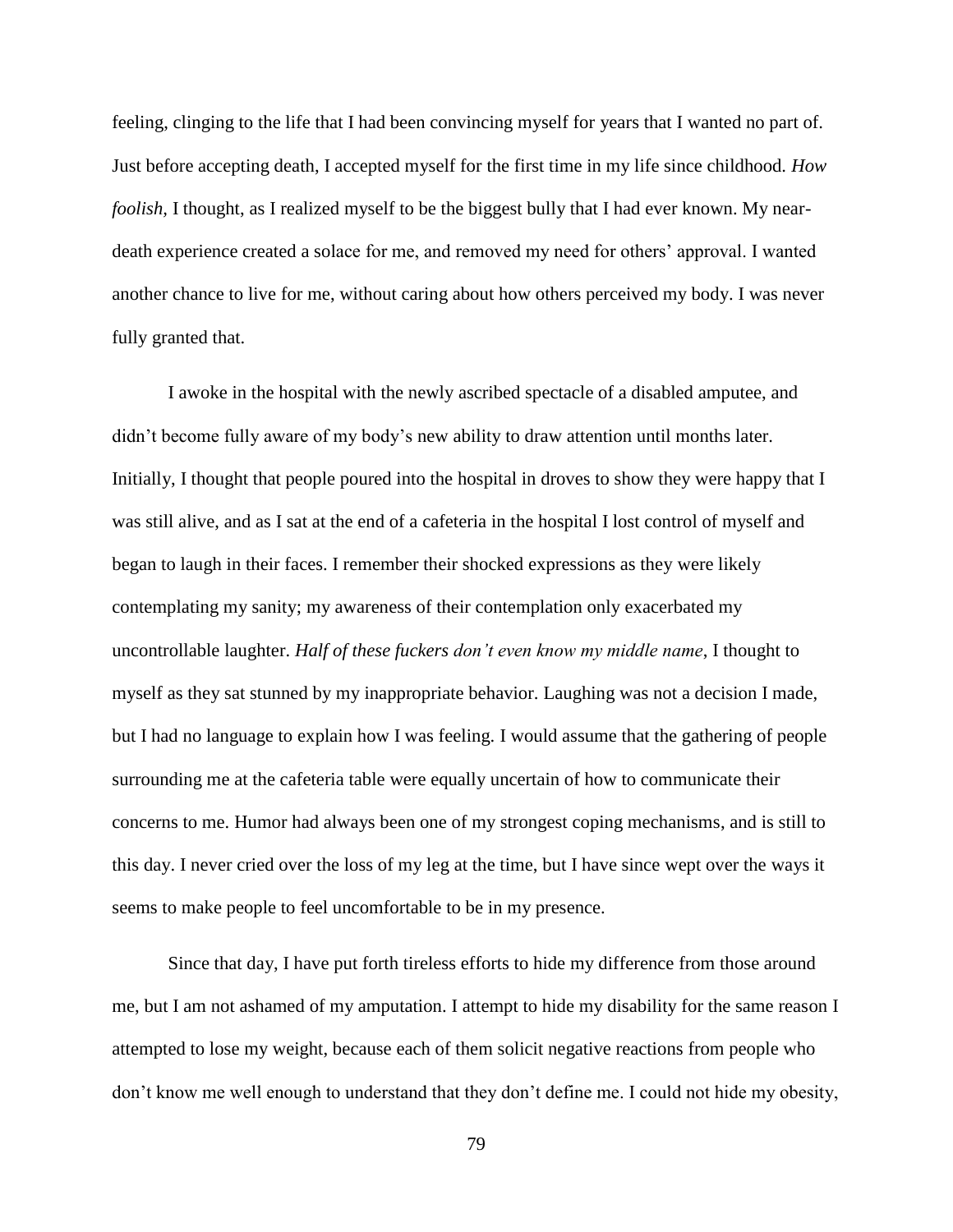feeling, clinging to the life that I had been convincing myself for years that I wanted no part of. Just before accepting death, I accepted myself for the first time in my life since childhood. *How foolish,* I thought, as I realized myself to be the biggest bully that I had ever known. My near-death experience created a solace for me, and removed my need for others' approval. I wanted another chance to live for me, without caring about how others perceived my body. I was never fully granted that.

I awoke in the hospital with the newly ascribed spectacle of a disabled amputee, and didn't become fully aware of my body's new ability to draw attention until months later. Initially, I thought that people poured into the hospital in droves to show they were happy that I was still alive, and as I sat at the end of a cafeteria in the hospital I lost control of myself and began to laugh in their faces. I remember their shocked expressions as they were likely contemplating my sanity; my awareness of their contemplation only exacerbated my uncontrollable laughter. *Half of these fuckers don't even know my middle name*, I thought to myself as they sat stunned by my inappropriate behavior. Laughing was not a decision I made, but I had no language to explain how I was feeling. I would assume that the gathering of people surrounding me at the cafeteria table were equally uncertain of how to communicate their concerns to me. Humor had always been one of my strongest coping mechanisms, and is still to this day. I never cried over the loss of my leg at the time, but I have since wept over the ways it seems to make people to feel uncomfortable to be in my presence.

Since that day, I have put forth tireless efforts to hide my difference from those around me, but I am not ashamed of my amputation. I attempt to hide my disability for the same reason I attempted to lose my weight, because each of them solicit negative reactions from people who don't know me well enough to understand that they don't define me. I could not hide my obesity,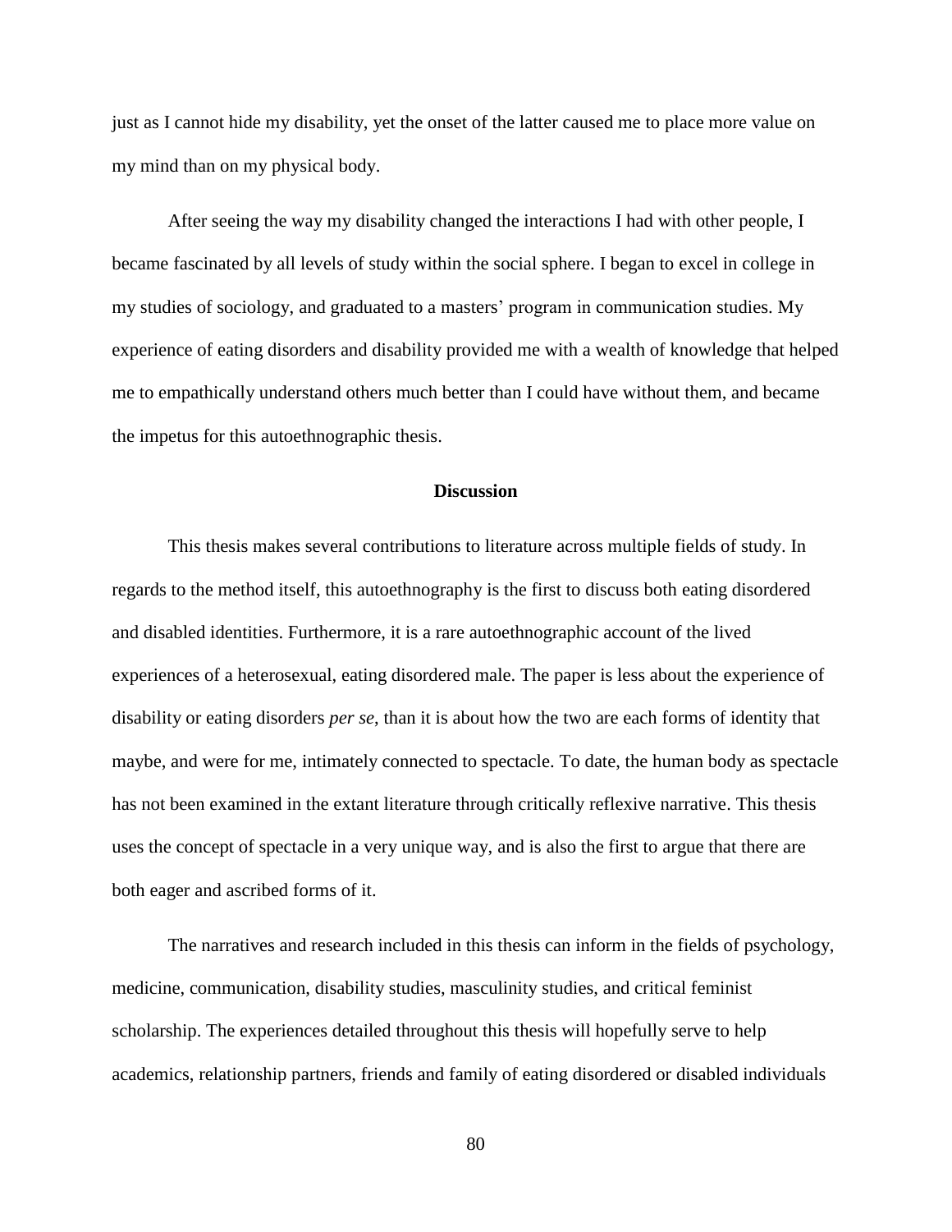just as I cannot hide my disability, yet the onset of the latter caused me to place more value on my mind than on my physical body.

After seeing the way my disability changed the interactions I had with other people, I became fascinated by all levels of study within the social sphere. I began to excel in college in my studies of sociology, and graduated to a masters' program in communication studies. My experience of eating disorders and disability provided me with a wealth of knowledge that helped me to empathically understand others much better than I could have without them, and became the impetus for this autoethnographic thesis.

## Discussion

This thesis makes several contributions to literature across multiple fields of study. In regards to the method itself, this autoethnography is the first to discuss both eating disordered and disabled identities. Furthermore, it is a rare autoethnographic account of the lived experiences of a heterosexual, eating disordered male. The paper is less about the experience of disability or eating disorders *per se*, than it is about how the two are each forms of identity that maybe, and were for me, intimately connected to spectacle. To date, the human body as spectacle has not been examined in the extant literature through critically reflexive narrative. This thesis uses the concept of spectacle in a very unique way, and is also the first to argue that there are both eager and ascribed forms of it.

The narratives and research included in this thesis can inform in the fields of psychology, medicine, communication, disability studies, masculinity studies, and critical feminist scholarship. The experiences detailed throughout this thesis will hopefully serve to help academics, relationship partners, friends and family of eating disordered or disabled individuals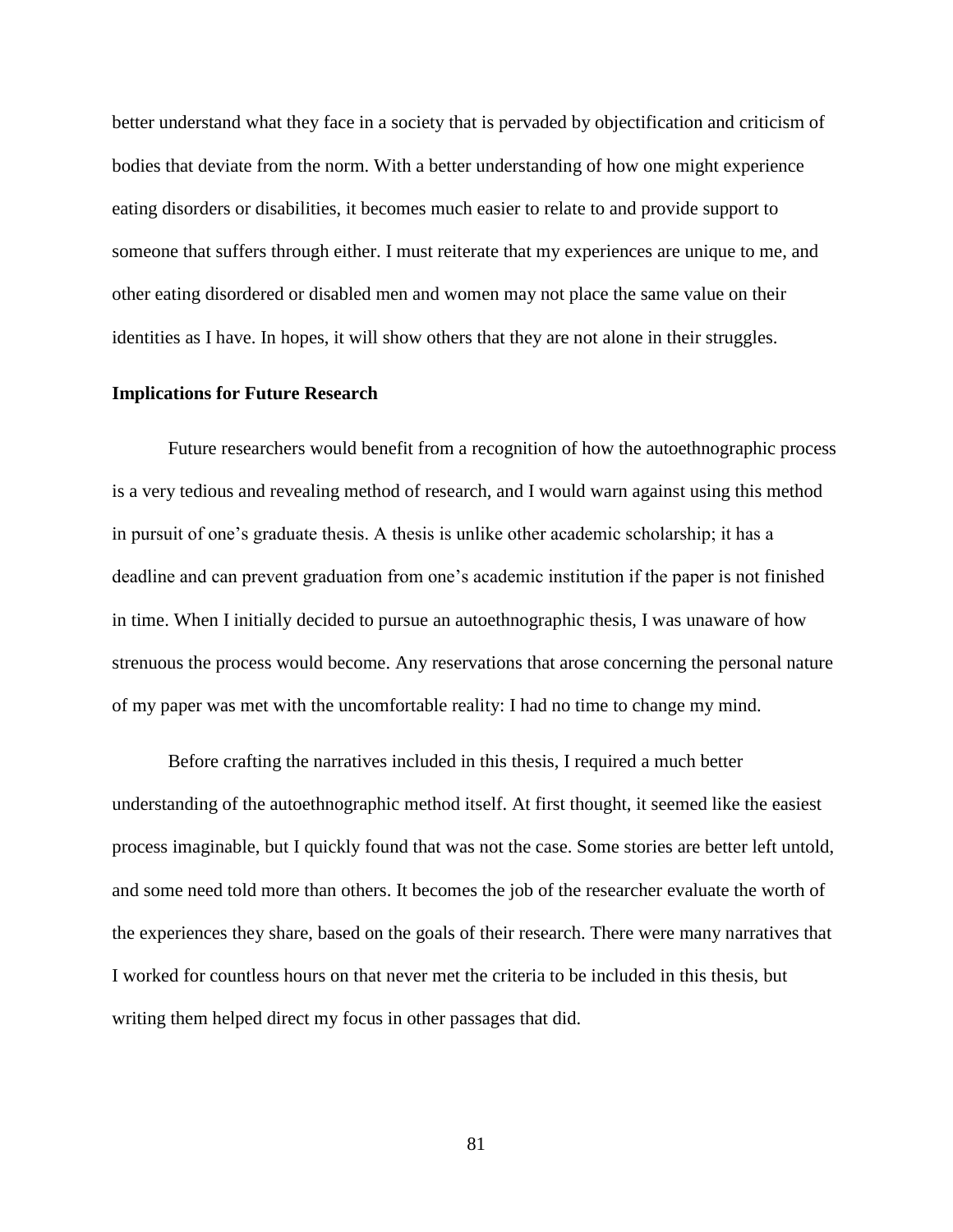better understand what they face in a society that is pervaded by objectification and criticism of bodies that deviate from the norm. With a better understanding of how one might experience eating disorders or disabilities, it becomes much easier to relate to and provide support to someone that suffers through either. I must reiterate that my experiences are unique to me, and other eating disordered or disabled men and women may not place the same value on their identities as I have. In hopes, it will show others that they are not alone in their struggles.

**Implications for Future Research**

Future researchers would benefit from a recognition of how the autoethnographic process is a very tedious and revealing method of research, and I would warn against using this method in pursuit of one's graduate thesis. A thesis is unlike other academic scholarship; it has a deadline and can prevent graduation from one's academic institution if the paper is not finished in time. When I initially decided to pursue an autoethnographic thesis, I was unaware of how strenuous the process would become. Any reservations that arose concerning the personal nature of my paper was met with the uncomfortable reality: I had no time to change my mind.

Before crafting the narratives included in this thesis, I required a much better understanding of the autoethnographic method itself. At first thought, it seemed like the easiest process imaginable, but I quickly found that was not the case. Some stories are better left untold, and some need told more than others. It becomes the job of the researcher evaluate the worth of the experiences they share, based on the goals of their research. There were many narratives that I worked for countless hours on that never met the criteria to be included in this thesis, but writing them helped direct my focus in other passages that did.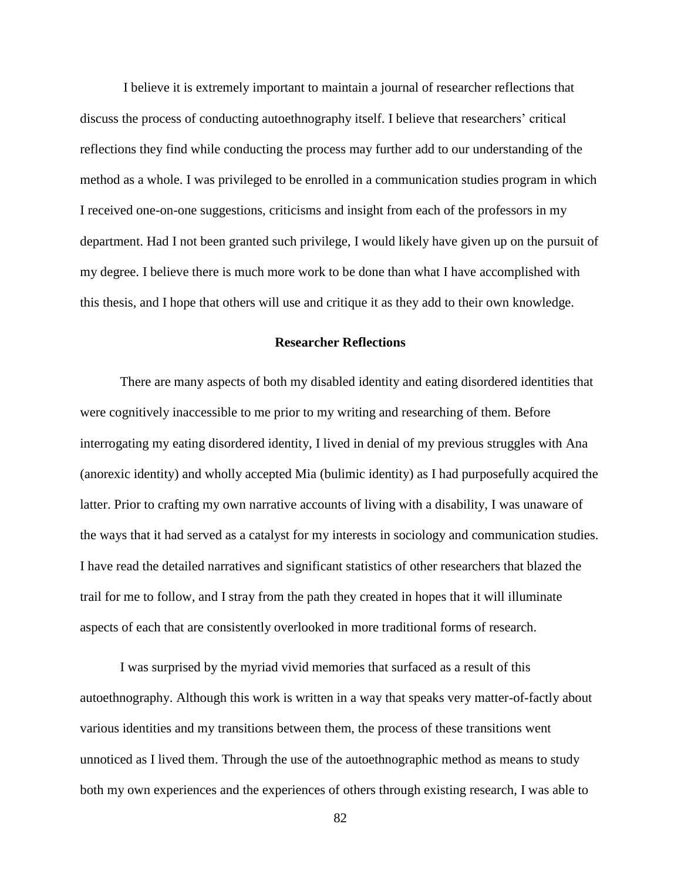I believe it is extremely important to maintain a journal of researcher reflections that discuss the process of conducting autoethnography itself. I believe that researchers' critical reflections they find while conducting the process may further add to our understanding of the method as a whole. I was privileged to be enrolled in a communication studies program in which I received one-on-one suggestions, criticisms and insight from each of the professors in my department. Had I not been granted such privilege, I would likely have given up on the pursuit of my degree. I believe there is much more work to be done than what I have accomplished with this thesis, and I hope that others will use and critique it as they add to their own knowledge.

## Researcher Reflections

There are many aspects of both my disabled identity and eating disordered identities that were cognitively inaccessible to me prior to my writing and researching of them. Before interrogating my eating disordered identity, I lived in denial of my previous struggles with Ana (anorexic identity) and wholly accepted Mia (bulimic identity) as I had purposefully acquired the latter. Prior to crafting my own narrative accounts of living with a disability, I was unaware of the ways that it had served as a catalyst for my interests in sociology and communication studies. I have read the detailed narratives and significant statistics of other researchers that blazed the trail for me to follow, and I stray from the path they created in hopes that it will illuminate aspects of each that are consistently overlooked in more traditional forms of research.

I was surprised by the myriad vivid memories that surfaced as a result of this autoethnography. Although this work is written in a way that speaks very matter-of-factly about various identities and my transitions between them, the process of these transitions went unnoticed as I lived them. Through the use of the autoethnographic method as means to study both my own experiences and the experiences of others through existing research, I was able to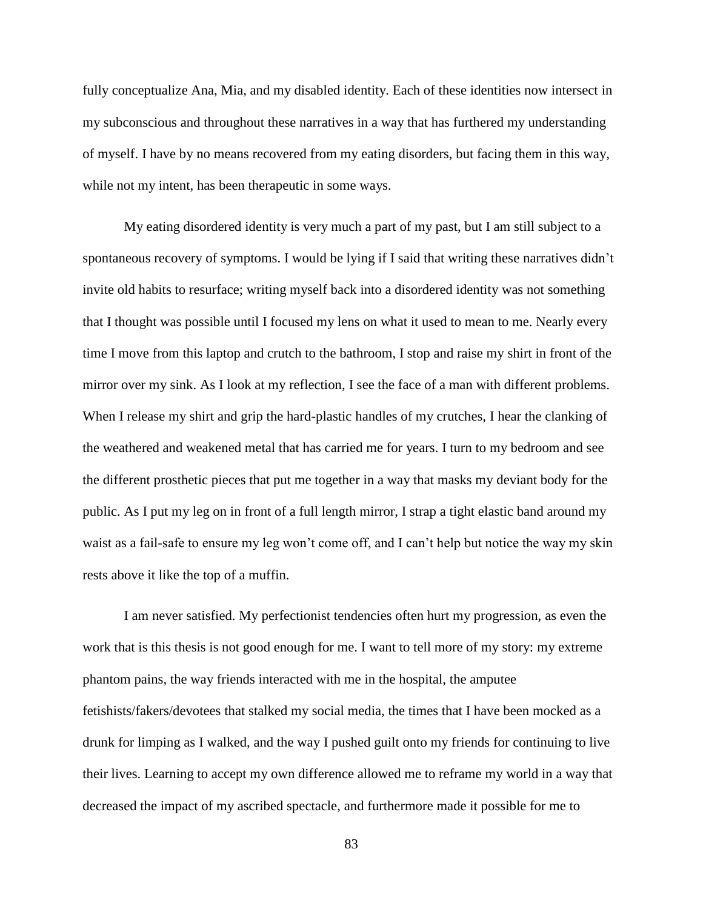fully conceptualize Ana, Mia, and my disabled identity. Each of these identities now intersect in my subconscious and throughout these narratives in a way that has furthered my understanding of myself. I have by no means recovered from my eating disorders, but facing them in this way, while not my intent, has been therapeutic in some ways.

My eating disordered identity is very much a part of my past, but I am still subject to a spontaneous recovery of symptoms. I would be lying if I said that writing these narratives didn't invite old habits to resurface; writing myself back into a disordered identity was not something that I thought was possible until I focused my lens on what it used to mean to me. Nearly every time I move from this laptop and crutch to the bathroom, I stop and raise my shirt in front of the mirror over my sink. As I look at my reflection, I see the face of a man with different problems. When I release my shirt and grip the hard-plastic handles of my crutches, I hear the clanking of the weathered and weakened metal that has carried me for years. I turn to my bedroom and see the different prosthetic pieces that put me together in a way that masks my deviant body for the public. As I put my leg on in front of a full length mirror, I strap a tight elastic band around my waist as a fail-safe to ensure my leg won't come off, and I can't help but notice the way my skin rests above it like the top of a muffin.

I am never satisfied. My perfectionist tendencies often hurt my progression, as even the work that is this thesis is not good enough for me. I want to tell more of my story: my extreme phantom pains, the way friends interacted with me in the hospital, the amputee fetishists/fakers/devotees that stalked my social media, the times that I have been mocked as a drunk for limping as I walked, and the way I pushed guilt onto my friends for continuing to live their lives. Learning to accept my own difference allowed me to reframe my world in a way that decreased the impact of my ascribed spectacle, and furthermore made it possible for me to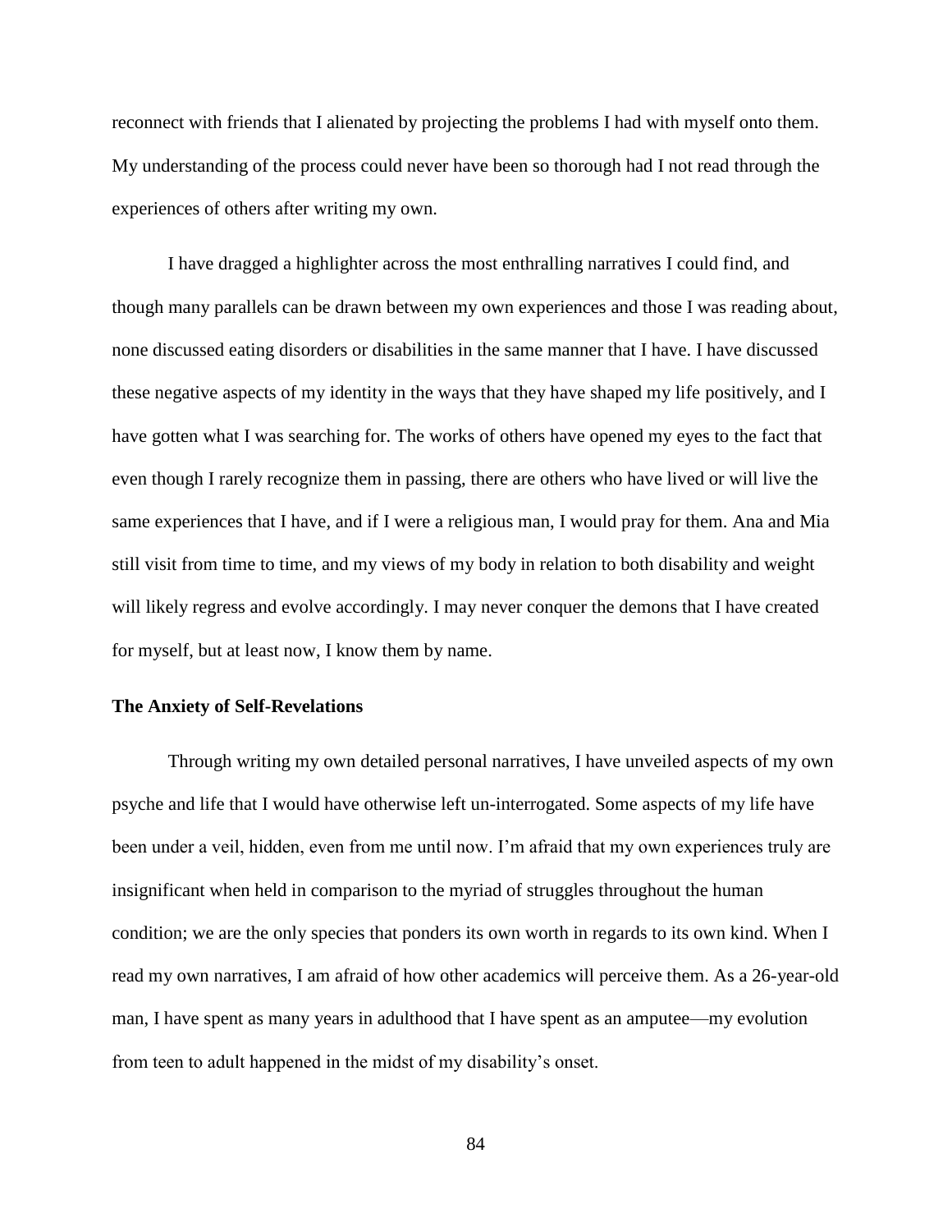reconnect with friends that I alienated by projecting the problems I had with myself onto them. My understanding of the process could never have been so thorough had I not read through the experiences of others after writing my own.

I have dragged a highlighter across the most enthralling narratives I could find, and though many parallels can be drawn between my own experiences and those I was reading about, none discussed eating disorders or disabilities in the same manner that I have. I have discussed these negative aspects of my identity in the ways that they have shaped my life positively, and I have gotten what I was searching for. The works of others have opened my eyes to the fact that even though I rarely recognize them in passing, there are others who have lived or will live the same experiences that I have, and if I were a religious man, I would pray for them. Ana and Mia still visit from time to time, and my views of my body in relation to both disability and weight will likely regress and evolve accordingly. I may never conquer the demons that I have created for myself, but at least now, I know them by name.

### The Anxiety of Self-Revelations

Through writing my own detailed personal narratives, I have unveiled aspects of my own psyche and life that I would have otherwise left un-interrogated. Some aspects of my life have been under a veil, hidden, even from me until now. I'm afraid that my own experiences truly are insignificant when held in comparison to the myriad of struggles throughout the human condition; we are the only species that ponders its own worth in regards to its own kind. When I read my own narratives, I am afraid of how other academics will perceive them. As a 26-year-old man, I have spent as many years in adulthood that I have spent as an amputee—my evolution from teen to adult happened in the midst of my disability's onset.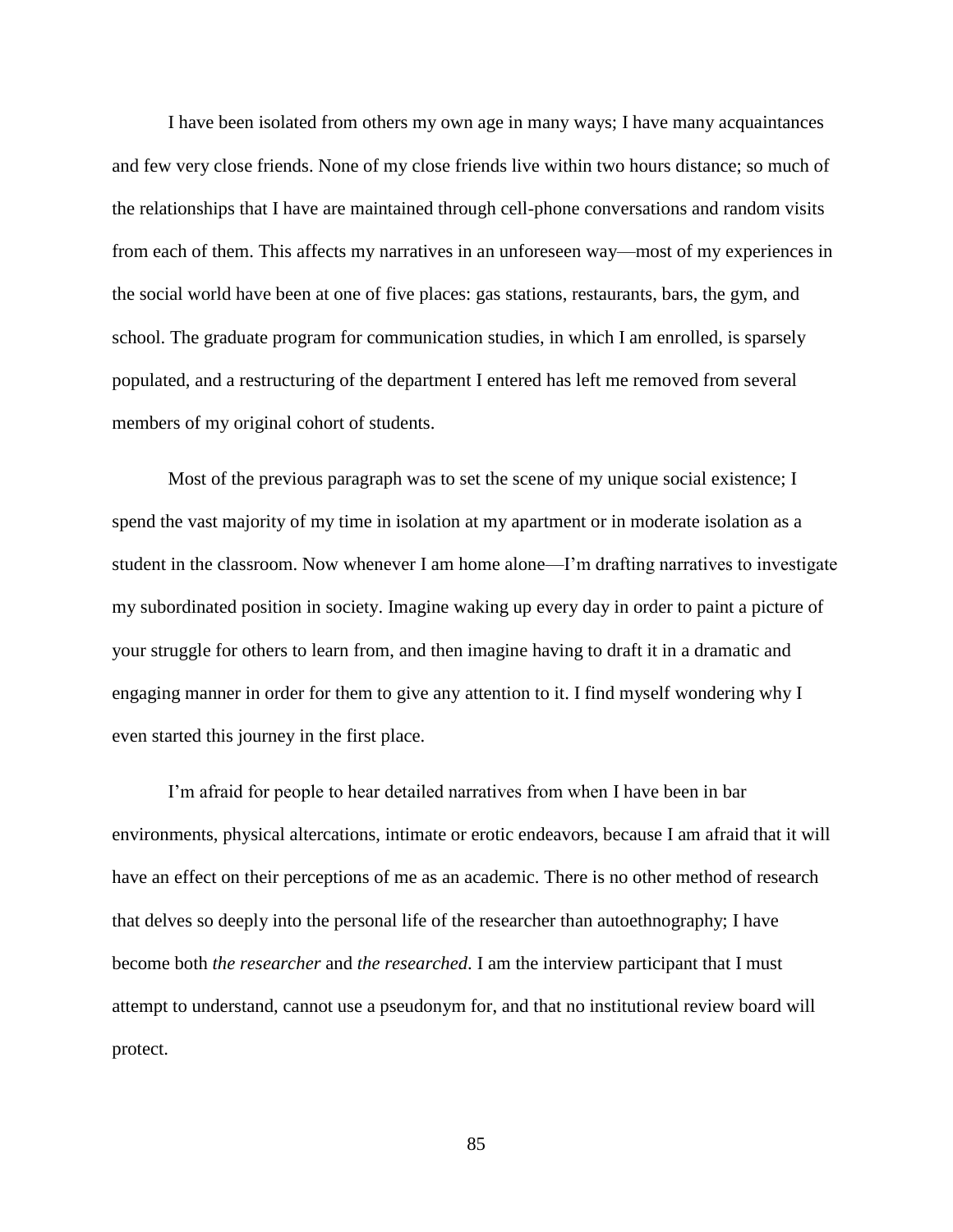I have been isolated from others my own age in many ways; I have many acquaintances and few very close friends. None of my close friends live within two hours distance; so much of the relationships that I have are maintained through cell-phone conversations and random visits from each of them. This affects my narratives in an unforeseen way—most of my experiences in the social world have been at one of five places: gas stations, restaurants, bars, the gym, and school. The graduate program for communication studies, in which I am enrolled, is sparsely populated, and a restructuring of the department I entered has left me removed from several members of my original cohort of students.

Most of the previous paragraph was to set the scene of my unique social existence; I spend the vast majority of my time in isolation at my apartment or in moderate isolation as a student in the classroom. Now whenever I am home alone—I'm drafting narratives to investigate my subordinated position in society. Imagine waking up every day in order to paint a picture of your struggle for others to learn from, and then imagine having to draft it in a dramatic and engaging manner in order for them to give any attention to it. I find myself wondering why I even started this journey in the first place.

I'm afraid for people to hear detailed narratives from when I have been in bar environments, physical altercations, intimate or erotic endeavors, because I am afraid that it will have an effect on their perceptions of me as an academic. There is no other method of research that delves so deeply into the personal life of the researcher than autoethnography; I have become both *the researcher* and *the researched*. I am the interview participant that I must attempt to understand, cannot use a pseudonym for, and that no institutional review board will protect.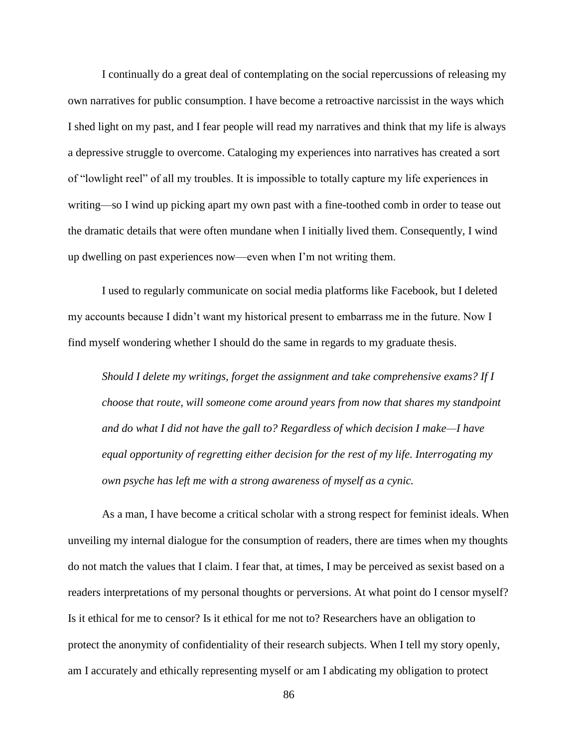I continually do a great deal of contemplating on the social repercussions of releasing my own narratives for public consumption. I have become a retroactive narcissist in the ways which I shed light on my past, and I fear people will read my narratives and think that my life is always a depressive struggle to overcome. Cataloging my experiences into narratives has created a sort of "lowlight reel" of all my troubles. It is impossible to totally capture my life experiences in writing—so I wind up picking apart my own past with a fine-toothed comb in order to tease out the dramatic details that were often mundane when I initially lived them. Consequently, I wind up dwelling on past experiences now—even when I'm not writing them.

I used to regularly communicate on social media platforms like Facebook, but I deleted my accounts because I didn't want my historical present to embarrass me in the future. Now I find myself wondering whether I should do the same in regards to my graduate thesis.

> *Should I delete my writings, forget the assignment and take comprehensive exams? If I choose that route, will someone come around years from now that shares my standpoint and do what I did not have the gall to? Regardless of which decision I make—I have equal opportunity of regretting either decision for the rest of my life. Interrogating my own psyche has left me with a strong awareness of myself as a cynic.*

As a man, I have become a critical scholar with a strong respect for feminist ideals. When unveiling my internal dialogue for the consumption of readers, there are times when my thoughts do not match the values that I claim. I fear that, at times, I may be perceived as sexist based on a readers interpretations of my personal thoughts or perversions. At what point do I censor myself? Is it ethical for me to censor? Is it ethical for me not to? Researchers have an obligation to protect the anonymity of confidentiality of their research subjects. When I tell my story openly, am I accurately and ethically representing myself or am I abdicating my obligation to protect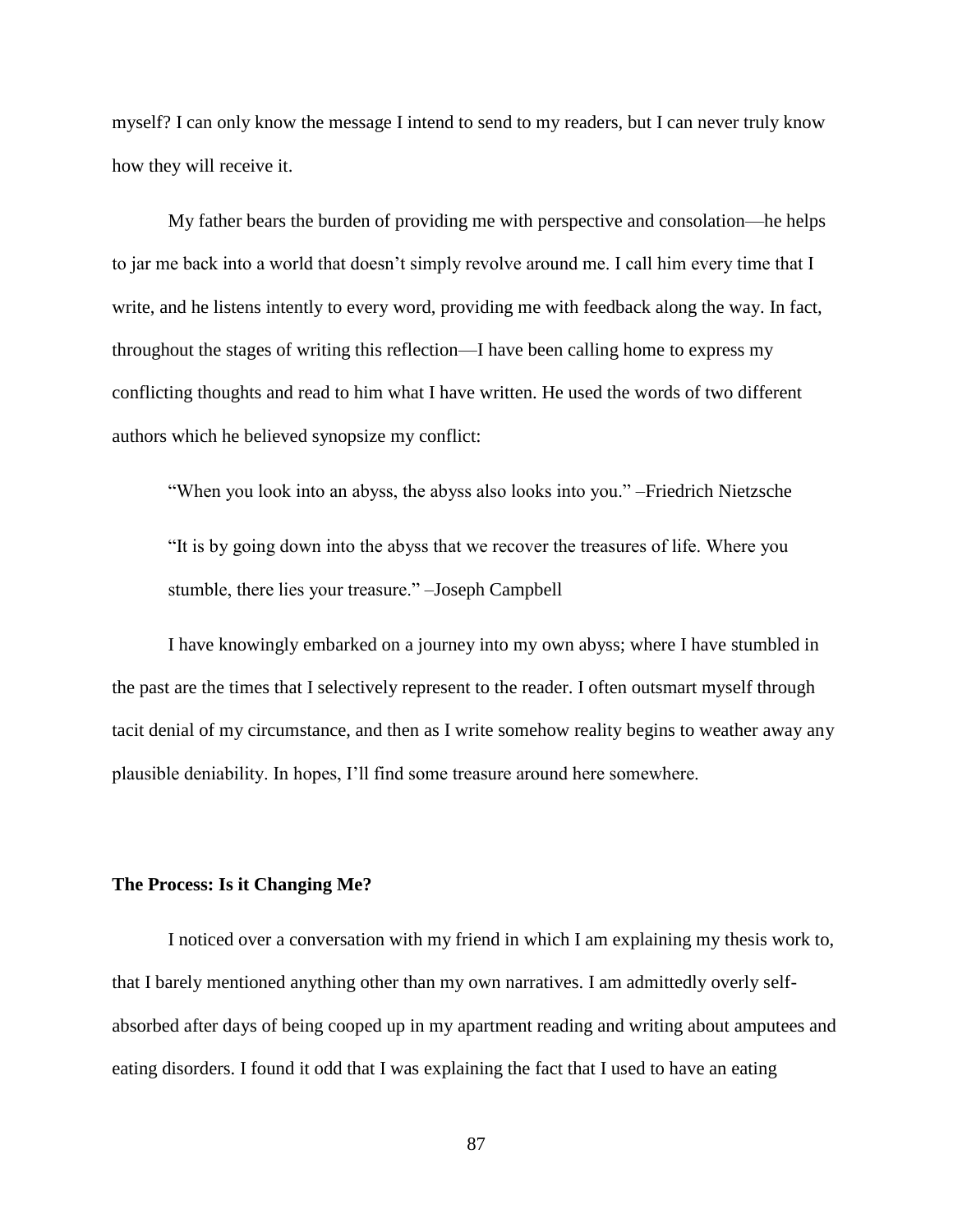myself? I can only know the message I intend to send to my readers, but I can never truly know how they will receive it.

My father bears the burden of providing me with perspective and consolation—he helps to jar me back into a world that doesn't simply revolve around me. I call him every time that I write, and he listens intently to every word, providing me with feedback along the way. In fact, throughout the stages of writing this reflection—I have been calling home to express my conflicting thoughts and read to him what I have written. He used the words of two different authors which he believed synopsize my conflict:

"When you look into an abyss, the abyss also looks into you." –Friedrich Nietzsche

"It is by going down into the abyss that we recover the treasures of life. Where you stumble, there lies your treasure." –Joseph Campbell

I have knowingly embarked on a journey into my own abyss; where I have stumbled in the past are the times that I selectively represent to the reader. I often outsmart myself through tacit denial of my circumstance, and then as I write somehow reality begins to weather away any plausible deniability. In hopes, I'll find some treasure around here somewhere.

**The Process: Is it Changing Me?**

I noticed over a conversation with my friend in which I am explaining my thesis work to, that I barely mentioned anything other than my own narratives. I am admittedly overly self-absorbed after days of being cooped up in my apartment reading and writing about amputees and eating disorders. I found it odd that I was explaining the fact that I used to have an eating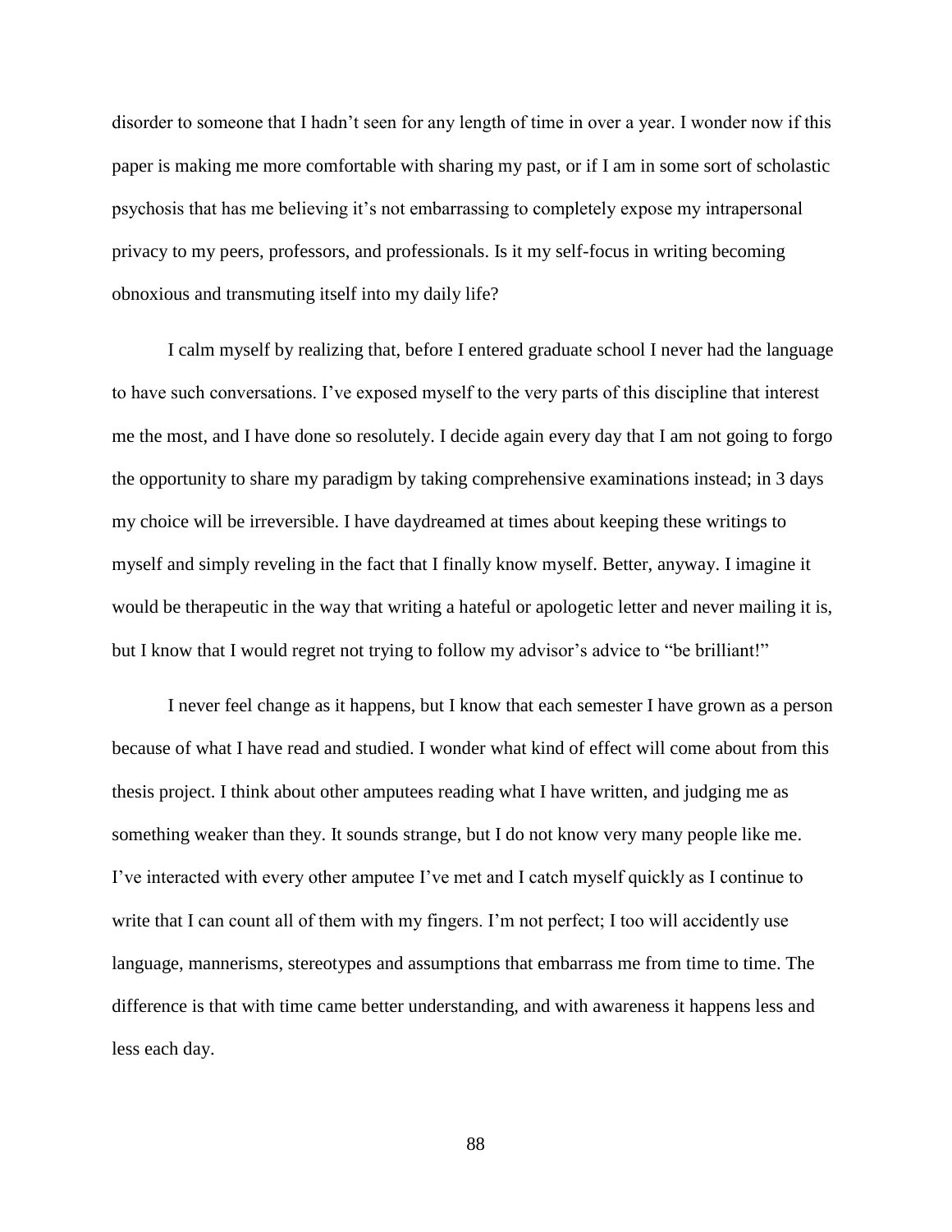disorder to someone that I hadn't seen for any length of time in over a year. I wonder now if this paper is making me more comfortable with sharing my past, or if I am in some sort of scholastic psychosis that has me believing it's not embarrassing to completely expose my intrapersonal privacy to my peers, professors, and professionals. Is it my self-focus in writing becoming obnoxious and transmuting itself into my daily life?

I calm myself by realizing that, before I entered graduate school I never had the language to have such conversations. I've exposed myself to the very parts of this discipline that interest me the most, and I have done so resolutely. I decide again every day that I am not going to forgo the opportunity to share my paradigm by taking comprehensive examinations instead; in 3 days my choice will be irreversible. I have daydreamed at times about keeping these writings to myself and simply reveling in the fact that I finally know myself. Better, anyway. I imagine it would be therapeutic in the way that writing a hateful or apologetic letter and never mailing it is, but I know that I would regret not trying to follow my advisor's advice to "be brilliant!"

I never feel change as it happens, but I know that each semester I have grown as a person because of what I have read and studied. I wonder what kind of effect will come about from this thesis project. I think about other amputees reading what I have written, and judging me as something weaker than they. It sounds strange, but I do not know very many people like me. I've interacted with every other amputee I've met and I catch myself quickly as I continue to write that I can count all of them with my fingers. I'm not perfect; I too will accidently use language, mannerisms, stereotypes and assumptions that embarrass me from time to time. The difference is that with time came better understanding, and with awareness it happens less and less each day.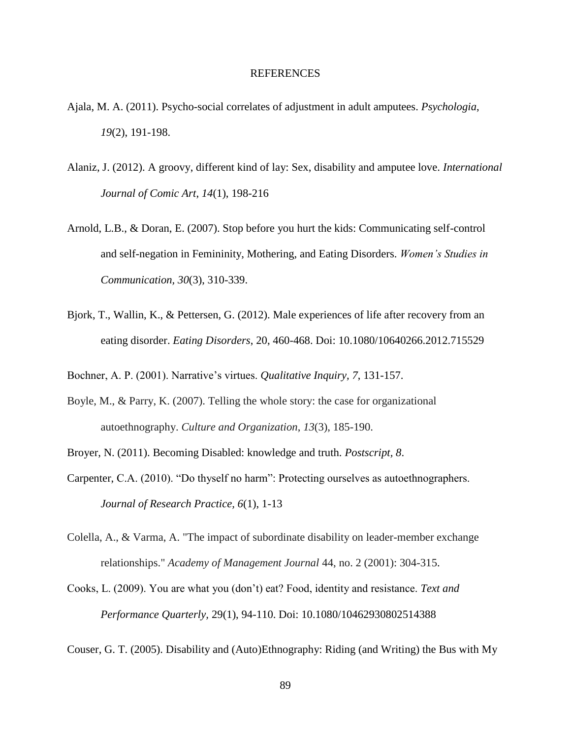# REFERENCES

Ajala, M. A. (2011). Psycho-social correlates of adjustment in adult amputees. *Psychologia*, *19*(2), 191-198.

Alaniz, J. (2012). A groovy, different kind of lay: Sex, disability and amputee love. *International Journal of Comic Art*, *14*(1), 198-216

Arnold, L.B., & Doran, E. (2007). Stop before you hurt the kids: Communicating self-control and self-negation in Femininity, Mothering, and Eating Disorders. *Women's Studies in Communication*, *30*(3), 310-339.

Bjork, T., Wallin, K., & Pettersen, G. (2012). Male experiences of life after recovery from an eating disorder. *Eating Disorders*, 20, 460-468. Doi: 10.1080/10640266.2012.715529

Bochner, A. P. (2001). Narrative's virtues. *Qualitative Inquiry, 7*, 131-157.

Boyle, M., & Parry, K. (2007). Telling the whole story: the case for organizational autoethnography. *Culture and Organization*, *13*(3), 185-190.

Broyer, N. (2011). Becoming Disabled: knowledge and truth. *Postscript*, *8*.

Carpenter, C.A. (2010). "Do thyself no harm": Protecting ourselves as autoethnographers. *Journal of Research Practice, 6*(1), 1-13

Colella, A., & Varma, A. "The impact of subordinate disability on leader-member exchange relationships." *Academy of Management Journal* 44, no. 2 (2001): 304-315.

Cooks, L. (2009). You are what you (don't) eat? Food, identity and resistance. *Text and Performance Quarterly,* 29(1), 94-110. Doi: 10.1080/10462930802514388

Couser, G. T. (2005). Disability and (Auto)Ethnography: Riding (and Writing) the Bus with My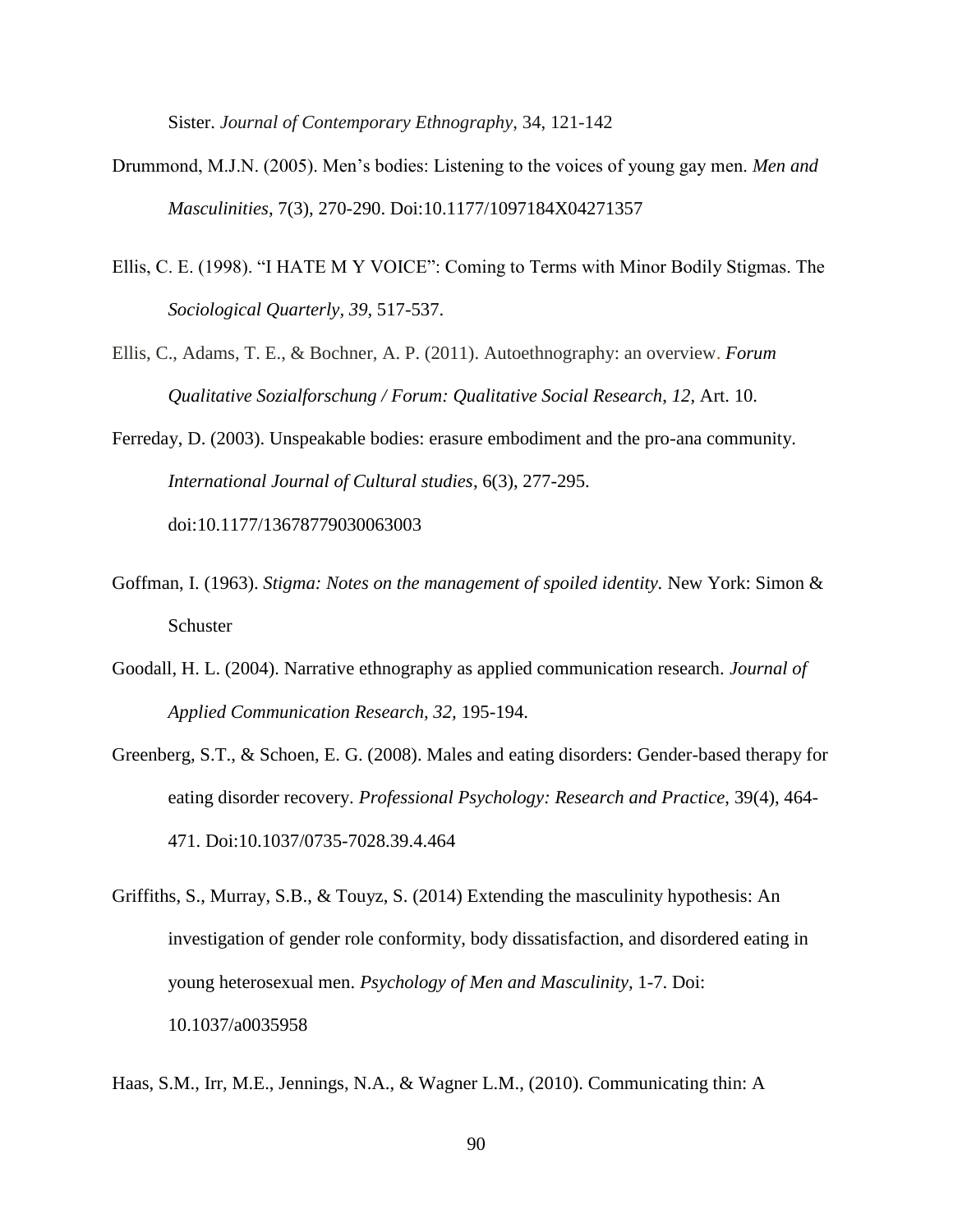Sister. *Journal of Contemporary Ethnography*, 34, 121-142

Drummond, M.J.N. (2005). Men's bodies: Listening to the voices of young gay men. *Men and Masculinities*, 7(3), 270-290. Doi:10.1177/1097184X04271357

Ellis, C. E. (1998). "I HATE M Y VOICE": Coming to Terms with Minor Bodily Stigmas. The *Sociological Quarterly*, *39*, 517-537.

Ellis, C., Adams, T. E., & Bochner, A. P. (2011). Autoethnography: an overview. *Forum Qualitative Sozialforschung / Forum: Qualitative Social Research*, *12*, Art. 10.

Ferreday, D. (2003). Unspeakable bodies: erasure embodiment and the pro-ana community. *International Journal of Cultural studies*, 6(3), 277-295. doi:10.1177/13678779030063003

Goffman, I. (1963). *Stigma: Notes on the management of spoiled identity.* New York: Simon & Schuster

Goodall, H. L. (2004). Narrative ethnography as applied communication research. *Journal of Applied Communication Research*, *32*, 195-194.

Greenberg, S.T., & Schoen, E. G. (2008). Males and eating disorders: Gender-based therapy for eating disorder recovery. *Professional Psychology: Research and Practice*, 39(4), 464-471. Doi:10.1037/0735-7028.39.4.464

Griffiths, S., Murray, S.B., & Touyz, S. (2014) Extending the masculinity hypothesis: An investigation of gender role conformity, body dissatisfaction, and disordered eating in young heterosexual men. *Psychology of Men and Masculinity*, 1-7. Doi: 10.1037/a0035958

Haas, S.M., Irr, M.E., Jennings, N.A., & Wagner L.M., (2010). Communicating thin: A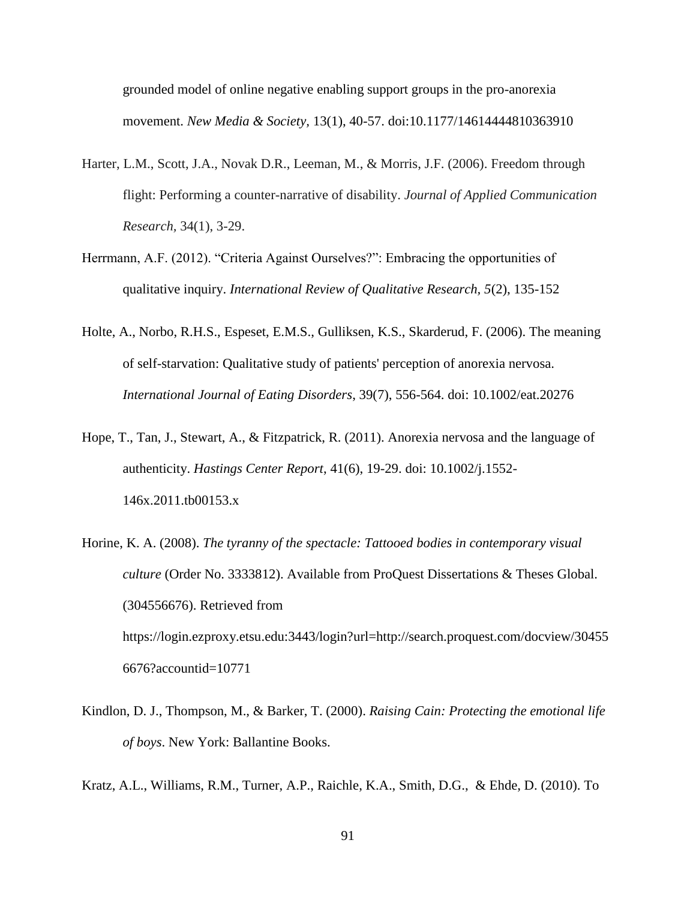grounded model of online negative enabling support groups in the pro-anorexia movement. *New Media & Society,* 13(1), 40-57. doi:10.1177/14614444810363910

Harter, L.M., Scott, J.A., Novak D.R., Leeman, M., & Morris, J.F. (2006). Freedom through flight: Performing a counter-narrative of disability. *Journal of Applied Communication Research,* 34(1), 3-29.

Herrmann, A.F. (2012). "Criteria Against Ourselves?": Embracing the opportunities of qualitative inquiry. *International Review of Qualitative Research, 5*(2), 135-152

Holte, A., Norbo, R.H.S., Espeset, E.M.S., Gulliksen, K.S., Skarderud, F. (2006). The meaning of self-starvation: Qualitative study of patients' perception of anorexia nervosa. *International Journal of Eating Disorders*, 39(7), 556-564. doi: 10.1002/eat.20276

Hope, T., Tan, J., Stewart, A., & Fitzpatrick, R. (2011). Anorexia nervosa and the language of authenticity. *Hastings Center Report*, 41(6), 19-29. doi: 10.1002/j.1552-146x.2011.tb00153.x

Horine, K. A. (2008). *The tyranny of the spectacle: Tattooed bodies in contemporary visual culture* (Order No. 3333812). Available from ProQuest Dissertations & Theses Global. (304556676). Retrieved from https://login.ezproxy.etsu.edu:3443/login?url=http://search.proquest.com/docview/304556676?accountid=10771

Kindlon, D. J., Thompson, M., & Barker, T. (2000). *Raising Cain: Protecting the emotional life of boys*. New York: Ballantine Books.

Kratz, A.L., Williams, R.M., Turner, A.P., Raichle, K.A., Smith, D.G., & Ehde, D. (2010). To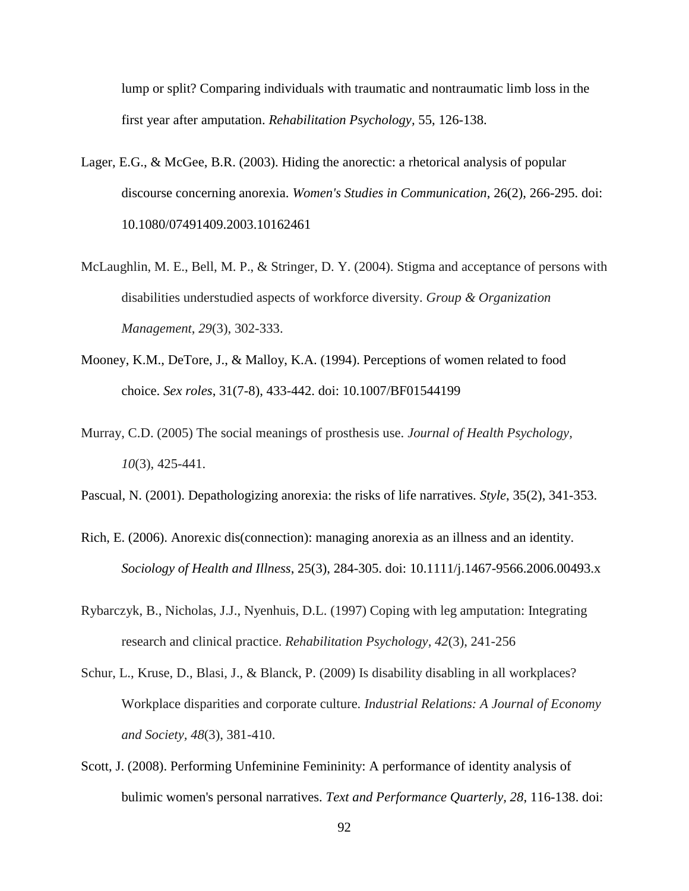lump or split? Comparing individuals with traumatic and nontraumatic limb loss in the first year after amputation. *Rehabilitation Psychology,* 55, 126-138.

Lager, E.G., & McGee, B.R. (2003). Hiding the anorectic: a rhetorical analysis of popular discourse concerning anorexia. *Women's Studies in Communication*, 26(2), 266-295. doi: 10.1080/07491409.2003.10162461

McLaughlin, M. E., Bell, M. P., & Stringer, D. Y. (2004). Stigma and acceptance of persons with disabilities understudied aspects of workforce diversity. *Group & Organization Management*, *29*(3), 302-333.

Mooney, K.M., DeTore, J., & Malloy, K.A. (1994). Perceptions of women related to food choice. *Sex roles*, 31(7-8), 433-442. doi: 10.1007/BF01544199

Murray, C.D. (2005) The social meanings of prosthesis use. *Journal of Health Psychology*, *10*(3), 425-441.

Pascual, N. (2001). Depathologizing anorexia: the risks of life narratives. *Style*, 35(2), 341-353.

Rich, E. (2006). Anorexic dis(connection): managing anorexia as an illness and an identity. *Sociology of Health and Illness*, 25(3), 284-305. doi: 10.1111/j.1467-9566.2006.00493.x

Rybarczyk, B., Nicholas, J.J., Nyenhuis, D.L. (1997) Coping with leg amputation: Integrating research and clinical practice. *Rehabilitation Psychology*, *42*(3), 241-256

Schur, L., Kruse, D., Blasi, J., & Blanck, P. (2009) Is disability disabling in all workplaces? Workplace disparities and corporate culture. *Industrial Relations: A Journal of Economy and Society*, *48*(3), 381-410.

Scott, J. (2008). Performing Unfeminine Femininity: A performance of identity analysis of bulimic women's personal narratives. *Text and Performance Quarterly, 28*, 116-138. doi: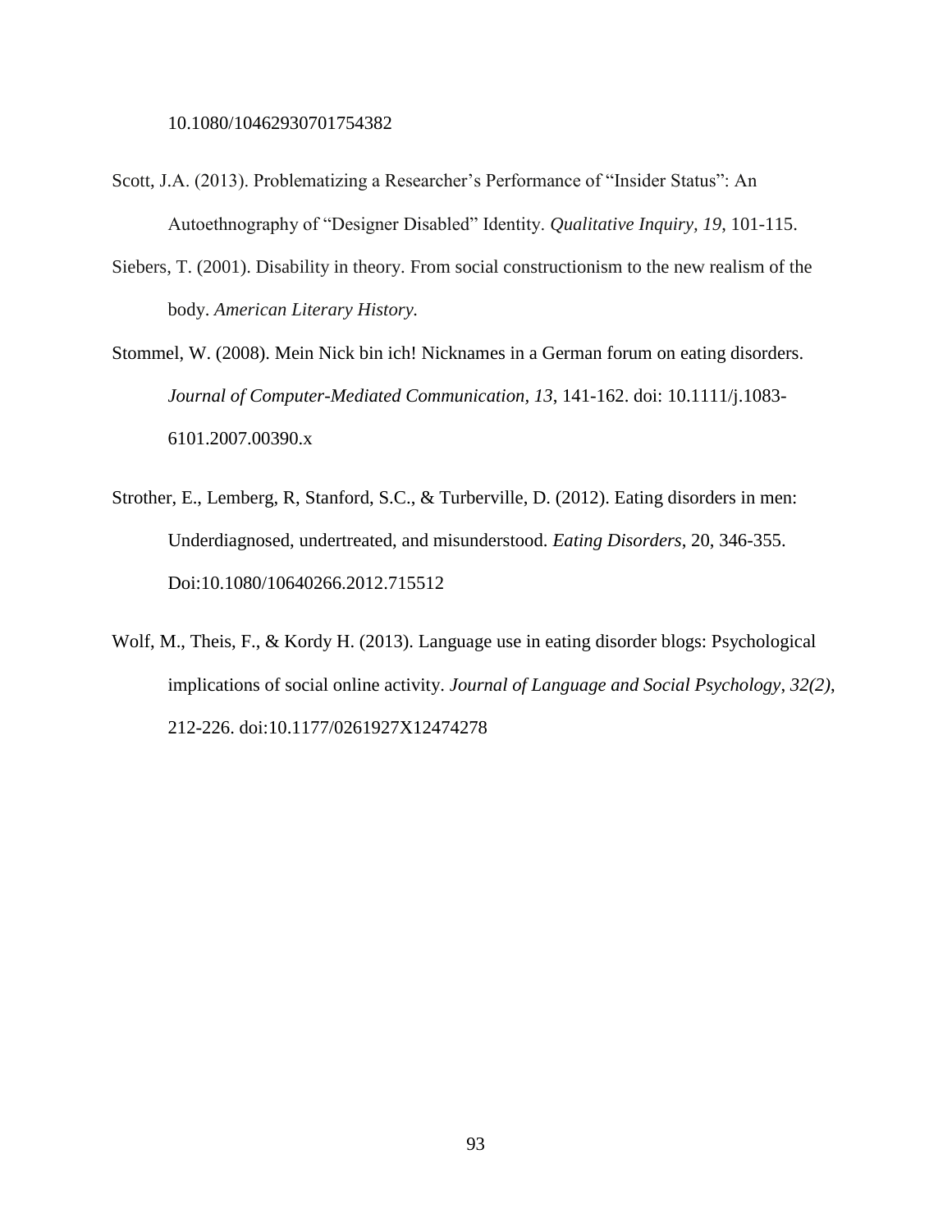10.1080/10462930701754382

Scott, J.A. (2013). Problematizing a Researcher's Performance of "Insider Status": An Autoethnography of "Designer Disabled" Identity. *Qualitative Inquiry, 19*, 101-115.

Siebers, T. (2001). Disability in theory. From social constructionism to the new realism of the body. *American Literary History.*

Stommel, W. (2008). Mein Nick bin ich! Nicknames in a German forum on eating disorders. *Journal of Computer-Mediated Communication, 13*, 141-162. doi: 10.1111/j.1083-6101.2007.00390.x

Strother, E., Lemberg, R, Stanford, S.C., & Turberville, D. (2012). Eating disorders in men: Underdiagnosed, undertreated, and misunderstood. *Eating Disorders*, 20, 346-355. Doi:10.1080/10640266.2012.715512

Wolf, M., Theis, F., & Kordy H. (2013). Language use in eating disorder blogs: Psychological implications of social online activity. *Journal of Language and Social Psychology, 32(2)*, 212-226. doi:10.1177/0261927X12474278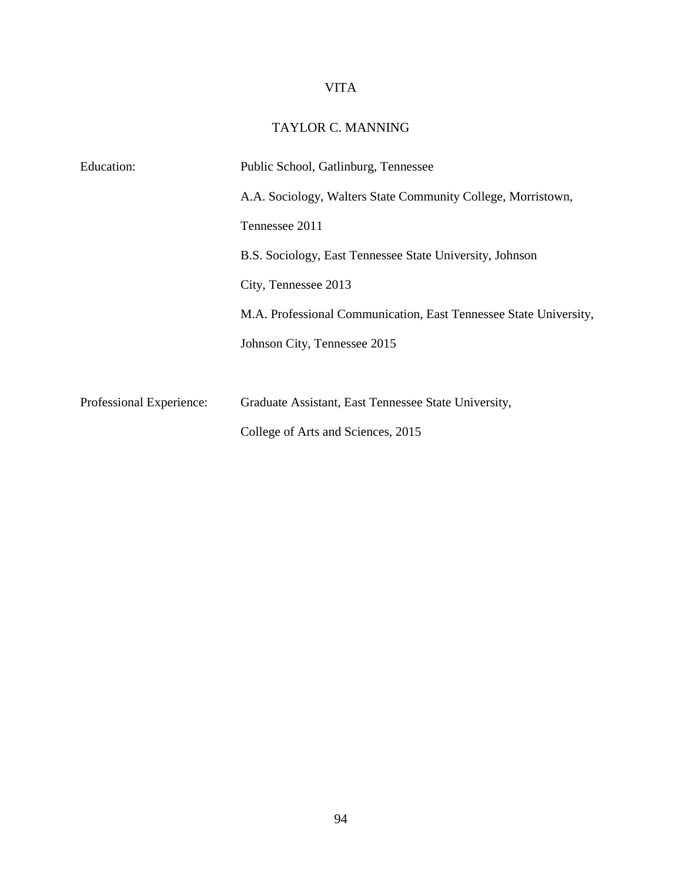# VITA

## TAYLOR C. MANNING

| | |
|---|---|
| Education: | Public School, Gatlinburg, Tennessee |
| | A.A. Sociology, Walters State Community College, Morristown, Tennessee 2011 |
| | B.S. Sociology, East Tennessee State University, Johnson City, Tennessee 2013 |
| | M.A. Professional Communication, East Tennessee State University, Johnson City, Tennessee 2015 |
| Professional Experience: | Graduate Assistant, East Tennessee State University, College of Arts and Sciences, 2015 |